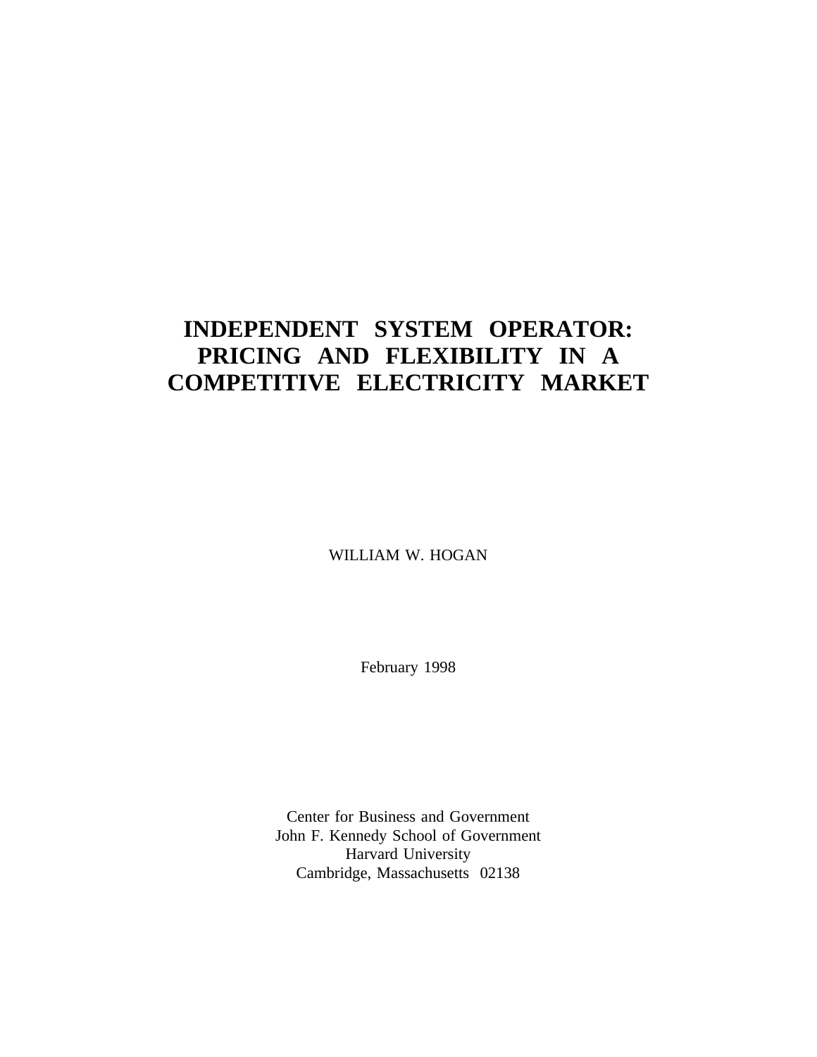# INDEPENDENT SYSTEM OPERATOR: PRICING AND FLEXIBILITY IN A COMPETITIVE ELECTRICITY MARKET

WILLIAM W. HOGAN

February 1998

Center for Business and Government
John F. Kennedy School of Government
Harvard University
Cambridge, Massachusetts 02138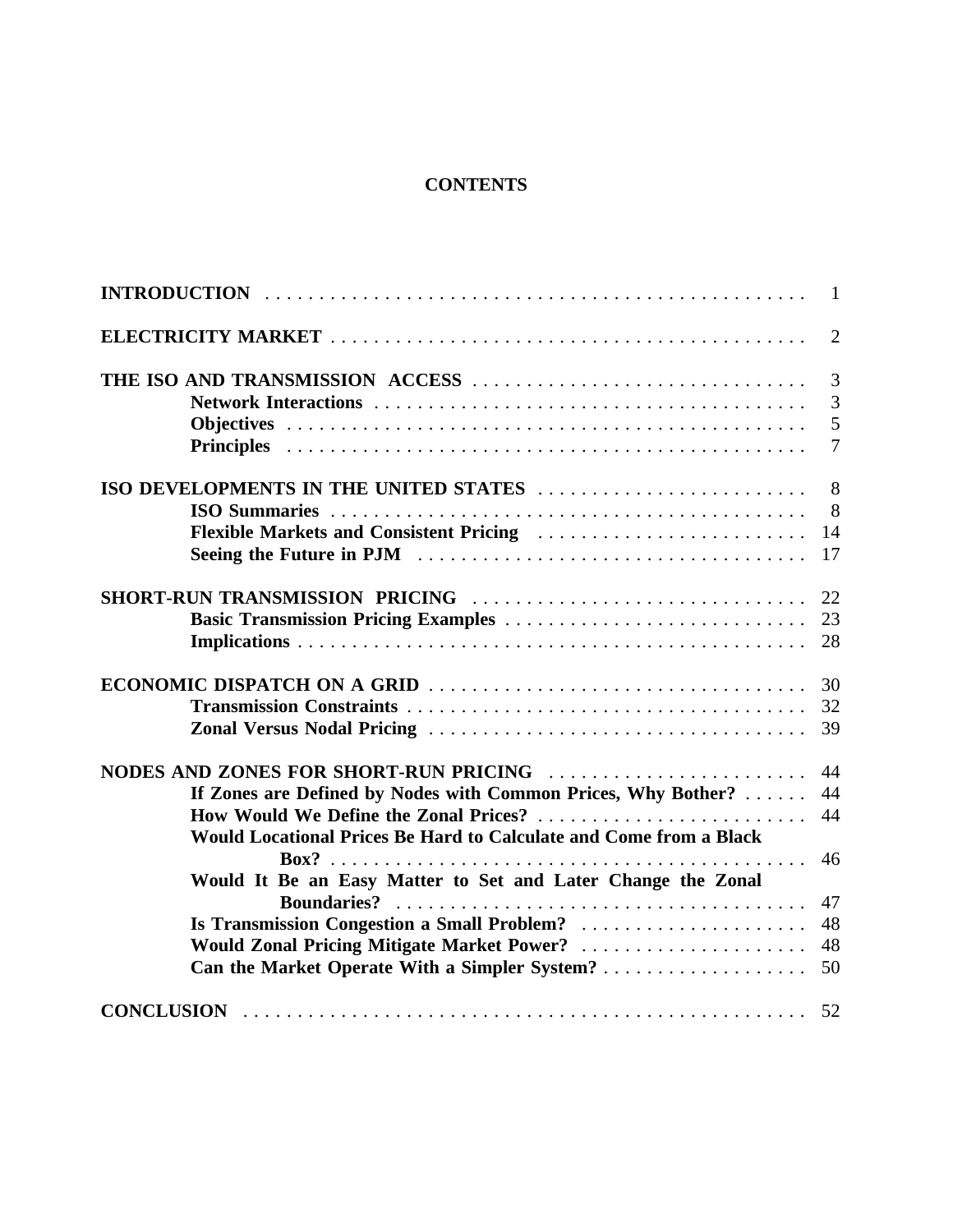# CONTENTS

| | |
|---|---|
| **INTRODUCTION** | 1 |
| **ELECTRICITY MARKET** | 2 |
| **THE ISO AND TRANSMISSION ACCESS** | 3 |
| **Network Interactions** | 3 |
| **Objectives** | 5 |
| **Principles** | 7 |
| **ISO DEVELOPMENTS IN THE UNITED STATES** | 8 |
| **ISO Summaries** | 8 |
| **Flexible Markets and Consistent Pricing** | 14 |
| **Seeing the Future in PJM** | 17 |
| **SHORT-RUN TRANSMISSION PRICING** | 22 |
| **Basic Transmission Pricing Examples** | 23 |
| **Implications** | 28 |
| **ECONOMIC DISPATCH ON A GRID** | 30 |
| **Transmission Constraints** | 32 |
| **Zonal Versus Nodal Pricing** | 39 |
| **NODES AND ZONES FOR SHORT-RUN PRICING** | 44 |
| **If Zones are Defined by Nodes with Common Prices, Why Bother?** | 44 |
| **How Would We Define the Zonal Prices?** | 44 |
| **Would Locational Prices Be Hard to Calculate and Come from a Black Box?** | 46 |
| **Would It Be an Easy Matter to Set and Later Change the Zonal Boundaries?** | 47 |
| **Is Transmission Congestion a Small Problem?** | 48 |
| **Would Zonal Pricing Mitigate Market Power?** | 48 |
| **Can the Market Operate With a Simpler System?** | 50 |
| **CONCLUSION** | 52 |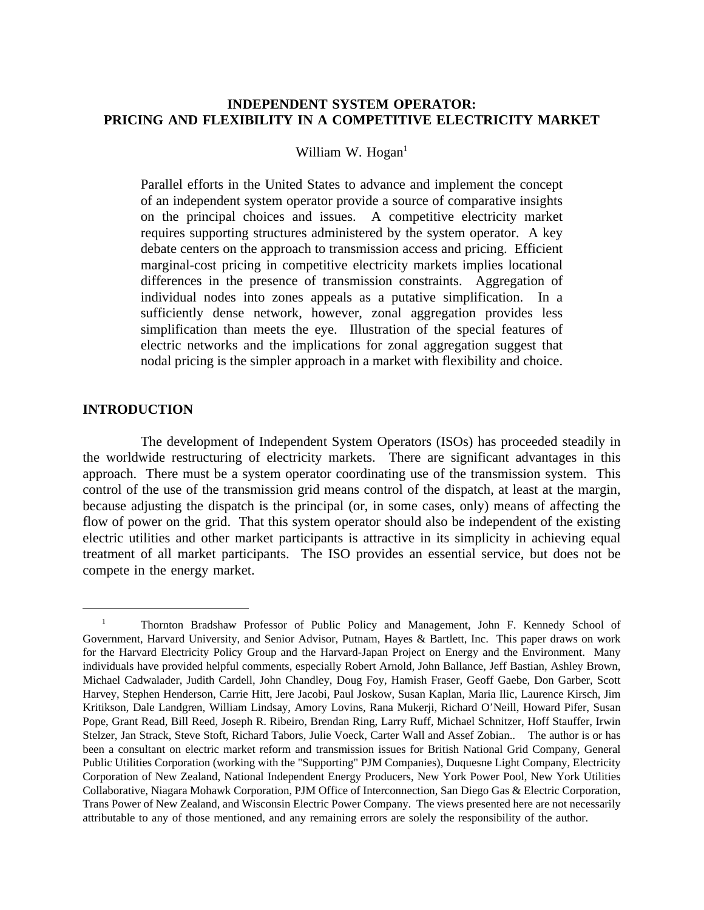# INDEPENDENT SYSTEM OPERATOR: PRICING AND FLEXIBILITY IN A COMPETITIVE ELECTRICITY MARKET

William W. Hogan[1]

Parallel efforts in the United States to advance and implement the concept of an independent system operator provide a source of comparative insights on the principal choices and issues. A competitive electricity market requires supporting structures administered by the system operator. A key debate centers on the approach to transmission access and pricing. Efficient marginal-cost pricing in competitive electricity markets implies locational differences in the presence of transmission constraints. Aggregation of individual nodes into zones appeals as a putative simplification. In a sufficiently dense network, however, zonal aggregation provides less simplification than meets the eye. Illustration of the special features of electric networks and the implications for zonal aggregation suggest that nodal pricing is the simpler approach in a market with flexibility and choice.

## INTRODUCTION

The development of Independent System Operators (ISOs) has proceeded steadily in the worldwide restructuring of electricity markets. There are significant advantages in this approach. There must be a system operator coordinating use of the transmission system. This control of the use of the transmission grid means control of the dispatch, at least at the margin, because adjusting the dispatch is the principal (or, in some cases, only) means of affecting the flow of power on the grid. That this system operator should also be independent of the existing electric utilities and other market participants is attractive in its simplicity in achieving equal treatment of all market participants. The ISO provides an essential service, but does not be compete in the energy market.

---

[1] Thornton Bradshaw Professor of Public Policy and Management, John F. Kennedy School of Government, Harvard University, and Senior Advisor, Putnam, Hayes & Bartlett, Inc. This paper draws on work for the Harvard Electricity Policy Group and the Harvard-Japan Project on Energy and the Environment. Many individuals have provided helpful comments, especially Robert Arnold, John Ballance, Jeff Bastian, Ashley Brown, Michael Cadwalader, Judith Cardell, John Chandley, Doug Foy, Hamish Fraser, Geoff Gaebe, Don Garber, Scott Harvey, Stephen Henderson, Carrie Hitt, Jere Jacobi, Paul Joskow, Susan Kaplan, Maria Ilic, Laurence Kirsch, Jim Kritikson, Dale Landgren, William Lindsay, Amory Lovins, Rana Mukerji, Richard O'Neill, Howard Pifer, Susan Pope, Grant Read, Bill Reed, Joseph R. Ribeiro, Brendan Ring, Larry Ruff, Michael Schnitzer, Hoff Stauffer, Irwin Stelzer, Jan Strack, Steve Stoft, Richard Tabors, Julie Voeck, Carter Wall and Assef Zobian.. The author is or has been a consultant on electric market reform and transmission issues for British National Grid Company, General Public Utilities Corporation (working with the "Supporting" PJM Companies), Duquesne Light Company, Electricity Corporation of New Zealand, National Independent Energy Producers, New York Power Pool, New York Utilities Collaborative, Niagara Mohawk Corporation, PJM Office of Interconnection, San Diego Gas & Electric Corporation, Trans Power of New Zealand, and Wisconsin Electric Power Company. The views presented here are not necessarily attributable to any of those mentioned, and any remaining errors are solely the responsibility of the author.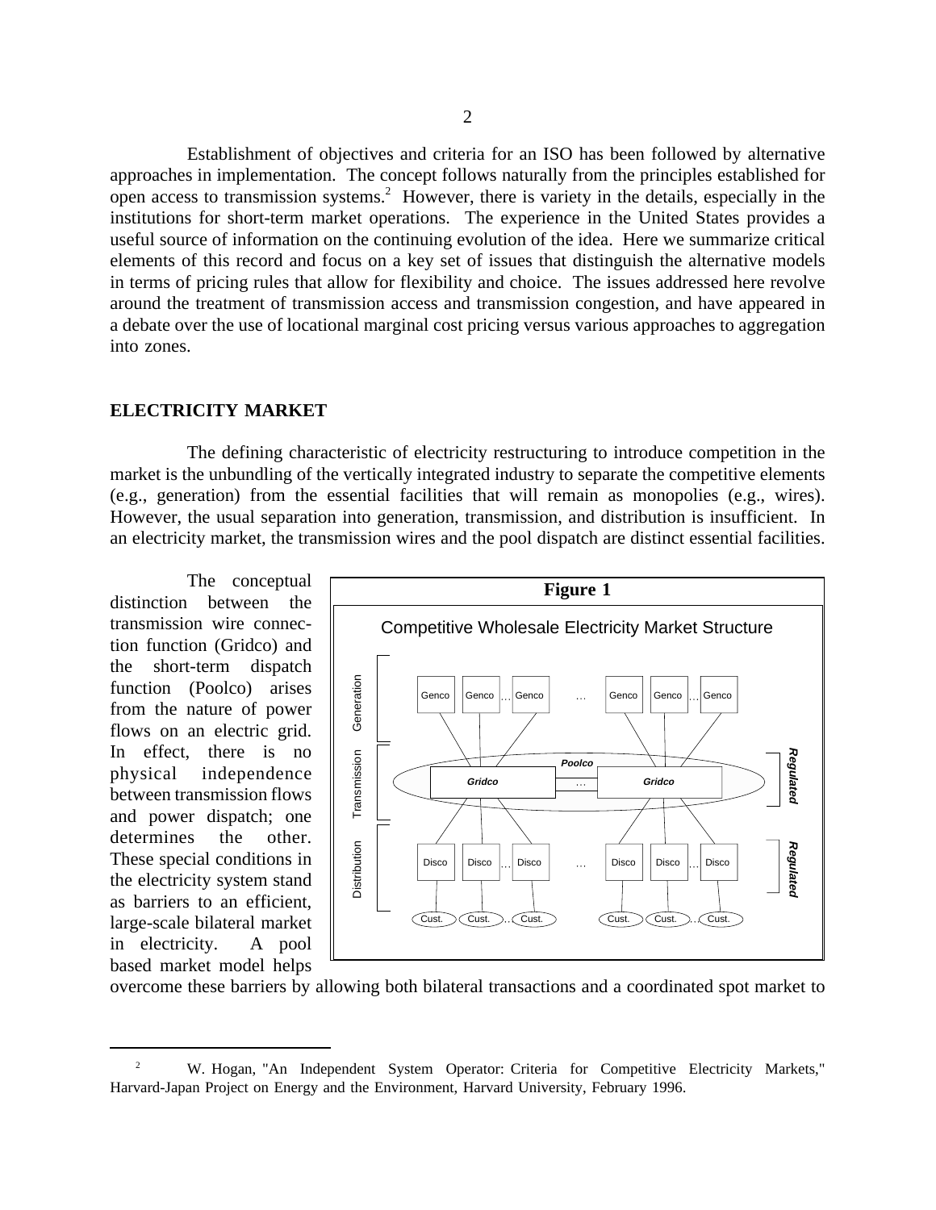Establishment of objectives and criteria for an ISO has been followed by alternative approaches in implementation. The concept follows naturally from the principles established for open access to transmission systems.[2] However, there is variety in the details, especially in the institutions for short-term market operations. The experience in the United States provides a useful source of information on the continuing evolution of the idea. Here we summarize critical elements of this record and focus on a key set of issues that distinguish the alternative models in terms of pricing rules that allow for flexibility and choice. The issues addressed here revolve around the treatment of transmission access and transmission congestion, and have appeared in a debate over the use of locational marginal cost pricing versus various approaches to aggregation into zones.

## ELECTRICITY MARKET

The defining characteristic of electricity restructuring to introduce competition in the market is the unbundling of the vertically integrated industry to separate the competitive elements (e.g., generation) from the essential facilities that will remain as monopolies (e.g., wires). However, the usual separation into generation, transmission, and distribution is insufficient. In an electricity market, the transmission wires and the pool dispatch are distinct essential facilities.

The conceptual distinction between the transmission wire connection function (Gridco) and the short-term dispatch function (Poolco) arises from the nature of power flows on an electric grid. In effect, there is no physical independence between transmission flows and power dispatch; one determines the other. These special conditions in the electricity system stand as barriers to an efficient, large-scale bilateral market in electricity. A pool based market model helps overcome these barriers by allowing both bilateral transactions and a coordinated spot market to

**Figure 1**

Competitive Wholesale Electricity Market Structure

---

[2] W. Hogan, "An Independent System Operator: Criteria for Competitive Electricity Markets," Harvard-Japan Project on Energy and the Environment, Harvard University, February 1996.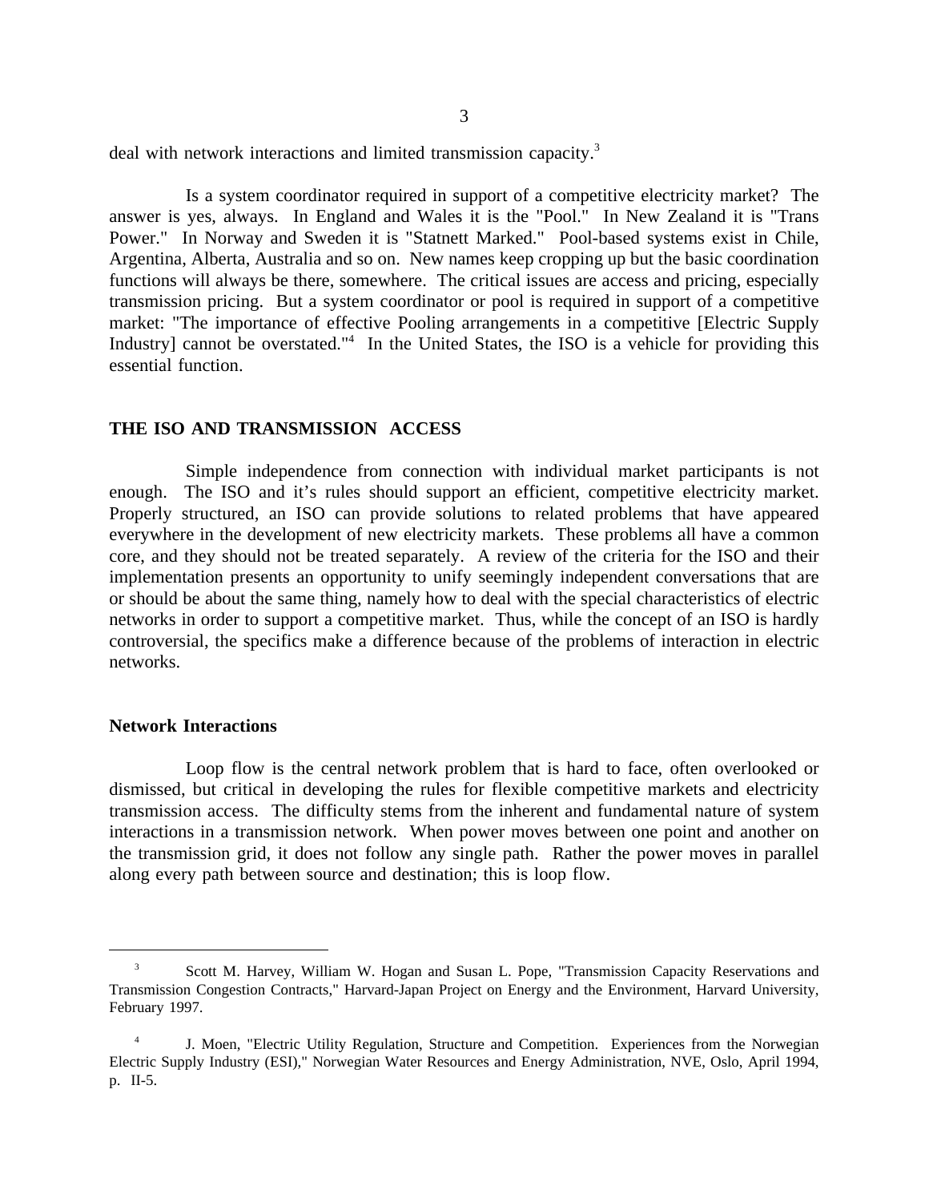deal with network interactions and limited transmission capacity.[3]

Is a system coordinator required in support of a competitive electricity market? The answer is yes, always. In England and Wales it is the "Pool." In New Zealand it is "Trans Power." In Norway and Sweden it is "Statnett Marked." Pool-based systems exist in Chile, Argentina, Alberta, Australia and so on. New names keep cropping up but the basic coordination functions will always be there, somewhere. The critical issues are access and pricing, especially transmission pricing. But a system coordinator or pool is required in support of a competitive market: "The importance of effective Pooling arrangements in a competitive [Electric Supply Industry] cannot be overstated."[4] In the United States, the ISO is a vehicle for providing this essential function.

## THE ISO AND TRANSMISSION ACCESS

Simple independence from connection with individual market participants is not enough. The ISO and it's rules should support an efficient, competitive electricity market. Properly structured, an ISO can provide solutions to related problems that have appeared everywhere in the development of new electricity markets. These problems all have a common core, and they should not be treated separately. A review of the criteria for the ISO and their implementation presents an opportunity to unify seemingly independent conversations that are or should be about the same thing, namely how to deal with the special characteristics of electric networks in order to support a competitive market. Thus, while the concept of an ISO is hardly controversial, the specifics make a difference because of the problems of interaction in electric networks.

### Network Interactions

Loop flow is the central network problem that is hard to face, often overlooked or dismissed, but critical in developing the rules for flexible competitive markets and electricity transmission access. The difficulty stems from the inherent and fundamental nature of system interactions in a transmission network. When power moves between one point and another on the transmission grid, it does not follow any single path. Rather the power moves in parallel along every path between source and destination; this is loop flow.

---

[3] Scott M. Harvey, William W. Hogan and Susan L. Pope, "Transmission Capacity Reservations and Transmission Congestion Contracts," Harvard-Japan Project on Energy and the Environment, Harvard University, February 1997.

[4] J. Moen, "Electric Utility Regulation, Structure and Competition. Experiences from the Norwegian Electric Supply Industry (ESI)," Norwegian Water Resources and Energy Administration, NVE, Oslo, April 1994, p. II-5.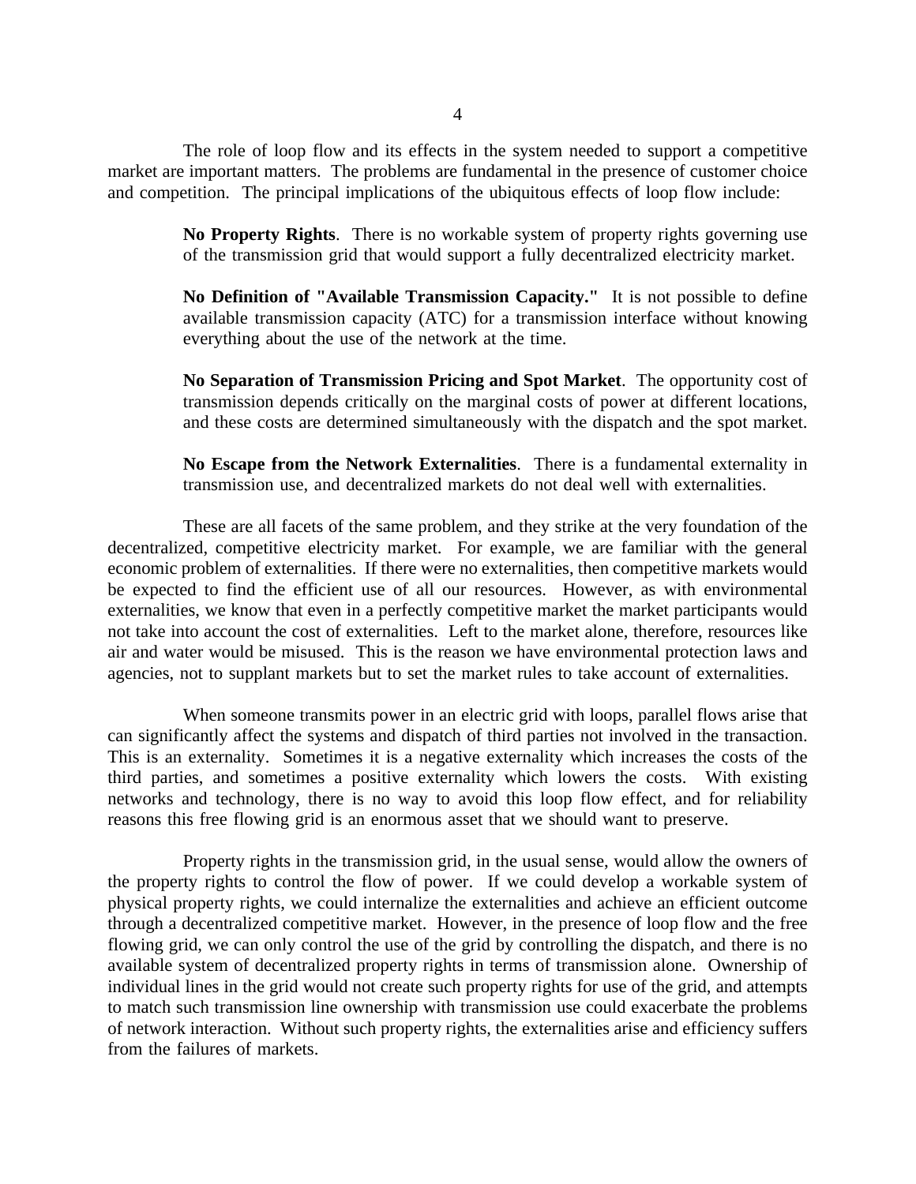The role of loop flow and its effects in the system needed to support a competitive market are important matters. The problems are fundamental in the presence of customer choice and competition. The principal implications of the ubiquitous effects of loop flow include:

> **No Property Rights**. There is no workable system of property rights governing use of the transmission grid that would support a fully decentralized electricity market.
>
> **No Definition of "Available Transmission Capacity."** It is not possible to define available transmission capacity (ATC) for a transmission interface without knowing everything about the use of the network at the time.
>
> **No Separation of Transmission Pricing and Spot Market**. The opportunity cost of transmission depends critically on the marginal costs of power at different locations, and these costs are determined simultaneously with the dispatch and the spot market.
>
> **No Escape from the Network Externalities**. There is a fundamental externality in transmission use, and decentralized markets do not deal well with externalities.

These are all facets of the same problem, and they strike at the very foundation of the decentralized, competitive electricity market. For example, we are familiar with the general economic problem of externalities. If there were no externalities, then competitive markets would be expected to find the efficient use of all our resources. However, as with environmental externalities, we know that even in a perfectly competitive market the market participants would not take into account the cost of externalities. Left to the market alone, therefore, resources like air and water would be misused. This is the reason we have environmental protection laws and agencies, not to supplant markets but to set the market rules to take account of externalities.

When someone transmits power in an electric grid with loops, parallel flows arise that can significantly affect the systems and dispatch of third parties not involved in the transaction. This is an externality. Sometimes it is a negative externality which increases the costs of the third parties, and sometimes a positive externality which lowers the costs. With existing networks and technology, there is no way to avoid this loop flow effect, and for reliability reasons this free flowing grid is an enormous asset that we should want to preserve.

Property rights in the transmission grid, in the usual sense, would allow the owners of the property rights to control the flow of power. If we could develop a workable system of physical property rights, we could internalize the externalities and achieve an efficient outcome through a decentralized competitive market. However, in the presence of loop flow and the free flowing grid, we can only control the use of the grid by controlling the dispatch, and there is no available system of decentralized property rights in terms of transmission alone. Ownership of individual lines in the grid would not create such property rights for use of the grid, and attempts to match such transmission line ownership with transmission use could exacerbate the problems of network interaction. Without such property rights, the externalities arise and efficiency suffers from the failures of markets.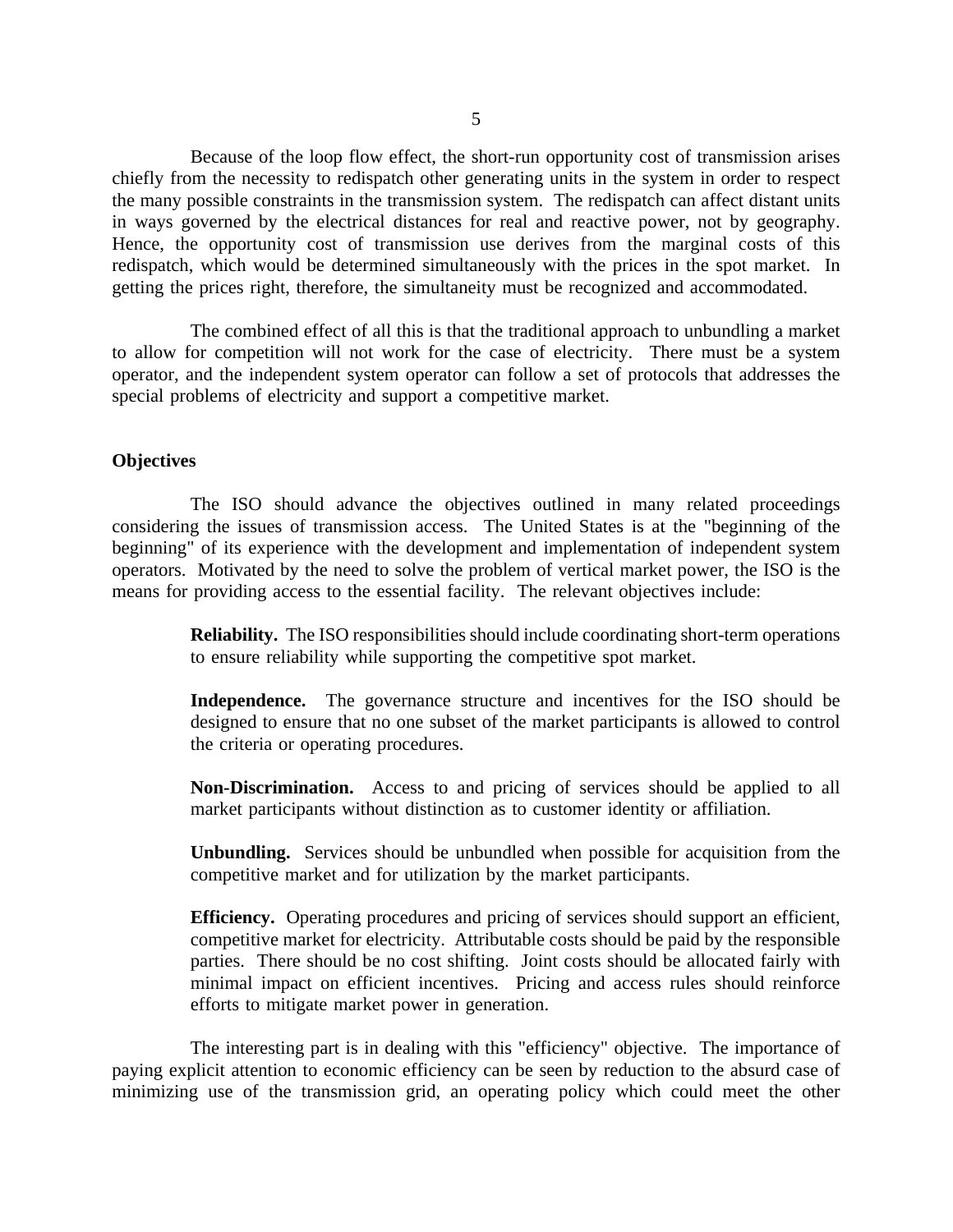Because of the loop flow effect, the short-run opportunity cost of transmission arises chiefly from the necessity to redispatch other generating units in the system in order to respect the many possible constraints in the transmission system. The redispatch can affect distant units in ways governed by the electrical distances for real and reactive power, not by geography. Hence, the opportunity cost of transmission use derives from the marginal costs of this redispatch, which would be determined simultaneously with the prices in the spot market. In getting the prices right, therefore, the simultaneity must be recognized and accommodated.

The combined effect of all this is that the traditional approach to unbundling a market to allow for competition will not work for the case of electricity. There must be a system operator, and the independent system operator can follow a set of protocols that addresses the special problems of electricity and support a competitive market.

### Objectives

The ISO should advance the objectives outlined in many related proceedings considering the issues of transmission access. The United States is at the "beginning of the beginning" of its experience with the development and implementation of independent system operators. Motivated by the need to solve the problem of vertical market power, the ISO is the means for providing access to the essential facility. The relevant objectives include:

> **Reliability.** The ISO responsibilities should include coordinating short-term operations to ensure reliability while supporting the competitive spot market.
>
> **Independence.** The governance structure and incentives for the ISO should be designed to ensure that no one subset of the market participants is allowed to control the criteria or operating procedures.
>
> **Non-Discrimination.** Access to and pricing of services should be applied to all market participants without distinction as to customer identity or affiliation.
>
> **Unbundling.** Services should be unbundled when possible for acquisition from the competitive market and for utilization by the market participants.
>
> **Efficiency.** Operating procedures and pricing of services should support an efficient, competitive market for electricity. Attributable costs should be paid by the responsible parties. There should be no cost shifting. Joint costs should be allocated fairly with minimal impact on efficient incentives. Pricing and access rules should reinforce efforts to mitigate market power in generation.

The interesting part is in dealing with this "efficiency" objective. The importance of paying explicit attention to economic efficiency can be seen by reduction to the absurd case of minimizing use of the transmission grid, an operating policy which could meet the other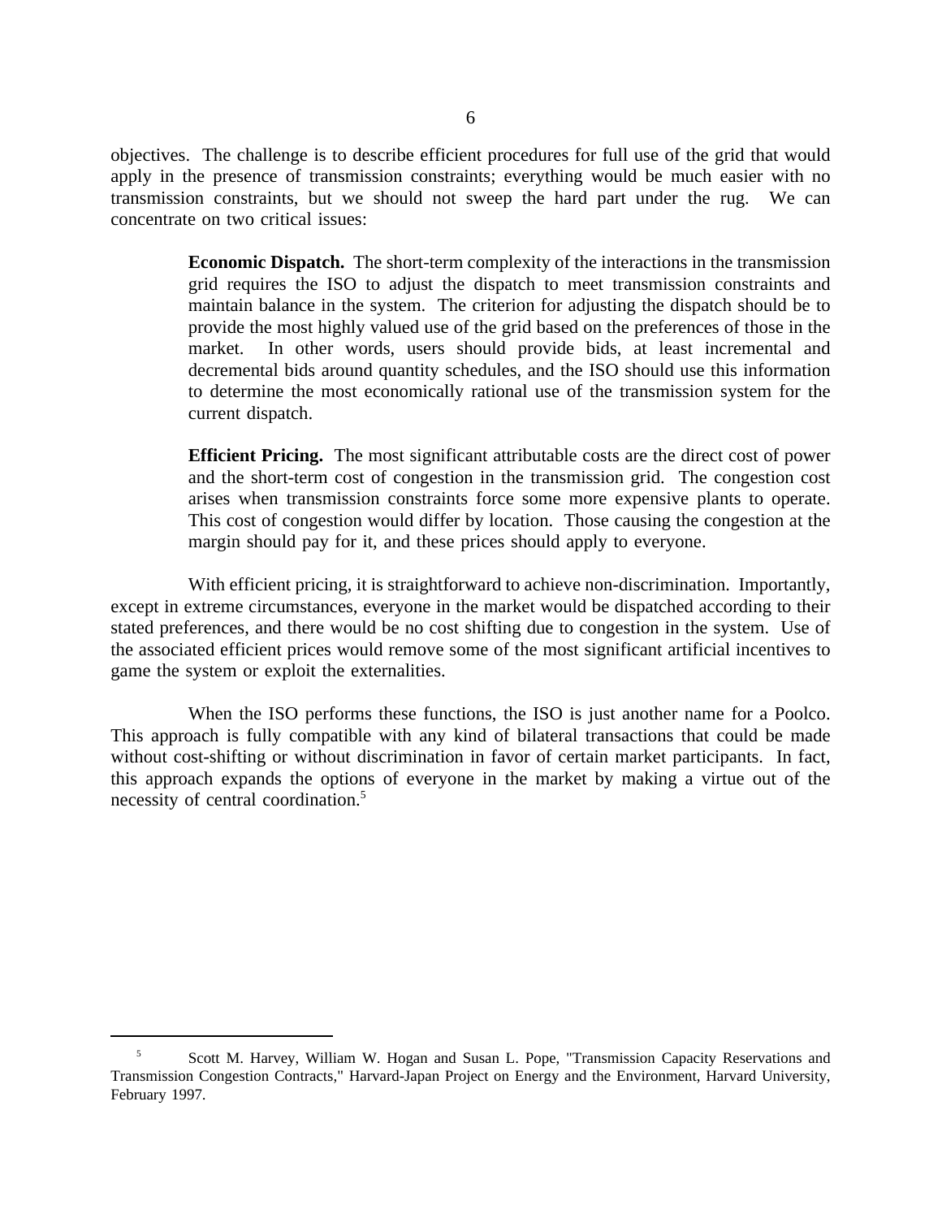objectives. The challenge is to describe efficient procedures for full use of the grid that would apply in the presence of transmission constraints; everything would be much easier with no transmission constraints, but we should not sweep the hard part under the rug. We can concentrate on two critical issues:

> **Economic Dispatch.** The short-term complexity of the interactions in the transmission grid requires the ISO to adjust the dispatch to meet transmission constraints and maintain balance in the system. The criterion for adjusting the dispatch should be to provide the most highly valued use of the grid based on the preferences of those in the market. In other words, users should provide bids, at least incremental and decremental bids around quantity schedules, and the ISO should use this information to determine the most economically rational use of the transmission system for the current dispatch.
>
> **Efficient Pricing.** The most significant attributable costs are the direct cost of power and the short-term cost of congestion in the transmission grid. The congestion cost arises when transmission constraints force some more expensive plants to operate. This cost of congestion would differ by location. Those causing the congestion at the margin should pay for it, and these prices should apply to everyone.

With efficient pricing, it is straightforward to achieve non-discrimination. Importantly, except in extreme circumstances, everyone in the market would be dispatched according to their stated preferences, and there would be no cost shifting due to congestion in the system. Use of the associated efficient prices would remove some of the most significant artificial incentives to game the system or exploit the externalities.

When the ISO performs these functions, the ISO is just another name for a Poolco. This approach is fully compatible with any kind of bilateral transactions that could be made without cost-shifting or without discrimination in favor of certain market participants. In fact, this approach expands the options of everyone in the market by making a virtue out of the necessity of central coordination.[5]

---

[5] Scott M. Harvey, William W. Hogan and Susan L. Pope, "Transmission Capacity Reservations and Transmission Congestion Contracts," Harvard-Japan Project on Energy and the Environment, Harvard University, February 1997.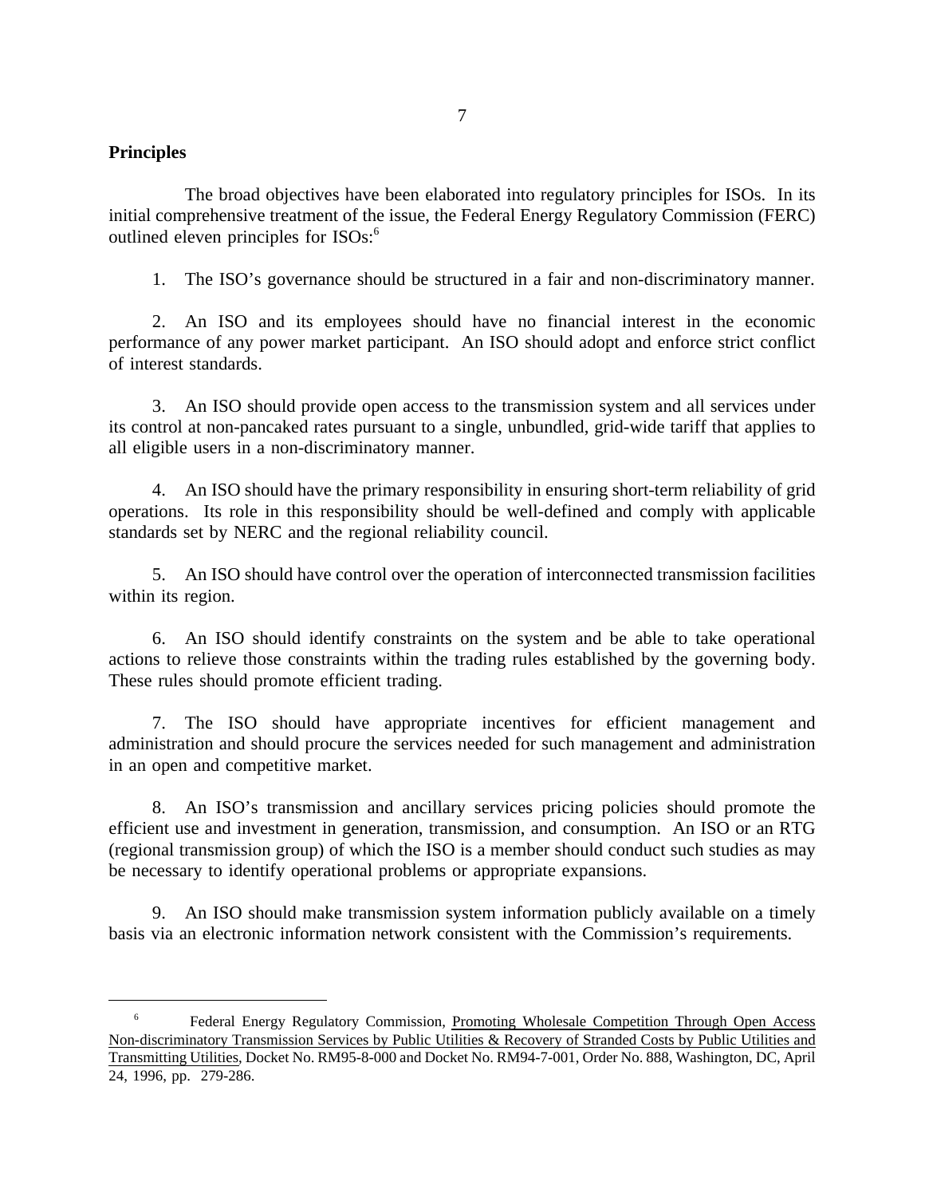**Principles**

The broad objectives have been elaborated into regulatory principles for ISOs. In its initial comprehensive treatment of the issue, the Federal Energy Regulatory Commission (FERC) outlined eleven principles for ISOs:[6]

1. The ISO's governance should be structured in a fair and non-discriminatory manner.

2. An ISO and its employees should have no financial interest in the economic performance of any power market participant. An ISO should adopt and enforce strict conflict of interest standards.

3. An ISO should provide open access to the transmission system and all services under its control at non-pancaked rates pursuant to a single, unbundled, grid-wide tariff that applies to all eligible users in a non-discriminatory manner.

4. An ISO should have the primary responsibility in ensuring short-term reliability of grid operations. Its role in this responsibility should be well-defined and comply with applicable standards set by NERC and the regional reliability council.

5. An ISO should have control over the operation of interconnected transmission facilities within its region.

6. An ISO should identify constraints on the system and be able to take operational actions to relieve those constraints within the trading rules established by the governing body. These rules should promote efficient trading.

7. The ISO should have appropriate incentives for efficient management and administration and should procure the services needed for such management and administration in an open and competitive market.

8. An ISO's transmission and ancillary services pricing policies should promote the efficient use and investment in generation, transmission, and consumption. An ISO or an RTG (regional transmission group) of which the ISO is a member should conduct such studies as may be necessary to identify operational problems or appropriate expansions.

9. An ISO should make transmission system information publicly available on a timely basis via an electronic information network consistent with the Commission's requirements.

---

[6] Federal Energy Regulatory Commission, Promoting Wholesale Competition Through Open Access Non-discriminatory Transmission Services by Public Utilities & Recovery of Stranded Costs by Public Utilities and Transmitting Utilities, Docket No. RM95-8-000 and Docket No. RM94-7-001, Order No. 888, Washington, DC, April 24, 1996, pp. 279-286.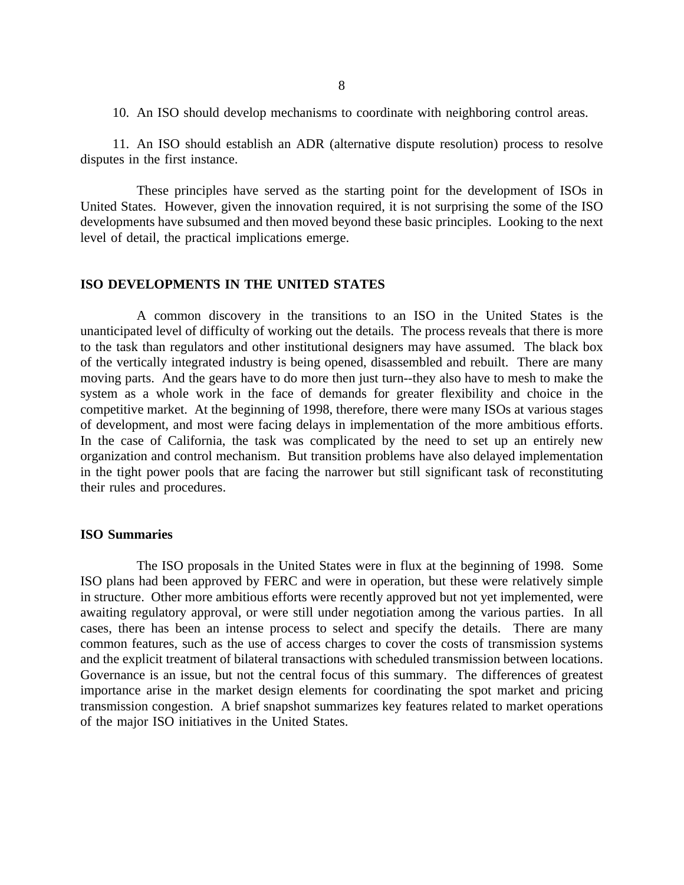10. An ISO should develop mechanisms to coordinate with neighboring control areas.

11. An ISO should establish an ADR (alternative dispute resolution) process to resolve disputes in the first instance.

These principles have served as the starting point for the development of ISOs in United States. However, given the innovation required, it is not surprising the some of the ISO developments have subsumed and then moved beyond these basic principles. Looking to the next level of detail, the practical implications emerge.

## ISO DEVELOPMENTS IN THE UNITED STATES

A common discovery in the transitions to an ISO in the United States is the unanticipated level of difficulty of working out the details. The process reveals that there is more to the task than regulators and other institutional designers may have assumed. The black box of the vertically integrated industry is being opened, disassembled and rebuilt. There are many moving parts. And the gears have to do more then just turn--they also have to mesh to make the system as a whole work in the face of demands for greater flexibility and choice in the competitive market. At the beginning of 1998, therefore, there were many ISOs at various stages of development, and most were facing delays in implementation of the more ambitious efforts. In the case of California, the task was complicated by the need to set up an entirely new organization and control mechanism. But transition problems have also delayed implementation in the tight power pools that are facing the narrower but still significant task of reconstituting their rules and procedures.

### ISO Summaries

The ISO proposals in the United States were in flux at the beginning of 1998. Some ISO plans had been approved by FERC and were in operation, but these were relatively simple in structure. Other more ambitious efforts were recently approved but not yet implemented, were awaiting regulatory approval, or were still under negotiation among the various parties. In all cases, there has been an intense process to select and specify the details. There are many common features, such as the use of access charges to cover the costs of transmission systems and the explicit treatment of bilateral transactions with scheduled transmission between locations. Governance is an issue, but not the central focus of this summary. The differences of greatest importance arise in the market design elements for coordinating the spot market and pricing transmission congestion. A brief snapshot summarizes key features related to market operations of the major ISO initiatives in the United States.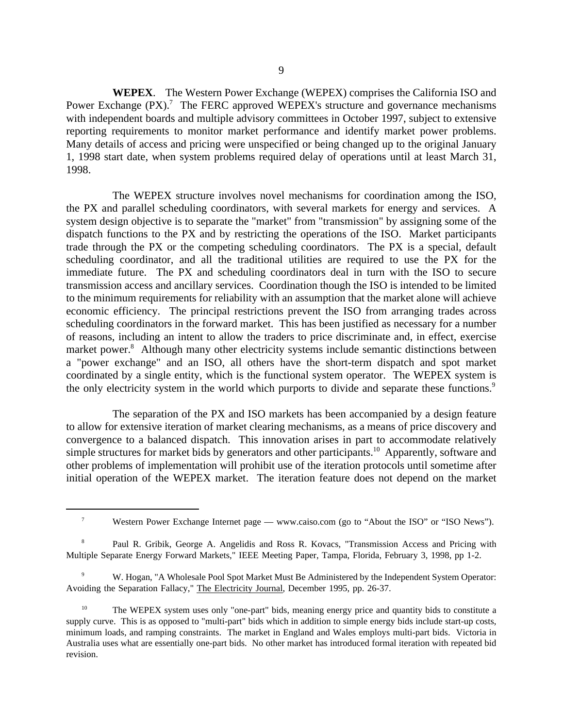**WEPEX**. The Western Power Exchange (WEPEX) comprises the California ISO and Power Exchange (PX).[7] The FERC approved WEPEX's structure and governance mechanisms with independent boards and multiple advisory committees in October 1997, subject to extensive reporting requirements to monitor market performance and identify market power problems. Many details of access and pricing were unspecified or being changed up to the original January 1, 1998 start date, when system problems required delay of operations until at least March 31, 1998.

The WEPEX structure involves novel mechanisms for coordination among the ISO, the PX and parallel scheduling coordinators, with several markets for energy and services. A system design objective is to separate the "market" from "transmission" by assigning some of the dispatch functions to the PX and by restricting the operations of the ISO. Market participants trade through the PX or the competing scheduling coordinators. The PX is a special, default scheduling coordinator, and all the traditional utilities are required to use the PX for the immediate future. The PX and scheduling coordinators deal in turn with the ISO to secure transmission access and ancillary services. Coordination though the ISO is intended to be limited to the minimum requirements for reliability with an assumption that the market alone will achieve economic efficiency. The principal restrictions prevent the ISO from arranging trades across scheduling coordinators in the forward market. This has been justified as necessary for a number of reasons, including an intent to allow the traders to price discriminate and, in effect, exercise market power.[8] Although many other electricity systems include semantic distinctions between a "power exchange" and an ISO, all others have the short-term dispatch and spot market coordinated by a single entity, which is the functional system operator. The WEPEX system is the only electricity system in the world which purports to divide and separate these functions.[9]

The separation of the PX and ISO markets has been accompanied by a design feature to allow for extensive iteration of market clearing mechanisms, as a means of price discovery and convergence to a balanced dispatch. This innovation arises in part to accommodate relatively simple structures for market bids by generators and other participants.[10] Apparently, software and other problems of implementation will prohibit use of the iteration protocols until sometime after initial operation of the WEPEX market. The iteration feature does not depend on the market

---

[7] Western Power Exchange Internet page — www.caiso.com (go to "About the ISO" or "ISO News").

[8] Paul R. Gribik, George A. Angelidis and Ross R. Kovacs, "Transmission Access and Pricing with Multiple Separate Energy Forward Markets," IEEE Meeting Paper, Tampa, Florida, February 3, 1998, pp 1-2.

[9] W. Hogan, "A Wholesale Pool Spot Market Must Be Administered by the Independent System Operator: Avoiding the Separation Fallacy," The Electricity Journal, December 1995, pp. 26-37.

[10] The WEPEX system uses only "one-part" bids, meaning energy price and quantity bids to constitute a supply curve. This is as opposed to "multi-part" bids which in addition to simple energy bids include start-up costs, minimum loads, and ramping constraints. The market in England and Wales employs multi-part bids. Victoria in Australia uses what are essentially one-part bids. No other market has introduced formal iteration with repeated bid revision.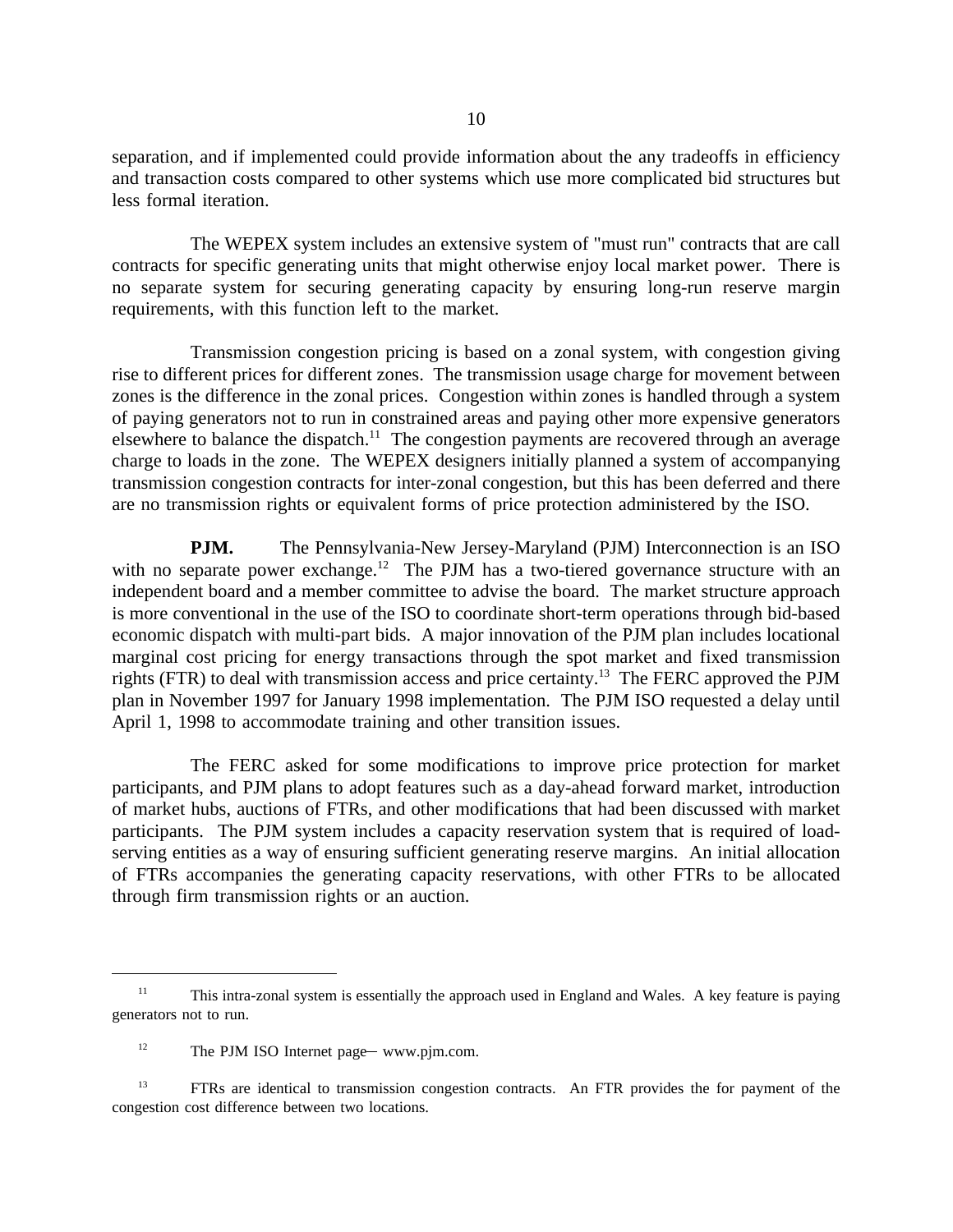separation, and if implemented could provide information about the any tradeoffs in efficiency and transaction costs compared to other systems which use more complicated bid structures but less formal iteration.

The WEPEX system includes an extensive system of "must run" contracts that are call contracts for specific generating units that might otherwise enjoy local market power. There is no separate system for securing generating capacity by ensuring long-run reserve margin requirements, with this function left to the market.

Transmission congestion pricing is based on a zonal system, with congestion giving rise to different prices for different zones. The transmission usage charge for movement between zones is the difference in the zonal prices. Congestion within zones is handled through a system of paying generators not to run in constrained areas and paying other more expensive generators elsewhere to balance the dispatch.[11] The congestion payments are recovered through an average charge to loads in the zone. The WEPEX designers initially planned a system of accompanying transmission congestion contracts for inter-zonal congestion, but this has been deferred and there are no transmission rights or equivalent forms of price protection administered by the ISO.

**PJM.** The Pennsylvania-New Jersey-Maryland (PJM) Interconnection is an ISO with no separate power exchange.[12] The PJM has a two-tiered governance structure with an independent board and a member committee to advise the board. The market structure approach is more conventional in the use of the ISO to coordinate short-term operations through bid-based economic dispatch with multi-part bids. A major innovation of the PJM plan includes locational marginal cost pricing for energy transactions through the spot market and fixed transmission rights (FTR) to deal with transmission access and price certainty.[13] The FERC approved the PJM plan in November 1997 for January 1998 implementation. The PJM ISO requested a delay until April 1, 1998 to accommodate training and other transition issues.

The FERC asked for some modifications to improve price protection for market participants, and PJM plans to adopt features such as a day-ahead forward market, introduction of market hubs, auctions of FTRs, and other modifications that had been discussed with market participants. The PJM system includes a capacity reservation system that is required of load-serving entities as a way of ensuring sufficient generating reserve margins. An initial allocation of FTRs accompanies the generating capacity reservations, with other FTRs to be allocated through firm transmission rights or an auction.

---

[11] This intra-zonal system is essentially the approach used in England and Wales. A key feature is paying generators not to run.

[12] The PJM ISO Internet page— www.pjm.com.

[13] FTRs are identical to transmission congestion contracts. An FTR provides the for payment of the congestion cost difference between two locations.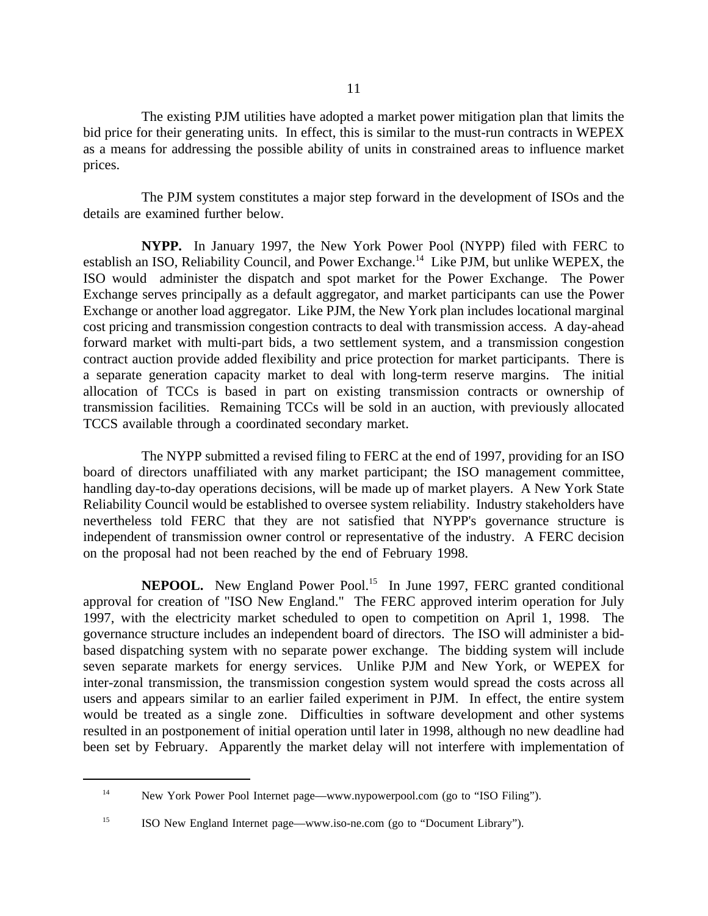The existing PJM utilities have adopted a market power mitigation plan that limits the bid price for their generating units. In effect, this is similar to the must-run contracts in WEPEX as a means for addressing the possible ability of units in constrained areas to influence market prices.

The PJM system constitutes a major step forward in the development of ISOs and the details are examined further below.

**NYPP.** In January 1997, the New York Power Pool (NYPP) filed with FERC to establish an ISO, Reliability Council, and Power Exchange.[14] Like PJM, but unlike WEPEX, the ISO would administer the dispatch and spot market for the Power Exchange. The Power Exchange serves principally as a default aggregator, and market participants can use the Power Exchange or another load aggregator. Like PJM, the New York plan includes locational marginal cost pricing and transmission congestion contracts to deal with transmission access. A day-ahead forward market with multi-part bids, a two settlement system, and a transmission congestion contract auction provide added flexibility and price protection for market participants. There is a separate generation capacity market to deal with long-term reserve margins. The initial allocation of TCCs is based in part on existing transmission contracts or ownership of transmission facilities. Remaining TCCs will be sold in an auction, with previously allocated TCCS available through a coordinated secondary market.

The NYPP submitted a revised filing to FERC at the end of 1997, providing for an ISO board of directors unaffiliated with any market participant; the ISO management committee, handling day-to-day operations decisions, will be made up of market players. A New York State Reliability Council would be established to oversee system reliability. Industry stakeholders have nevertheless told FERC that they are not satisfied that NYPP's governance structure is independent of transmission owner control or representative of the industry. A FERC decision on the proposal had not been reached by the end of February 1998.

**NEPOOL.** New England Power Pool.[15] In June 1997, FERC granted conditional approval for creation of "ISO New England." The FERC approved interim operation for July 1997, with the electricity market scheduled to open to competition on April 1, 1998. The governance structure includes an independent board of directors. The ISO will administer a bid-based dispatching system with no separate power exchange. The bidding system will include seven separate markets for energy services. Unlike PJM and New York, or WEPEX for inter-zonal transmission, the transmission congestion system would spread the costs across all users and appears similar to an earlier failed experiment in PJM. In effect, the entire system would be treated as a single zone. Difficulties in software development and other systems resulted in an postponement of initial operation until later in 1998, although no new deadline had been set by February. Apparently the market delay will not interfere with implementation of

---

[14] New York Power Pool Internet page—www.nypowerpool.com (go to "ISO Filing").

[15] ISO New England Internet page—www.iso-ne.com (go to "Document Library").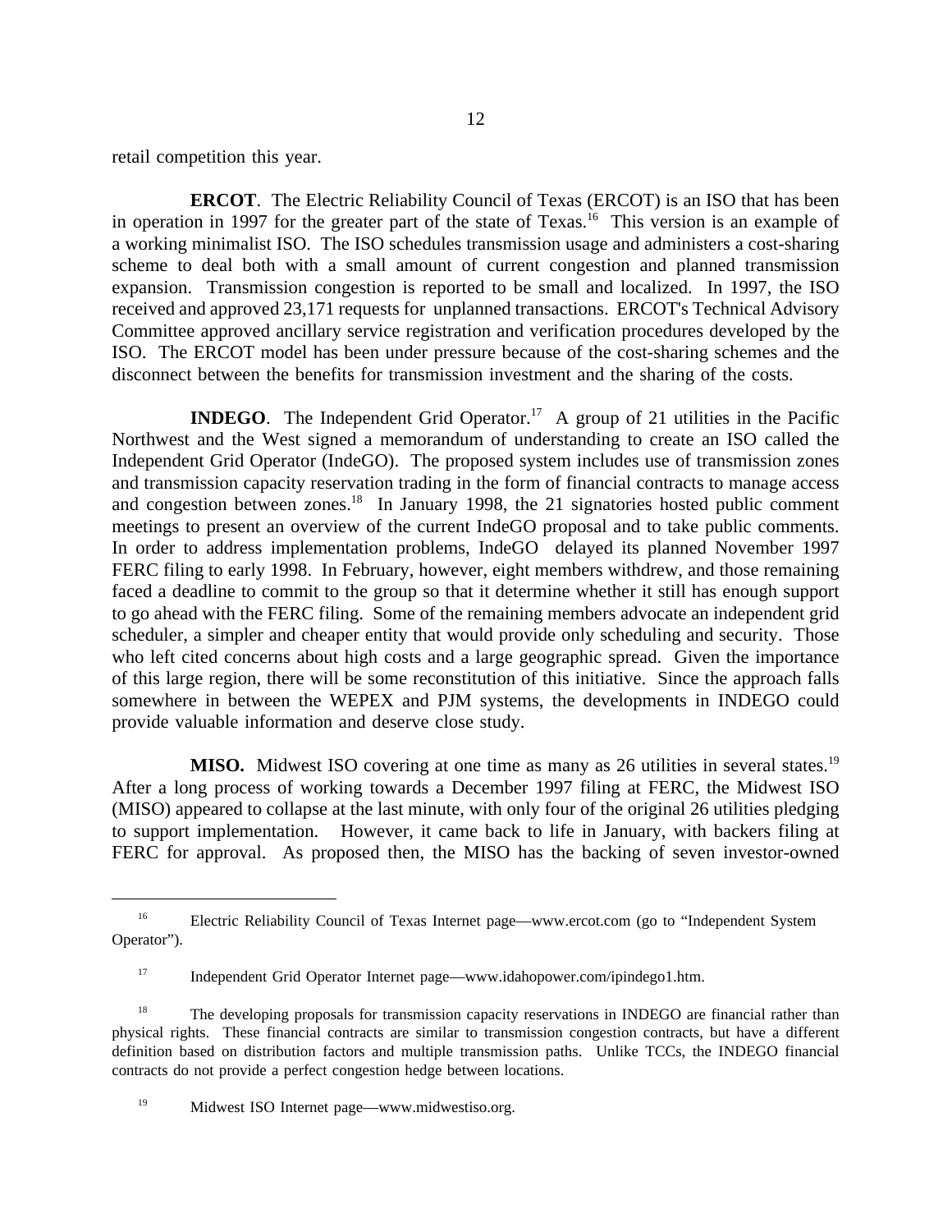retail competition this year.

**ERCOT**. The Electric Reliability Council of Texas (ERCOT) is an ISO that has been in operation in 1997 for the greater part of the state of Texas.[16] This version is an example of a working minimalist ISO. The ISO schedules transmission usage and administers a cost-sharing scheme to deal both with a small amount of current congestion and planned transmission expansion. Transmission congestion is reported to be small and localized. In 1997, the ISO received and approved 23,171 requests for unplanned transactions. ERCOT's Technical Advisory Committee approved ancillary service registration and verification procedures developed by the ISO. The ERCOT model has been under pressure because of the cost-sharing schemes and the disconnect between the benefits for transmission investment and the sharing of the costs.

**INDEGO**. The Independent Grid Operator.[17] A group of 21 utilities in the Pacific Northwest and the West signed a memorandum of understanding to create an ISO called the Independent Grid Operator (IndeGO). The proposed system includes use of transmission zones and transmission capacity reservation trading in the form of financial contracts to manage access and congestion between zones.[18] In January 1998, the 21 signatories hosted public comment meetings to present an overview of the current IndeGO proposal and to take public comments. In order to address implementation problems, IndeGO delayed its planned November 1997 FERC filing to early 1998. In February, however, eight members withdrew, and those remaining faced a deadline to commit to the group so that it determine whether it still has enough support to go ahead with the FERC filing. Some of the remaining members advocate an independent grid scheduler, a simpler and cheaper entity that would provide only scheduling and security. Those who left cited concerns about high costs and a large geographic spread. Given the importance of this large region, there will be some reconstitution of this initiative. Since the approach falls somewhere in between the WEPEX and PJM systems, the developments in INDEGO could provide valuable information and deserve close study.

**MISO.** Midwest ISO covering at one time as many as 26 utilities in several states.[19] After a long process of working towards a December 1997 filing at FERC, the Midwest ISO (MISO) appeared to collapse at the last minute, with only four of the original 26 utilities pledging to support implementation. However, it came back to life in January, with backers filing at FERC for approval. As proposed then, the MISO has the backing of seven investor-owned

---

[16] Electric Reliability Council of Texas Internet page—www.ercot.com (go to "Independent System Operator").

[17] Independent Grid Operator Internet page—www.idahopower.com/ipindego1.htm.

[18] The developing proposals for transmission capacity reservations in INDEGO are financial rather than physical rights. These financial contracts are similar to transmission congestion contracts, but have a different definition based on distribution factors and multiple transmission paths. Unlike TCCs, the INDEGO financial contracts do not provide a perfect congestion hedge between locations.

[19] Midwest ISO Internet page—www.midwestiso.org.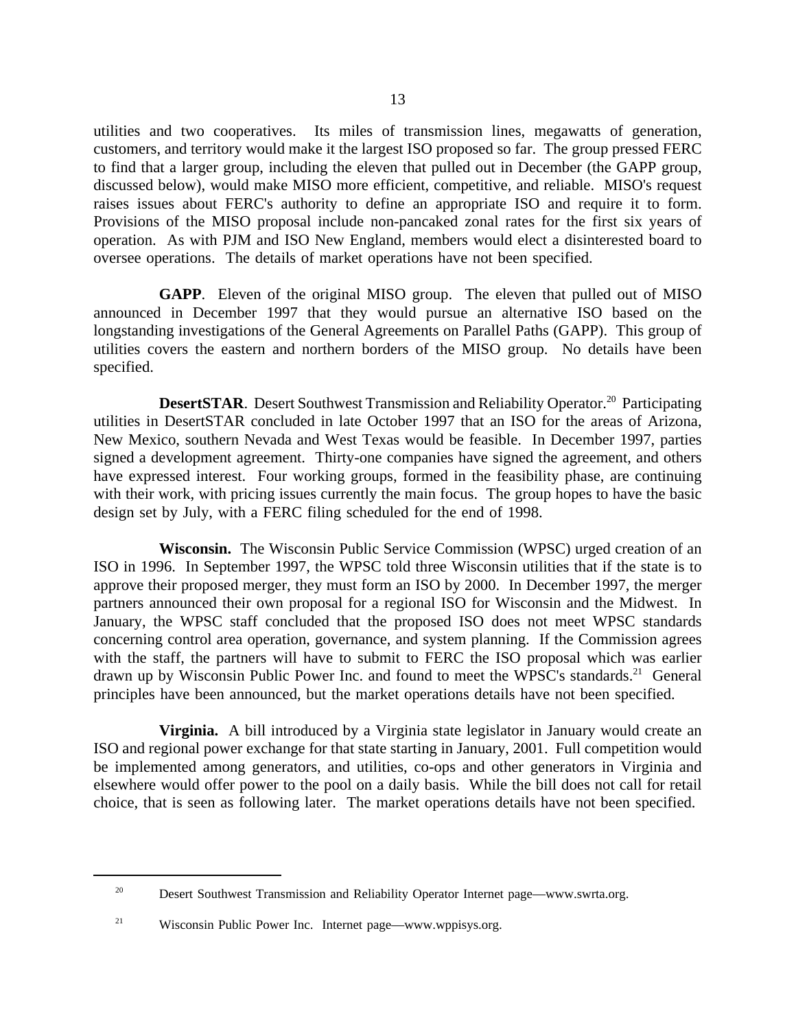utilities and two cooperatives. Its miles of transmission lines, megawatts of generation, customers, and territory would make it the largest ISO proposed so far. The group pressed FERC to find that a larger group, including the eleven that pulled out in December (the GAPP group, discussed below), would make MISO more efficient, competitive, and reliable. MISO's request raises issues about FERC's authority to define an appropriate ISO and require it to form. Provisions of the MISO proposal include non-pancaked zonal rates for the first six years of operation. As with PJM and ISO New England, members would elect a disinterested board to oversee operations. The details of market operations have not been specified.

**GAPP**. Eleven of the original MISO group. The eleven that pulled out of MISO announced in December 1997 that they would pursue an alternative ISO based on the longstanding investigations of the General Agreements on Parallel Paths (GAPP). This group of utilities covers the eastern and northern borders of the MISO group. No details have been specified.

**DesertSTAR**. Desert Southwest Transmission and Reliability Operator.[20] Participating utilities in DesertSTAR concluded in late October 1997 that an ISO for the areas of Arizona, New Mexico, southern Nevada and West Texas would be feasible. In December 1997, parties signed a development agreement. Thirty-one companies have signed the agreement, and others have expressed interest. Four working groups, formed in the feasibility phase, are continuing with their work, with pricing issues currently the main focus. The group hopes to have the basic design set by July, with a FERC filing scheduled for the end of 1998.

**Wisconsin.** The Wisconsin Public Service Commission (WPSC) urged creation of an ISO in 1996. In September 1997, the WPSC told three Wisconsin utilities that if the state is to approve their proposed merger, they must form an ISO by 2000. In December 1997, the merger partners announced their own proposal for a regional ISO for Wisconsin and the Midwest. In January, the WPSC staff concluded that the proposed ISO does not meet WPSC standards concerning control area operation, governance, and system planning. If the Commission agrees with the staff, the partners will have to submit to FERC the ISO proposal which was earlier drawn up by Wisconsin Public Power Inc. and found to meet the WPSC's standards.[21] General principles have been announced, but the market operations details have not been specified.

**Virginia.** A bill introduced by a Virginia state legislator in January would create an ISO and regional power exchange for that state starting in January, 2001. Full competition would be implemented among generators, and utilities, co-ops and other generators in Virginia and elsewhere would offer power to the pool on a daily basis. While the bill does not call for retail choice, that is seen as following later. The market operations details have not been specified.

---

[20] Desert Southwest Transmission and Reliability Operator Internet page—www.swrta.org.

[21] Wisconsin Public Power Inc. Internet page—www.wppisys.org.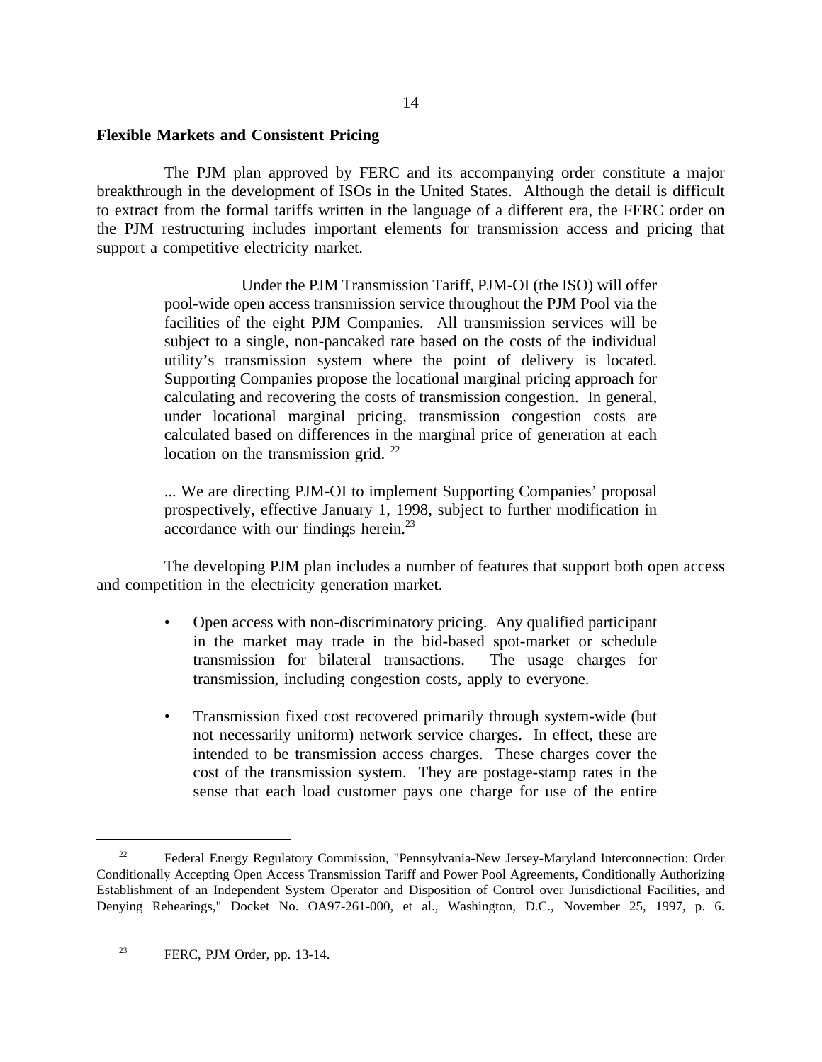**Flexible Markets and Consistent Pricing**

The PJM plan approved by FERC and its accompanying order constitute a major breakthrough in the development of ISOs in the United States. Although the detail is difficult to extract from the formal tariffs written in the language of a different era, the FERC order on the PJM restructuring includes important elements for transmission access and pricing that support a competitive electricity market.

> Under the PJM Transmission Tariff, PJM-OI (the ISO) will offer pool-wide open access transmission service throughout the PJM Pool via the facilities of the eight PJM Companies. All transmission services will be subject to a single, non-pancaked rate based on the costs of the individual utility's transmission system where the point of delivery is located. Supporting Companies propose the locational marginal pricing approach for calculating and recovering the costs of transmission congestion. In general, under locational marginal pricing, transmission congestion costs are calculated based on differences in the marginal price of generation at each location on the transmission grid. [22]
>
> ... We are directing PJM-OI to implement Supporting Companies' proposal prospectively, effective January 1, 1998, subject to further modification in accordance with our findings herein.[23]

The developing PJM plan includes a number of features that support both open access and competition in the electricity generation market.

- Open access with non-discriminatory pricing. Any qualified participant in the market may trade in the bid-based spot-market or schedule transmission for bilateral transactions. The usage charges for transmission, including congestion costs, apply to everyone.

- Transmission fixed cost recovered primarily through system-wide (but not necessarily uniform) network service charges. In effect, these are intended to be transmission access charges. These charges cover the cost of the transmission system. They are postage-stamp rates in the sense that each load customer pays one charge for use of the entire

---

[22] Federal Energy Regulatory Commission, "Pennsylvania-New Jersey-Maryland Interconnection: Order Conditionally Accepting Open Access Transmission Tariff and Power Pool Agreements, Conditionally Authorizing Establishment of an Independent System Operator and Disposition of Control over Jurisdictional Facilities, and Denying Rehearings," Docket No. OA97-261-000, et al., Washington, D.C., November 25, 1997, p. 6.

[23] FERC, PJM Order, pp. 13-14.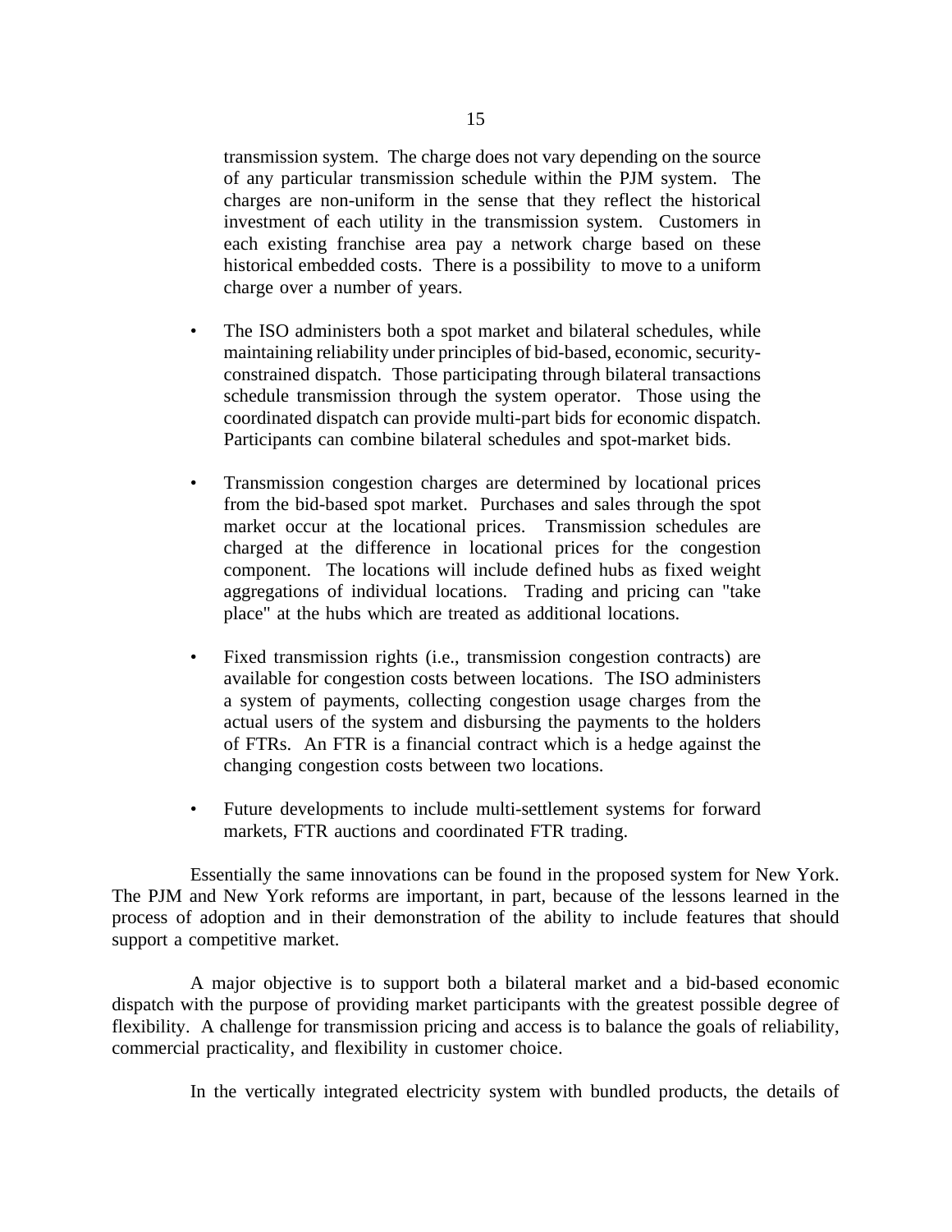transmission system. The charge does not vary depending on the source of any particular transmission schedule within the PJM system. The charges are non-uniform in the sense that they reflect the historical investment of each utility in the transmission system. Customers in each existing franchise area pay a network charge based on these historical embedded costs. There is a possibility to move to a uniform charge over a number of years.

- The ISO administers both a spot market and bilateral schedules, while maintaining reliability under principles of bid-based, economic, security-constrained dispatch. Those participating through bilateral transactions schedule transmission through the system operator. Those using the coordinated dispatch can provide multi-part bids for economic dispatch. Participants can combine bilateral schedules and spot-market bids.

- Transmission congestion charges are determined by locational prices from the bid-based spot market. Purchases and sales through the spot market occur at the locational prices. Transmission schedules are charged at the difference in locational prices for the congestion component. The locations will include defined hubs as fixed weight aggregations of individual locations. Trading and pricing can "take place" at the hubs which are treated as additional locations.

- Fixed transmission rights (i.e., transmission congestion contracts) are available for congestion costs between locations. The ISO administers a system of payments, collecting congestion usage charges from the actual users of the system and disbursing the payments to the holders of FTRs. An FTR is a financial contract which is a hedge against the changing congestion costs between two locations.

- Future developments to include multi-settlement systems for forward markets, FTR auctions and coordinated FTR trading.

Essentially the same innovations can be found in the proposed system for New York. The PJM and New York reforms are important, in part, because of the lessons learned in the process of adoption and in their demonstration of the ability to include features that should support a competitive market.

A major objective is to support both a bilateral market and a bid-based economic dispatch with the purpose of providing market participants with the greatest possible degree of flexibility. A challenge for transmission pricing and access is to balance the goals of reliability, commercial practicality, and flexibility in customer choice.

In the vertically integrated electricity system with bundled products, the details of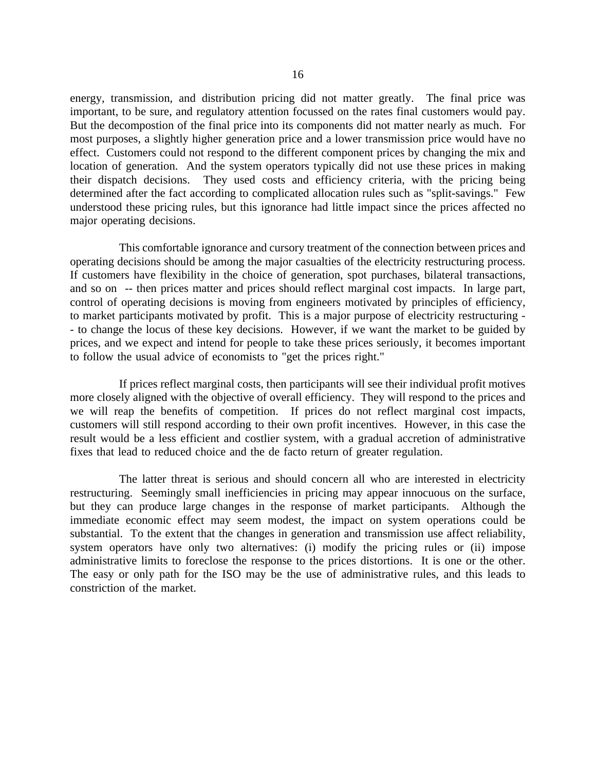energy, transmission, and distribution pricing did not matter greatly. The final price was important, to be sure, and regulatory attention focussed on the rates final customers would pay. But the decompostion of the final price into its components did not matter nearly as much. For most purposes, a slightly higher generation price and a lower transmission price would have no effect. Customers could not respond to the different component prices by changing the mix and location of generation. And the system operators typically did not use these prices in making their dispatch decisions. They used costs and efficiency criteria, with the pricing being determined after the fact according to complicated allocation rules such as "split-savings." Few understood these pricing rules, but this ignorance had little impact since the prices affected no major operating decisions.

This comfortable ignorance and cursory treatment of the connection between prices and operating decisions should be among the major casualties of the electricity restructuring process. If customers have flexibility in the choice of generation, spot purchases, bilateral transactions, and so on -- then prices matter and prices should reflect marginal cost impacts. In large part, control of operating decisions is moving from engineers motivated by principles of efficiency, to market participants motivated by profit. This is a major purpose of electricity restructuring -- to change the locus of these key decisions. However, if we want the market to be guided by prices, and we expect and intend for people to take these prices seriously, it becomes important to follow the usual advice of economists to "get the prices right."

If prices reflect marginal costs, then participants will see their individual profit motives more closely aligned with the objective of overall efficiency. They will respond to the prices and we will reap the benefits of competition. If prices do not reflect marginal cost impacts, customers will still respond according to their own profit incentives. However, in this case the result would be a less efficient and costlier system, with a gradual accretion of administrative fixes that lead to reduced choice and the de facto return of greater regulation.

The latter threat is serious and should concern all who are interested in electricity restructuring. Seemingly small inefficiencies in pricing may appear innocuous on the surface, but they can produce large changes in the response of market participants. Although the immediate economic effect may seem modest, the impact on system operations could be substantial. To the extent that the changes in generation and transmission use affect reliability, system operators have only two alternatives: (i) modify the pricing rules or (ii) impose administrative limits to foreclose the response to the prices distortions. It is one or the other. The easy or only path for the ISO may be the use of administrative rules, and this leads to constriction of the market.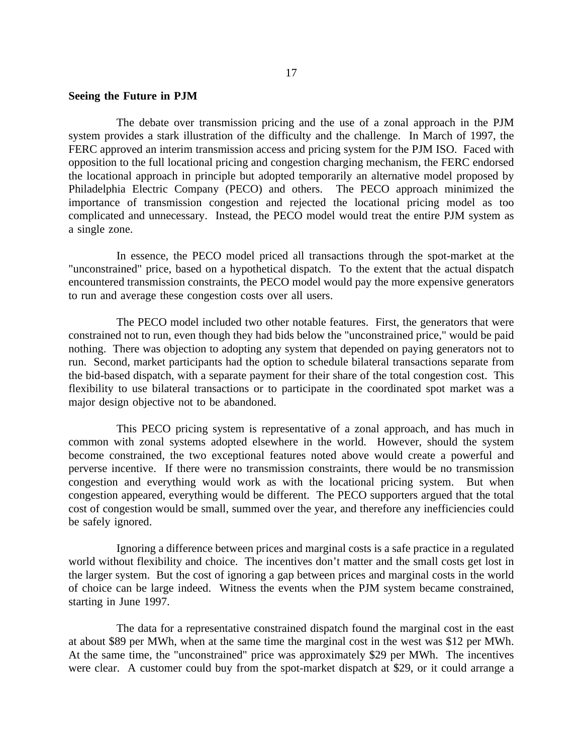**Seeing the Future in PJM**

The debate over transmission pricing and the use of a zonal approach in the PJM system provides a stark illustration of the difficulty and the challenge. In March of 1997, the FERC approved an interim transmission access and pricing system for the PJM ISO. Faced with opposition to the full locational pricing and congestion charging mechanism, the FERC endorsed the locational approach in principle but adopted temporarily an alternative model proposed by Philadelphia Electric Company (PECO) and others. The PECO approach minimized the importance of transmission congestion and rejected the locational pricing model as too complicated and unnecessary. Instead, the PECO model would treat the entire PJM system as a single zone.

In essence, the PECO model priced all transactions through the spot-market at the "unconstrained" price, based on a hypothetical dispatch. To the extent that the actual dispatch encountered transmission constraints, the PECO model would pay the more expensive generators to run and average these congestion costs over all users.

The PECO model included two other notable features. First, the generators that were constrained not to run, even though they had bids below the "unconstrained price," would be paid nothing. There was objection to adopting any system that depended on paying generators not to run. Second, market participants had the option to schedule bilateral transactions separate from the bid-based dispatch, with a separate payment for their share of the total congestion cost. This flexibility to use bilateral transactions or to participate in the coordinated spot market was a major design objective not to be abandoned.

This PECO pricing system is representative of a zonal approach, and has much in common with zonal systems adopted elsewhere in the world. However, should the system become constrained, the two exceptional features noted above would create a powerful and perverse incentive. If there were no transmission constraints, there would be no transmission congestion and everything would work as with the locational pricing system. But when congestion appeared, everything would be different. The PECO supporters argued that the total cost of congestion would be small, summed over the year, and therefore any inefficiencies could be safely ignored.

Ignoring a difference between prices and marginal costs is a safe practice in a regulated world without flexibility and choice. The incentives don't matter and the small costs get lost in the larger system. But the cost of ignoring a gap between prices and marginal costs in the world of choice can be large indeed. Witness the events when the PJM system became constrained, starting in June 1997.

The data for a representative constrained dispatch found the marginal cost in the east at about $89 per MWh, when at the same time the marginal cost in the west was $12 per MWh. At the same time, the "unconstrained" price was approximately $29 per MWh. The incentives were clear. A customer could buy from the spot-market dispatch at $29, or it could arrange a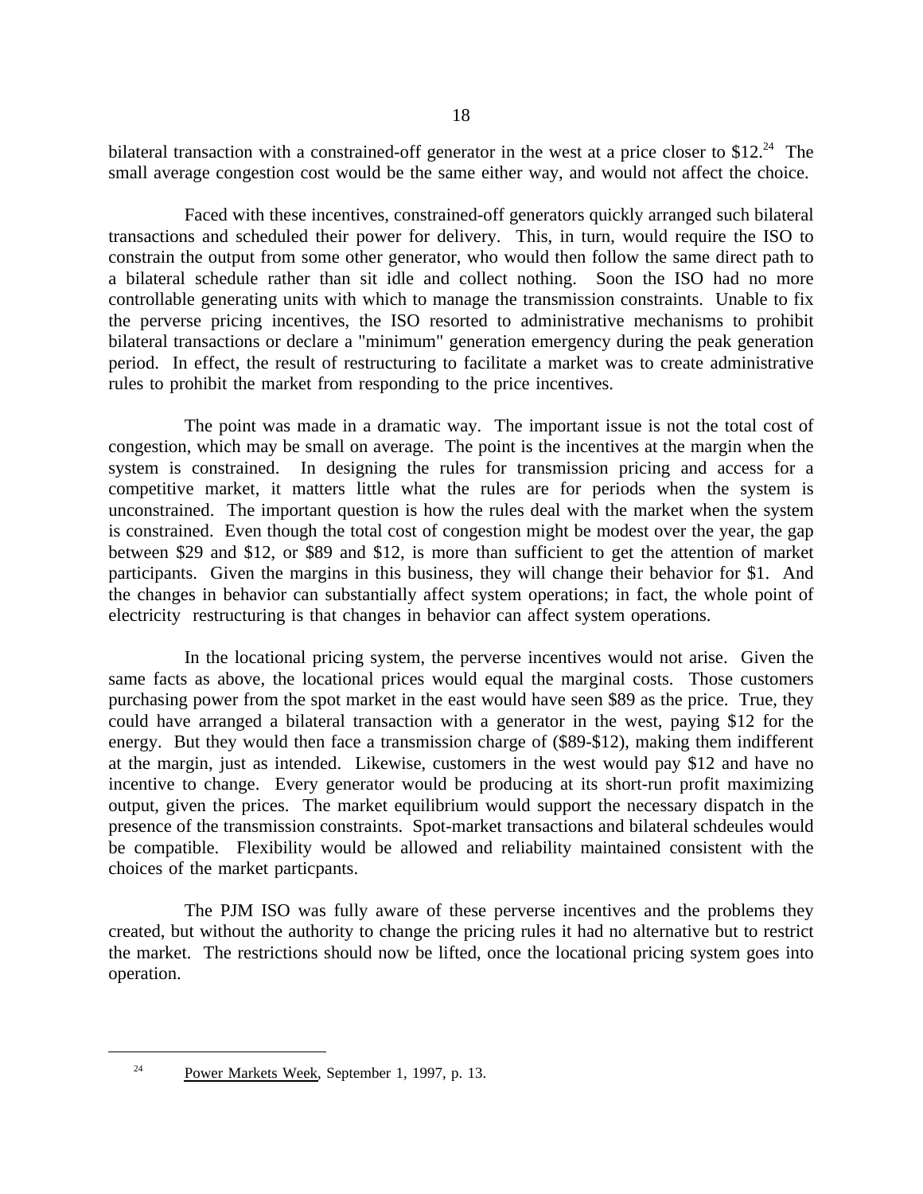bilateral transaction with a constrained-off generator in the west at a price closer to $12.[24] The small average congestion cost would be the same either way, and would not affect the choice.

Faced with these incentives, constrained-off generators quickly arranged such bilateral transactions and scheduled their power for delivery. This, in turn, would require the ISO to constrain the output from some other generator, who would then follow the same direct path to a bilateral schedule rather than sit idle and collect nothing. Soon the ISO had no more controllable generating units with which to manage the transmission constraints. Unable to fix the perverse pricing incentives, the ISO resorted to administrative mechanisms to prohibit bilateral transactions or declare a "minimum" generation emergency during the peak generation period. In effect, the result of restructuring to facilitate a market was to create administrative rules to prohibit the market from responding to the price incentives.

The point was made in a dramatic way. The important issue is not the total cost of congestion, which may be small on average. The point is the incentives at the margin when the system is constrained. In designing the rules for transmission pricing and access for a competitive market, it matters little what the rules are for periods when the system is unconstrained. The important question is how the rules deal with the market when the system is constrained. Even though the total cost of congestion might be modest over the year, the gap between $29 and $12, or $89 and $12, is more than sufficient to get the attention of market participants. Given the margins in this business, they will change their behavior for $1. And the changes in behavior can substantially affect system operations; in fact, the whole point of electricity restructuring is that changes in behavior can affect system operations.

In the locational pricing system, the perverse incentives would not arise. Given the same facts as above, the locational prices would equal the marginal costs. Those customers purchasing power from the spot market in the east would have seen $89 as the price. True, they could have arranged a bilateral transaction with a generator in the west, paying $12 for the energy. But they would then face a transmission charge of ($89-$12), making them indifferent at the margin, just as intended. Likewise, customers in the west would pay $12 and have no incentive to change. Every generator would be producing at its short-run profit maximizing output, given the prices. The market equilibrium would support the necessary dispatch in the presence of the transmission constraints. Spot-market transactions and bilateral schdeules would be compatible. Flexibility would be allowed and reliability maintained consistent with the choices of the market particpants.

The PJM ISO was fully aware of these perverse incentives and the problems they created, but without the authority to change the pricing rules it had no alternative but to restrict the market. The restrictions should now be lifted, once the locational pricing system goes into operation.

---

[24] Power Markets Week, September 1, 1997, p. 13.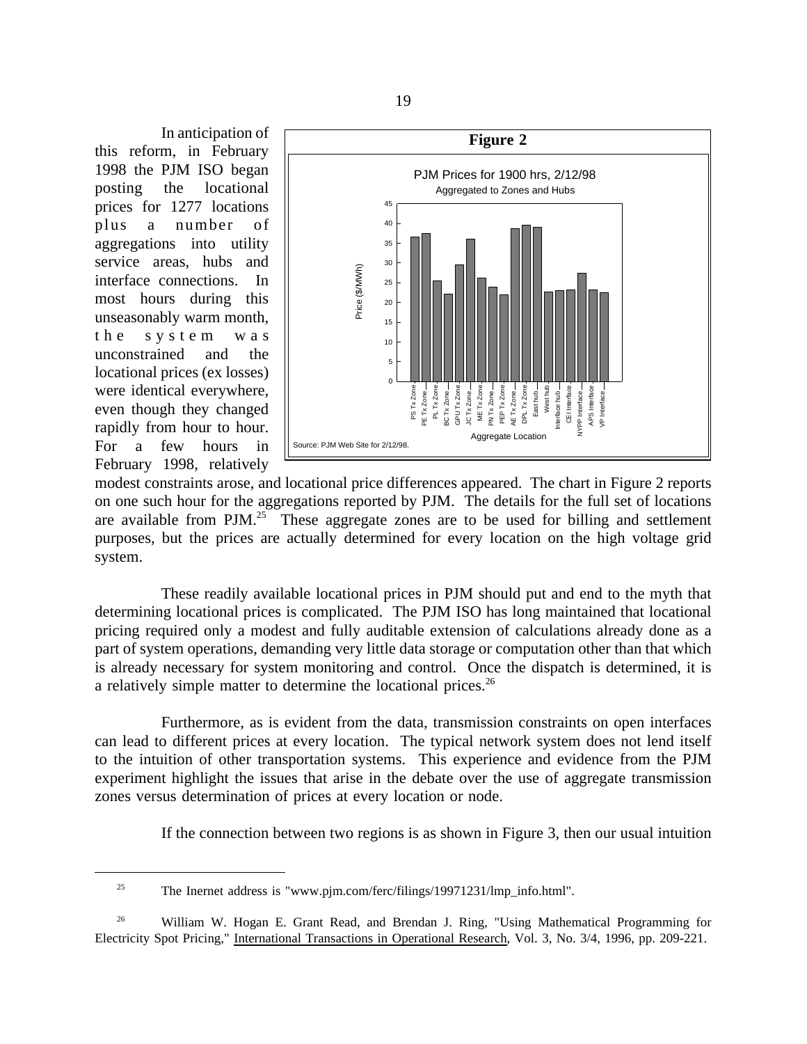In anticipation of this reform, in February 1998 the PJM ISO began posting the locational prices for 1277 locations plus a number of aggregations into utility service areas, hubs and interface connections. In most hours during this unseasonably warm month, the system was unconstrained and the locational prices (ex losses) were identical everywhere, even though they changed rapidly from hour to hour. For a few hours in February 1998, relatively modest constraints arose, and locational price differences appeared. The chart in Figure 2 reports on one such hour for the aggregations reported by PJM. The details for the full set of locations are available from PJM.[25] These aggregate zones are to be used for billing and settlement purposes, but the prices are actually determined for every location on the high voltage grid system.

**Figure 2**

PJM Prices for 1900 hrs, 2/12/98
Aggregated to Zones and Hubs

Source: PJM Web Site for 2/12/98.

These readily available locational prices in PJM should put and end to the myth that determining locational prices is complicated. The PJM ISO has long maintained that locational pricing required only a modest and fully auditable extension of calculations already done as a part of system operations, demanding very little data storage or computation other than that which is already necessary for system monitoring and control. Once the dispatch is determined, it is a relatively simple matter to determine the locational prices.[26]

Furthermore, as is evident from the data, transmission constraints on open interfaces can lead to different prices at every location. The typical network system does not lend itself to the intuition of other transportation systems. This experience and evidence from the PJM experiment highlight the issues that arise in the debate over the use of aggregate transmission zones versus determination of prices at every location or node.

If the connection between two regions is as shown in Figure 3, then our usual intuition

---

[25] The Inernet address is "www.pjm.com/ferc/filings/19971231/lmp_info.html".

[26] William W. Hogan E. Grant Read, and Brendan J. Ring, "Using Mathematical Programming for Electricity Spot Pricing," International Transactions in Operational Research, Vol. 3, No. 3/4, 1996, pp. 209-221.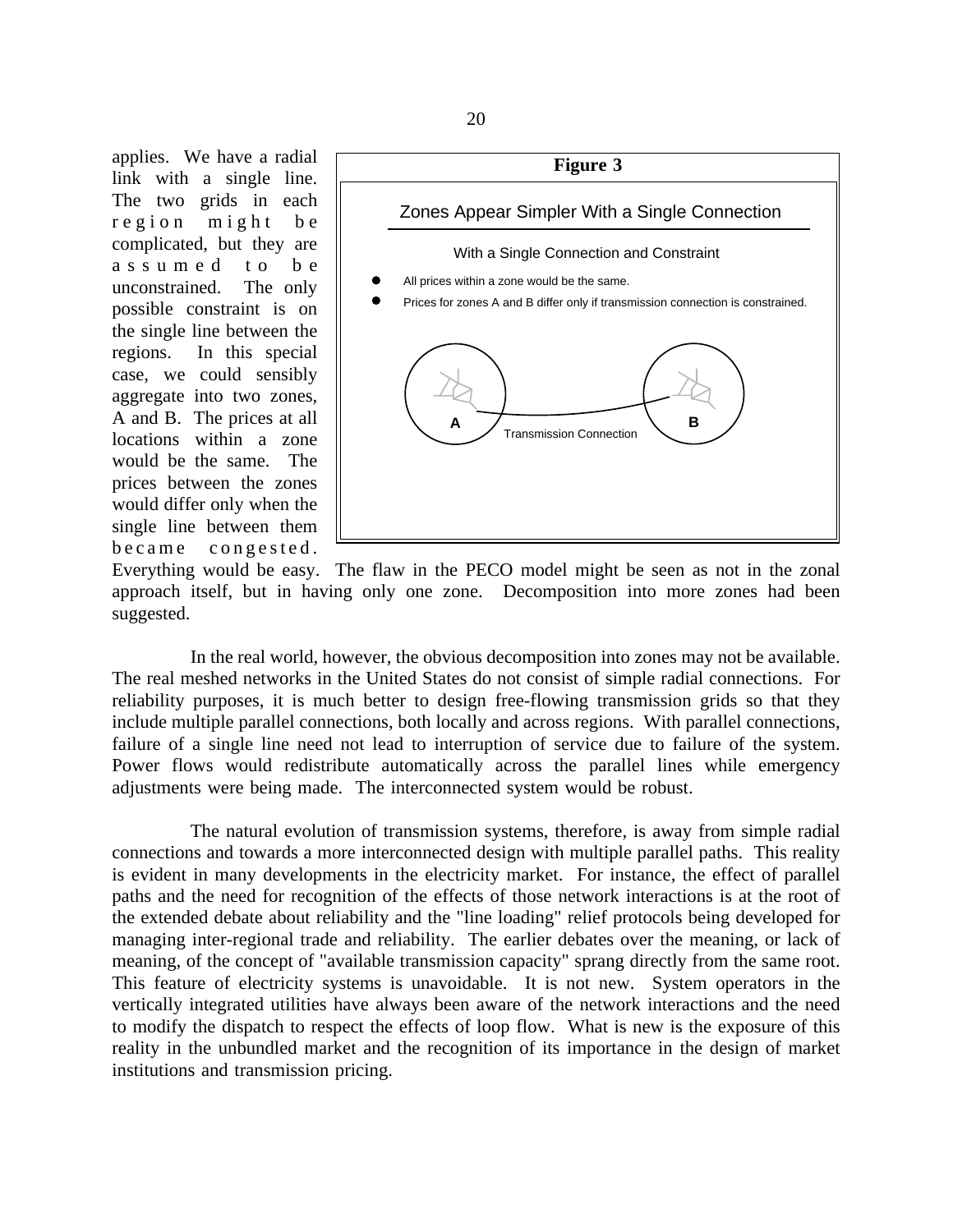applies. We have a radial link with a single line. The two grids in each region might be complicated, but they are assumed to be unconstrained. The only possible constraint is on the single line between the regions. In this special case, we could sensibly aggregate into two zones, A and B. The prices at all locations within a zone would be the same. The prices between the zones would differ only when the single line between them became congested. Everything would be easy. The flaw in the PECO model might be seen as not in the zonal approach itself, but in having only one zone. Decomposition into more zones had been suggested.

**Figure 3**

Zones Appear Simpler With a Single Connection

With a Single Connection and Constraint

- All prices within a zone would be the same.
- Prices for zones A and B differ only if transmission connection is constrained.

A — Transmission Connection — B

In the real world, however, the obvious decomposition into zones may not be available. The real meshed networks in the United States do not consist of simple radial connections. For reliability purposes, it is much better to design free-flowing transmission grids so that they include multiple parallel connections, both locally and across regions. With parallel connections, failure of a single line need not lead to interruption of service due to failure of the system. Power flows would redistribute automatically across the parallel lines while emergency adjustments were being made. The interconnected system would be robust.

The natural evolution of transmission systems, therefore, is away from simple radial connections and towards a more interconnected design with multiple parallel paths. This reality is evident in many developments in the electricity market. For instance, the effect of parallel paths and the need for recognition of the effects of those network interactions is at the root of the extended debate about reliability and the "line loading" relief protocols being developed for managing inter-regional trade and reliability. The earlier debates over the meaning, or lack of meaning, of the concept of "available transmission capacity" sprang directly from the same root. This feature of electricity systems is unavoidable. It is not new. System operators in the vertically integrated utilities have always been aware of the network interactions and the need to modify the dispatch to respect the effects of loop flow. What is new is the exposure of this reality in the unbundled market and the recognition of its importance in the design of market institutions and transmission pricing.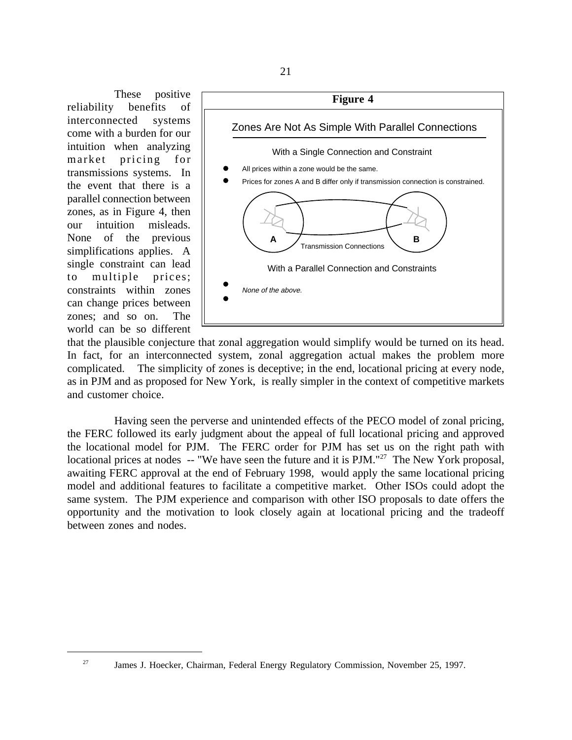These positive reliability benefits of interconnected systems come with a burden for our intuition when analyzing market pricing for transmissions systems. In the event that there is a parallel connection between zones, as in Figure 4, then our intuition misleads. None of the previous simplifications applies. A single constraint can lead to multiple prices; constraints within zones can change prices between zones; and so on. The world can be so different that the plausible conjecture that zonal aggregation would simplify would be turned on its head. In fact, for an interconnected system, zonal aggregation actual makes the problem more complicated. The simplicity of zones is deceptive; in the end, locational pricing at every node, as in PJM and as proposed for New York, is really simpler in the context of competitive markets and customer choice.

**Figure 4**

Zones Are Not As Simple With Parallel Connections

With a Single Connection and Constraint

- All prices within a zone would be the same.
- Prices for zones A and B differ only if transmission connection is constrained.

A — Transmission Connections — B

With a Parallel Connection and Constraints

- *None of the above.*

Having seen the perverse and unintended effects of the PECO model of zonal pricing, the FERC followed its early judgment about the appeal of full locational pricing and approved the locational model for PJM. The FERC order for PJM has set us on the right path with locational prices at nodes -- "We have seen the future and it is PJM."[27] The New York proposal, awaiting FERC approval at the end of February 1998, would apply the same locational pricing model and additional features to facilitate a competitive market. Other ISOs could adopt the same system. The PJM experience and comparison with other ISO proposals to date offers the opportunity and the motivation to look closely again at locational pricing and the tradeoff between zones and nodes.

[27] James J. Hoecker, Chairman, Federal Energy Regulatory Commission, November 25, 1997.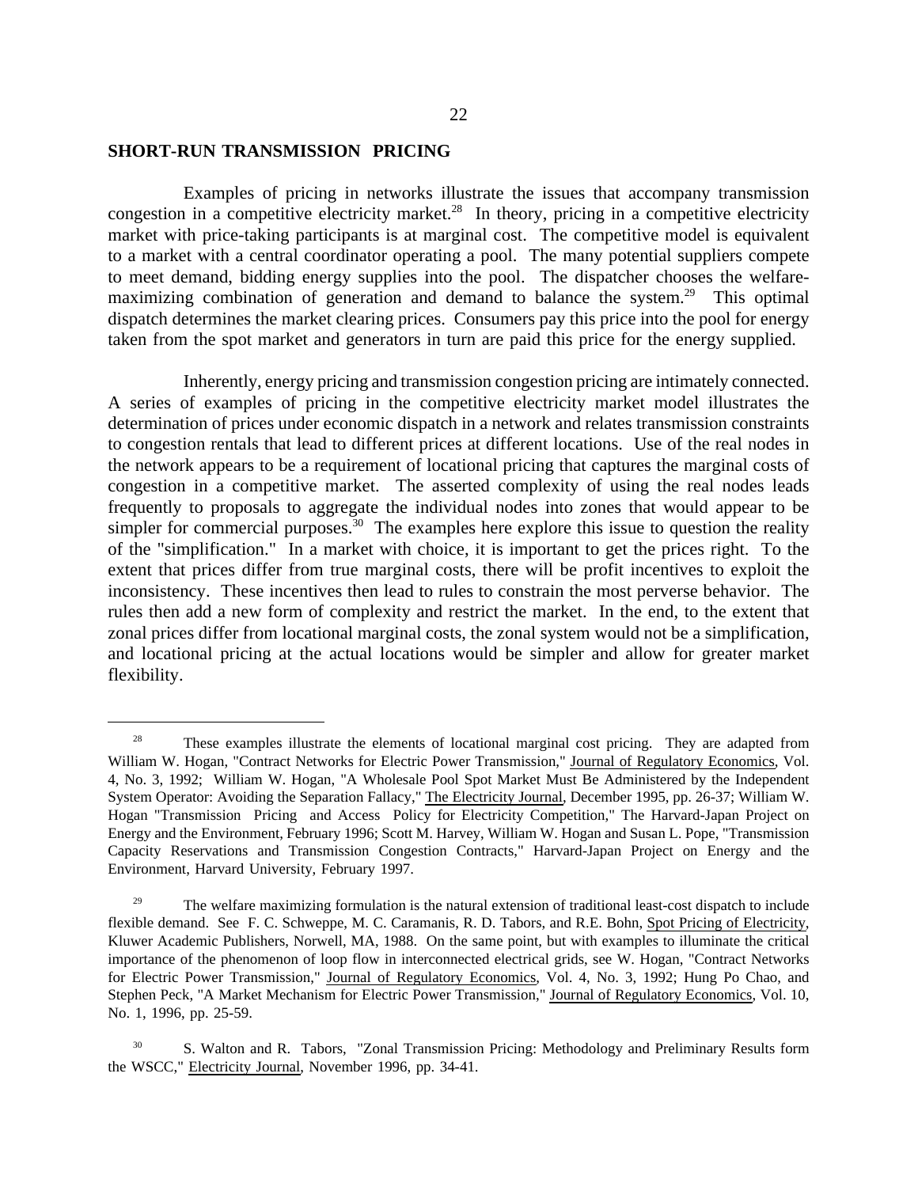## SHORT-RUN TRANSMISSION PRICING

Examples of pricing in networks illustrate the issues that accompany transmission congestion in a competitive electricity market.[28] In theory, pricing in a competitive electricity market with price-taking participants is at marginal cost. The competitive model is equivalent to a market with a central coordinator operating a pool. The many potential suppliers compete to meet demand, bidding energy supplies into the pool. The dispatcher chooses the welfare-maximizing combination of generation and demand to balance the system.[29] This optimal dispatch determines the market clearing prices. Consumers pay this price into the pool for energy taken from the spot market and generators in turn are paid this price for the energy supplied.

Inherently, energy pricing and transmission congestion pricing are intimately connected. A series of examples of pricing in the competitive electricity market model illustrates the determination of prices under economic dispatch in a network and relates transmission constraints to congestion rentals that lead to different prices at different locations. Use of the real nodes in the network appears to be a requirement of locational pricing that captures the marginal costs of congestion in a competitive market. The asserted complexity of using the real nodes leads frequently to proposals to aggregate the individual nodes into zones that would appear to be simpler for commercial purposes.[30] The examples here explore this issue to question the reality of the "simplification." In a market with choice, it is important to get the prices right. To the extent that prices differ from true marginal costs, there will be profit incentives to exploit the inconsistency. These incentives then lead to rules to constrain the most perverse behavior. The rules then add a new form of complexity and restrict the market. In the end, to the extent that zonal prices differ from locational marginal costs, the zonal system would not be a simplification, and locational pricing at the actual locations would be simpler and allow for greater market flexibility.

---

[28] These examples illustrate the elements of locational marginal cost pricing. They are adapted from William W. Hogan, "Contract Networks for Electric Power Transmission," Journal of Regulatory Economics, Vol. 4, No. 3, 1992; William W. Hogan, "A Wholesale Pool Spot Market Must Be Administered by the Independent System Operator: Avoiding the Separation Fallacy," The Electricity Journal, December 1995, pp. 26-37; William W. Hogan "Transmission Pricing and Access Policy for Electricity Competition," The Harvard-Japan Project on Energy and the Environment, February 1996; Scott M. Harvey, William W. Hogan and Susan L. Pope, "Transmission Capacity Reservations and Transmission Congestion Contracts," Harvard-Japan Project on Energy and the Environment, Harvard University, February 1997.

[29] The welfare maximizing formulation is the natural extension of traditional least-cost dispatch to include flexible demand. See F. C. Schweppe, M. C. Caramanis, R. D. Tabors, and R.E. Bohn, Spot Pricing of Electricity, Kluwer Academic Publishers, Norwell, MA, 1988. On the same point, but with examples to illuminate the critical importance of the phenomenon of loop flow in interconnected electrical grids, see W. Hogan, "Contract Networks for Electric Power Transmission," Journal of Regulatory Economics, Vol. 4, No. 3, 1992; Hung Po Chao, and Stephen Peck, "A Market Mechanism for Electric Power Transmission," Journal of Regulatory Economics, Vol. 10, No. 1, 1996, pp. 25-59.

[30] S. Walton and R. Tabors, "Zonal Transmission Pricing: Methodology and Preliminary Results form the WSCC," Electricity Journal, November 1996, pp. 34-41.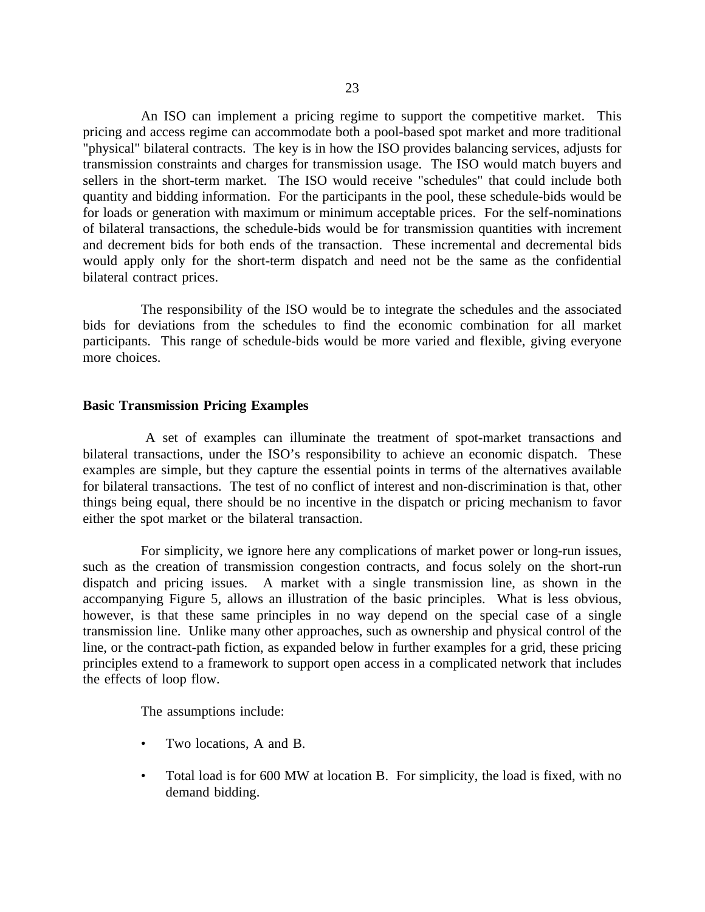An ISO can implement a pricing regime to support the competitive market. This pricing and access regime can accommodate both a pool-based spot market and more traditional "physical" bilateral contracts. The key is in how the ISO provides balancing services, adjusts for transmission constraints and charges for transmission usage. The ISO would match buyers and sellers in the short-term market. The ISO would receive "schedules" that could include both quantity and bidding information. For the participants in the pool, these schedule-bids would be for loads or generation with maximum or minimum acceptable prices. For the self-nominations of bilateral transactions, the schedule-bids would be for transmission quantities with increment and decrement bids for both ends of the transaction. These incremental and decremental bids would apply only for the short-term dispatch and need not be the same as the confidential bilateral contract prices.

The responsibility of the ISO would be to integrate the schedules and the associated bids for deviations from the schedules to find the economic combination for all market participants. This range of schedule-bids would be more varied and flexible, giving everyone more choices.

**Basic Transmission Pricing Examples**

A set of examples can illuminate the treatment of spot-market transactions and bilateral transactions, under the ISO's responsibility to achieve an economic dispatch. These examples are simple, but they capture the essential points in terms of the alternatives available for bilateral transactions. The test of no conflict of interest and non-discrimination is that, other things being equal, there should be no incentive in the dispatch or pricing mechanism to favor either the spot market or the bilateral transaction.

For simplicity, we ignore here any complications of market power or long-run issues, such as the creation of transmission congestion contracts, and focus solely on the short-run dispatch and pricing issues. A market with a single transmission line, as shown in the accompanying Figure 5, allows an illustration of the basic principles. What is less obvious, however, is that these same principles in no way depend on the special case of a single transmission line. Unlike many other approaches, such as ownership and physical control of the line, or the contract-path fiction, as expanded below in further examples for a grid, these pricing principles extend to a framework to support open access in a complicated network that includes the effects of loop flow.

The assumptions include:

- Two locations, A and B.
- Total load is for 600 MW at location B. For simplicity, the load is fixed, with no demand bidding.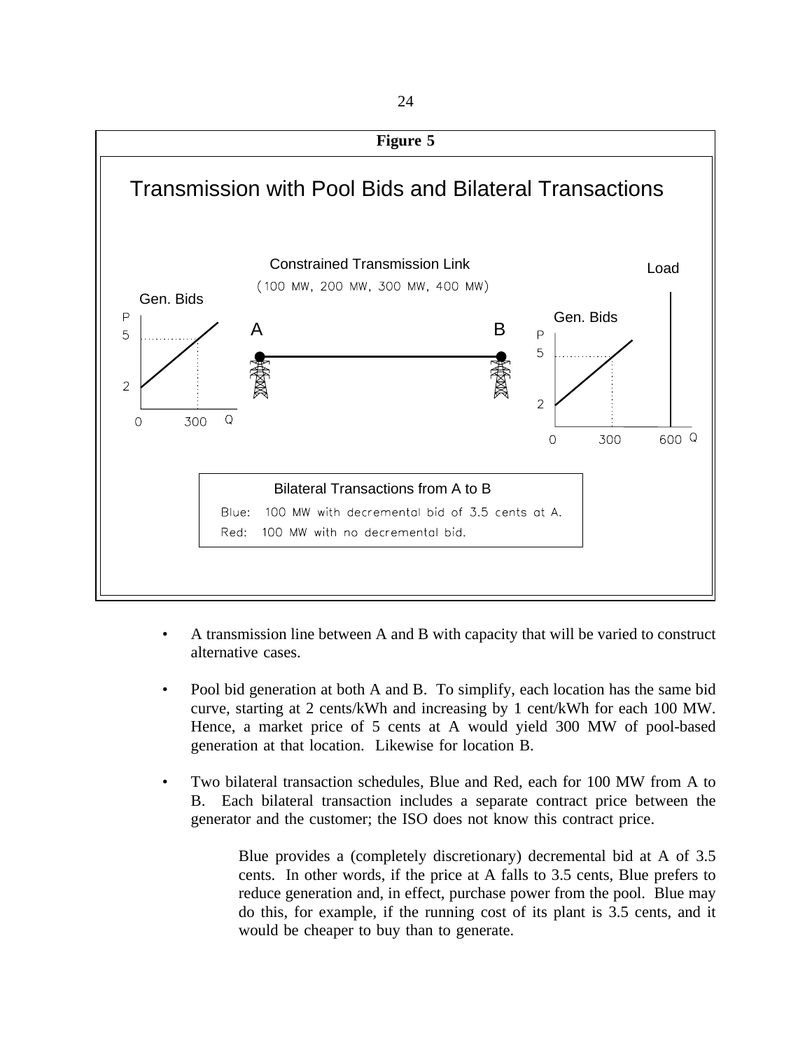**Figure 5**

Transmission with Pool Bids and Bilateral Transactions

Constrained Transmission Link
(100 MW, 200 MW, 300 MW, 400 MW)

Bilateral Transactions from A to B

Blue: 100 MW with decremental bid of 3.5 cents at A.

Red: 100 MW with no decremental bid.

- A transmission line between A and B with capacity that will be varied to construct alternative cases.

- Pool bid generation at both A and B. To simplify, each location has the same bid curve, starting at 2 cents/kWh and increasing by 1 cent/kWh for each 100 MW. Hence, a market price of 5 cents at A would yield 300 MW of pool-based generation at that location. Likewise for location B.

- Two bilateral transaction schedules, Blue and Red, each for 100 MW from A to B. Each bilateral transaction includes a separate contract price between the generator and the customer; the ISO does not know this contract price.

  Blue provides a (completely discretionary) decremental bid at A of 3.5 cents. In other words, if the price at A falls to 3.5 cents, Blue prefers to reduce generation and, in effect, purchase power from the pool. Blue may do this, for example, if the running cost of its plant is 3.5 cents, and it would be cheaper to buy than to generate.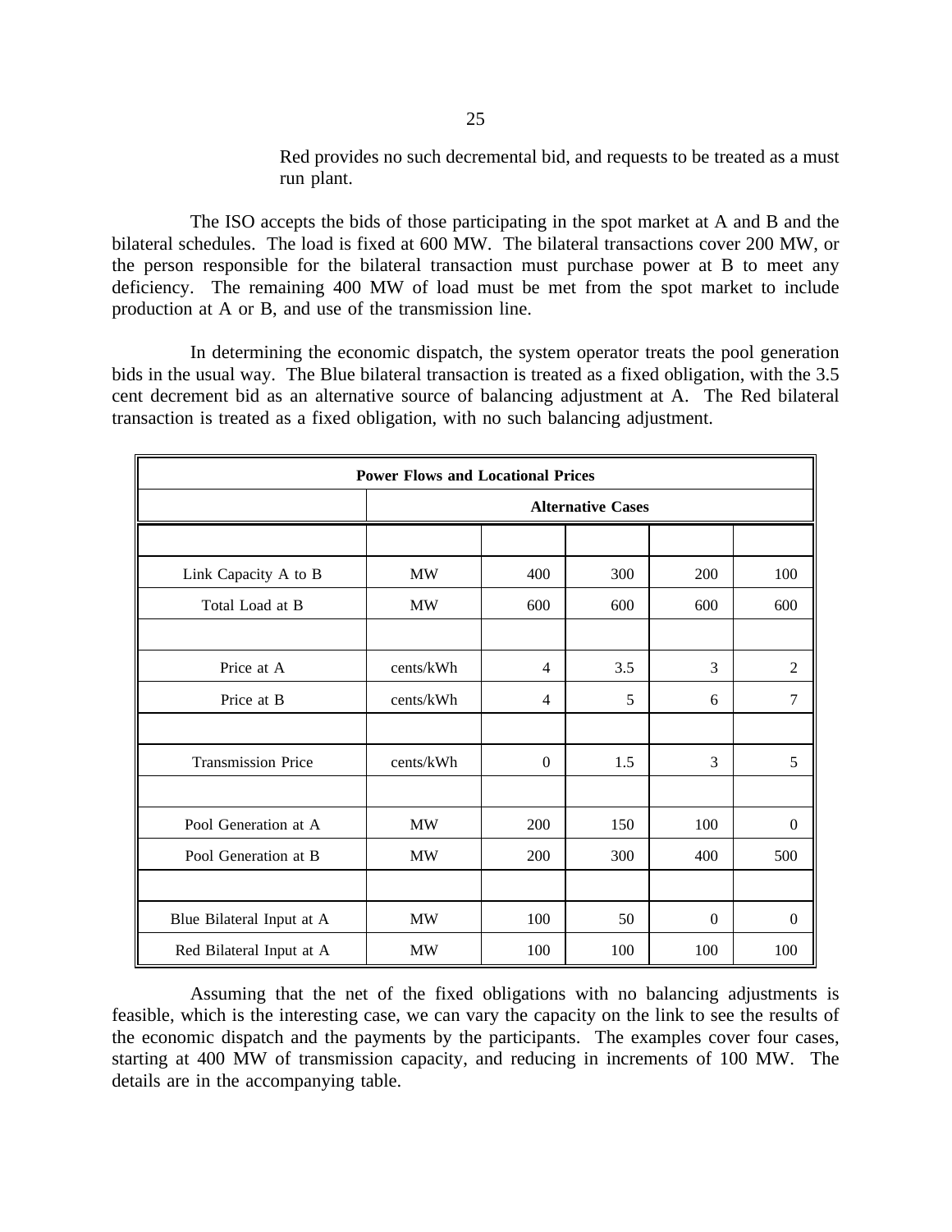Red provides no such decremental bid, and requests to be treated as a must run plant.

The ISO accepts the bids of those participating in the spot market at A and B and the bilateral schedules. The load is fixed at 600 MW. The bilateral transactions cover 200 MW, or the person responsible for the bilateral transaction must purchase power at B to meet any deficiency. The remaining 400 MW of load must be met from the spot market to include production at A or B, and use of the transmission line.

In determining the economic dispatch, the system operator treats the pool generation bids in the usual way. The Blue bilateral transaction is treated as a fixed obligation, with the 3.5 cent decrement bid as an alternative source of balancing adjustment at A. The Red bilateral transaction is treated as a fixed obligation, with no such balancing adjustment.

| Power Flows and Locational Prices | | | | | |
|---|---|---|---|---|---|
| | Alternative Cases | | | | |
| | | | | | |
| Link Capacity A to B | MW | 400 | 300 | 200 | 100 |
| Total Load at B | MW | 600 | 600 | 600 | 600 |
| | | | | | |
| Price at A | cents/kWh | 4 | 3.5 | 3 | 2 |
| Price at B | cents/kWh | 4 | 5 | 6 | 7 |
| | | | | | |
| Transmission Price | cents/kWh | 0 | 1.5 | 3 | 5 |
| | | | | | |
| Pool Generation at A | MW | 200 | 150 | 100 | 0 |
| Pool Generation at B | MW | 200 | 300 | 400 | 500 |
| | | | | | |
| Blue Bilateral Input at A | MW | 100 | 50 | 0 | 0 |
| Red Bilateral Input at A | MW | 100 | 100 | 100 | 100 |

Assuming that the net of the fixed obligations with no balancing adjustments is feasible, which is the interesting case, we can vary the capacity on the link to see the results of the economic dispatch and the payments by the participants. The examples cover four cases, starting at 400 MW of transmission capacity, and reducing in increments of 100 MW. The details are in the accompanying table.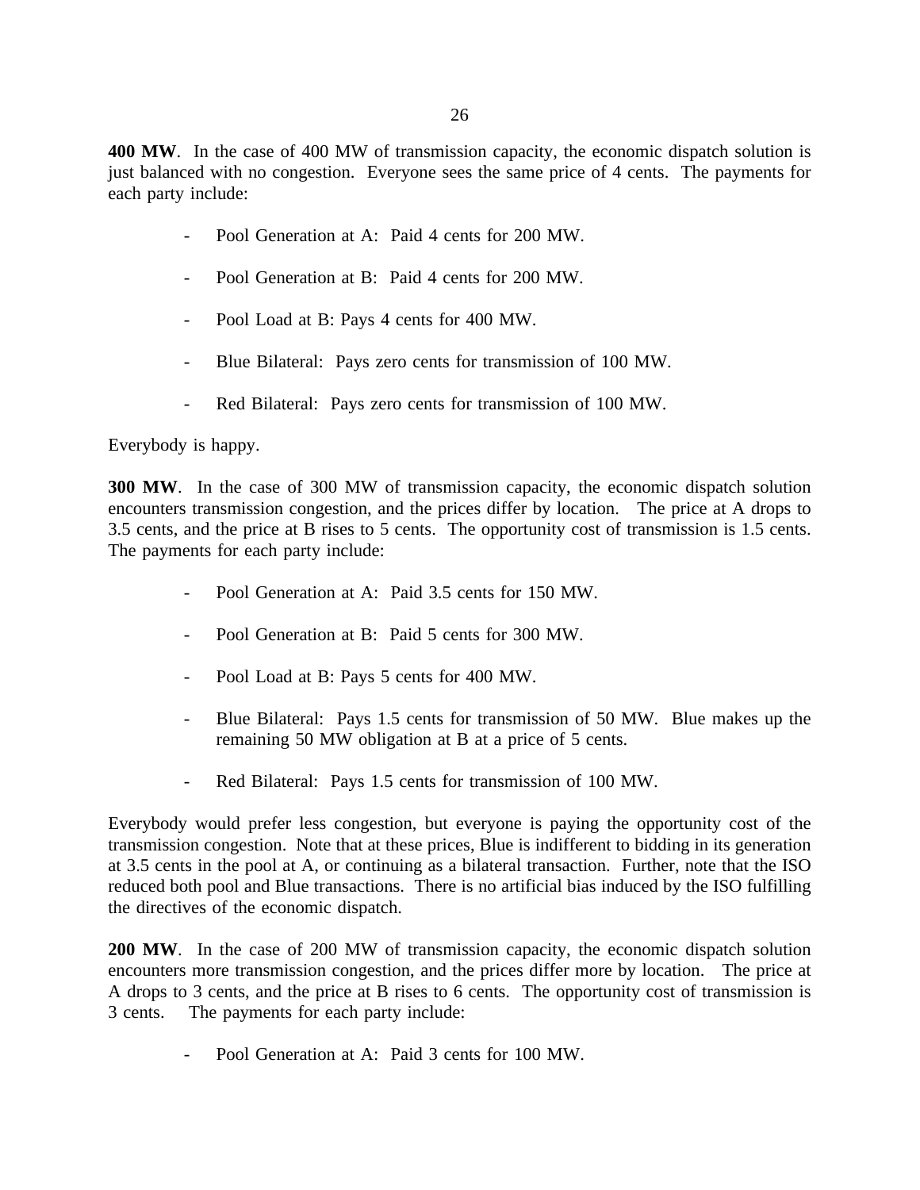**400 MW**. In the case of 400 MW of transmission capacity, the economic dispatch solution is just balanced with no congestion. Everyone sees the same price of 4 cents. The payments for each party include:

- Pool Generation at A: Paid 4 cents for 200 MW.
- Pool Generation at B: Paid 4 cents for 200 MW.
- Pool Load at B: Pays 4 cents for 400 MW.
- Blue Bilateral: Pays zero cents for transmission of 100 MW.
- Red Bilateral: Pays zero cents for transmission of 100 MW.

Everybody is happy.

**300 MW**. In the case of 300 MW of transmission capacity, the economic dispatch solution encounters transmission congestion, and the prices differ by location. The price at A drops to 3.5 cents, and the price at B rises to 5 cents. The opportunity cost of transmission is 1.5 cents. The payments for each party include:

- Pool Generation at A: Paid 3.5 cents for 150 MW.
- Pool Generation at B: Paid 5 cents for 300 MW.
- Pool Load at B: Pays 5 cents for 400 MW.
- Blue Bilateral: Pays 1.5 cents for transmission of 50 MW. Blue makes up the remaining 50 MW obligation at B at a price of 5 cents.
- Red Bilateral: Pays 1.5 cents for transmission of 100 MW.

Everybody would prefer less congestion, but everyone is paying the opportunity cost of the transmission congestion. Note that at these prices, Blue is indifferent to bidding in its generation at 3.5 cents in the pool at A, or continuing as a bilateral transaction. Further, note that the ISO reduced both pool and Blue transactions. There is no artificial bias induced by the ISO fulfilling the directives of the economic dispatch.

**200 MW**. In the case of 200 MW of transmission capacity, the economic dispatch solution encounters more transmission congestion, and the prices differ more by location. The price at A drops to 3 cents, and the price at B rises to 6 cents. The opportunity cost of transmission is 3 cents. The payments for each party include:

- Pool Generation at A: Paid 3 cents for 100 MW.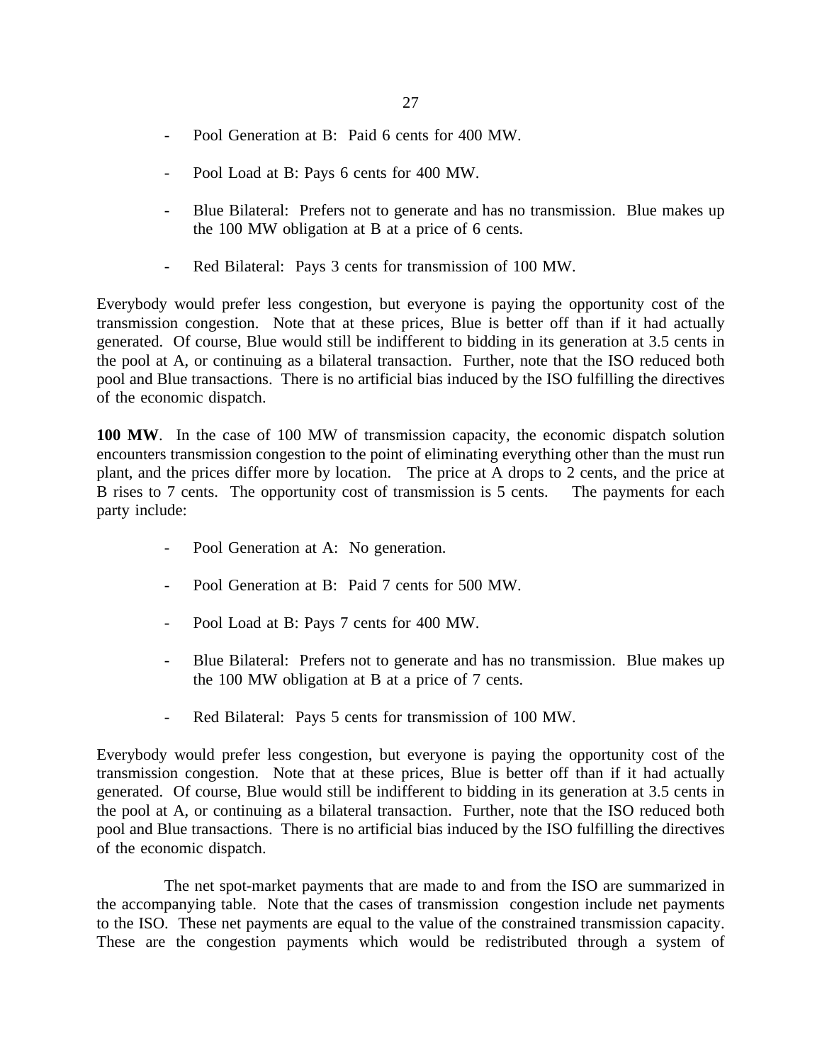- Pool Generation at B: Paid 6 cents for 400 MW.

- Pool Load at B: Pays 6 cents for 400 MW.

- Blue Bilateral: Prefers not to generate and has no transmission. Blue makes up the 100 MW obligation at B at a price of 6 cents.

- Red Bilateral: Pays 3 cents for transmission of 100 MW.

Everybody would prefer less congestion, but everyone is paying the opportunity cost of the transmission congestion. Note that at these prices, Blue is better off than if it had actually generated. Of course, Blue would still be indifferent to bidding in its generation at 3.5 cents in the pool at A, or continuing as a bilateral transaction. Further, note that the ISO reduced both pool and Blue transactions. There is no artificial bias induced by the ISO fulfilling the directives of the economic dispatch.

**100 MW**. In the case of 100 MW of transmission capacity, the economic dispatch solution encounters transmission congestion to the point of eliminating everything other than the must run plant, and the prices differ more by location. The price at A drops to 2 cents, and the price at B rises to 7 cents. The opportunity cost of transmission is 5 cents. The payments for each party include:

- Pool Generation at A: No generation.

- Pool Generation at B: Paid 7 cents for 500 MW.

- Pool Load at B: Pays 7 cents for 400 MW.

- Blue Bilateral: Prefers not to generate and has no transmission. Blue makes up the 100 MW obligation at B at a price of 7 cents.

- Red Bilateral: Pays 5 cents for transmission of 100 MW.

Everybody would prefer less congestion, but everyone is paying the opportunity cost of the transmission congestion. Note that at these prices, Blue is better off than if it had actually generated. Of course, Blue would still be indifferent to bidding in its generation at 3.5 cents in the pool at A, or continuing as a bilateral transaction. Further, note that the ISO reduced both pool and Blue transactions. There is no artificial bias induced by the ISO fulfilling the directives of the economic dispatch.

The net spot-market payments that are made to and from the ISO are summarized in the accompanying table. Note that the cases of transmission congestion include net payments to the ISO. These net payments are equal to the value of the constrained transmission capacity. These are the congestion payments which would be redistributed through a system of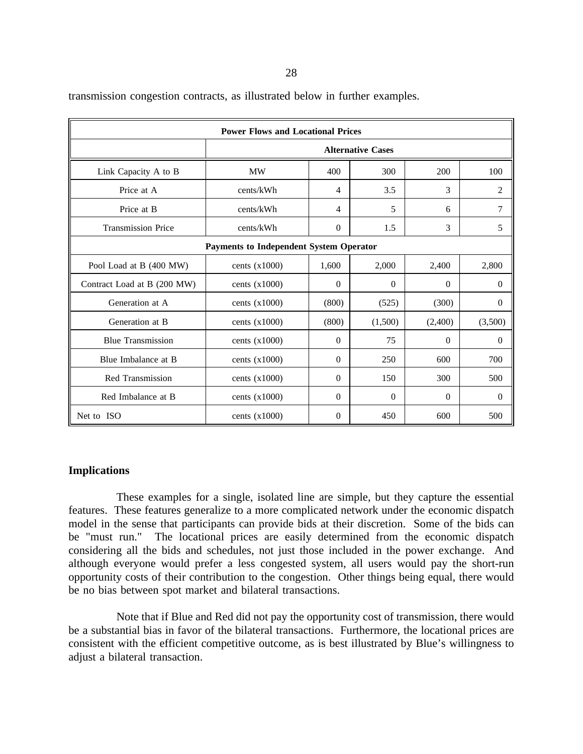transmission congestion contracts, as illustrated below in further examples.

| Power Flows and Locational Prices | | | | | |
|---|---|---|---|---|---|
| | Alternative Cases | | | | |
| Link Capacity A to B | MW | 400 | 300 | 200 | 100 |
| Price at A | cents/kWh | 4 | 3.5 | 3 | 2 |
| Price at B | cents/kWh | 4 | 5 | 6 | 7 |
| Transmission Price | cents/kWh | 0 | 1.5 | 3 | 5 |
| Payments to Independent System Operator | | | | | |
| Pool Load at B (400 MW) | cents (x1000) | 1,600 | 2,000 | 2,400 | 2,800 |
| Contract Load at B (200 MW) | cents (x1000) | 0 | 0 | 0 | 0 |
| Generation at A | cents (x1000) | (800) | (525) | (300) | 0 |
| Generation at B | cents (x1000) | (800) | (1,500) | (2,400) | (3,500) |
| Blue Transmission | cents (x1000) | 0 | 75 | 0 | 0 |
| Blue Imbalance at B | cents (x1000) | 0 | 250 | 600 | 700 |
| Red Transmission | cents (x1000) | 0 | 150 | 300 | 500 |
| Red Imbalance at B | cents (x1000) | 0 | 0 | 0 | 0 |
| Net to ISO | cents (x1000) | 0 | 450 | 600 | 500 |

**Implications**

These examples for a single, isolated line are simple, but they capture the essential features. These features generalize to a more complicated network under the economic dispatch model in the sense that participants can provide bids at their discretion. Some of the bids can be "must run." The locational prices are easily determined from the economic dispatch considering all the bids and schedules, not just those included in the power exchange. And although everyone would prefer a less congested system, all users would pay the short-run opportunity costs of their contribution to the congestion. Other things being equal, there would be no bias between spot market and bilateral transactions.

Note that if Blue and Red did not pay the opportunity cost of transmission, there would be a substantial bias in favor of the bilateral transactions. Furthermore, the locational prices are consistent with the efficient competitive outcome, as is best illustrated by Blue's willingness to adjust a bilateral transaction.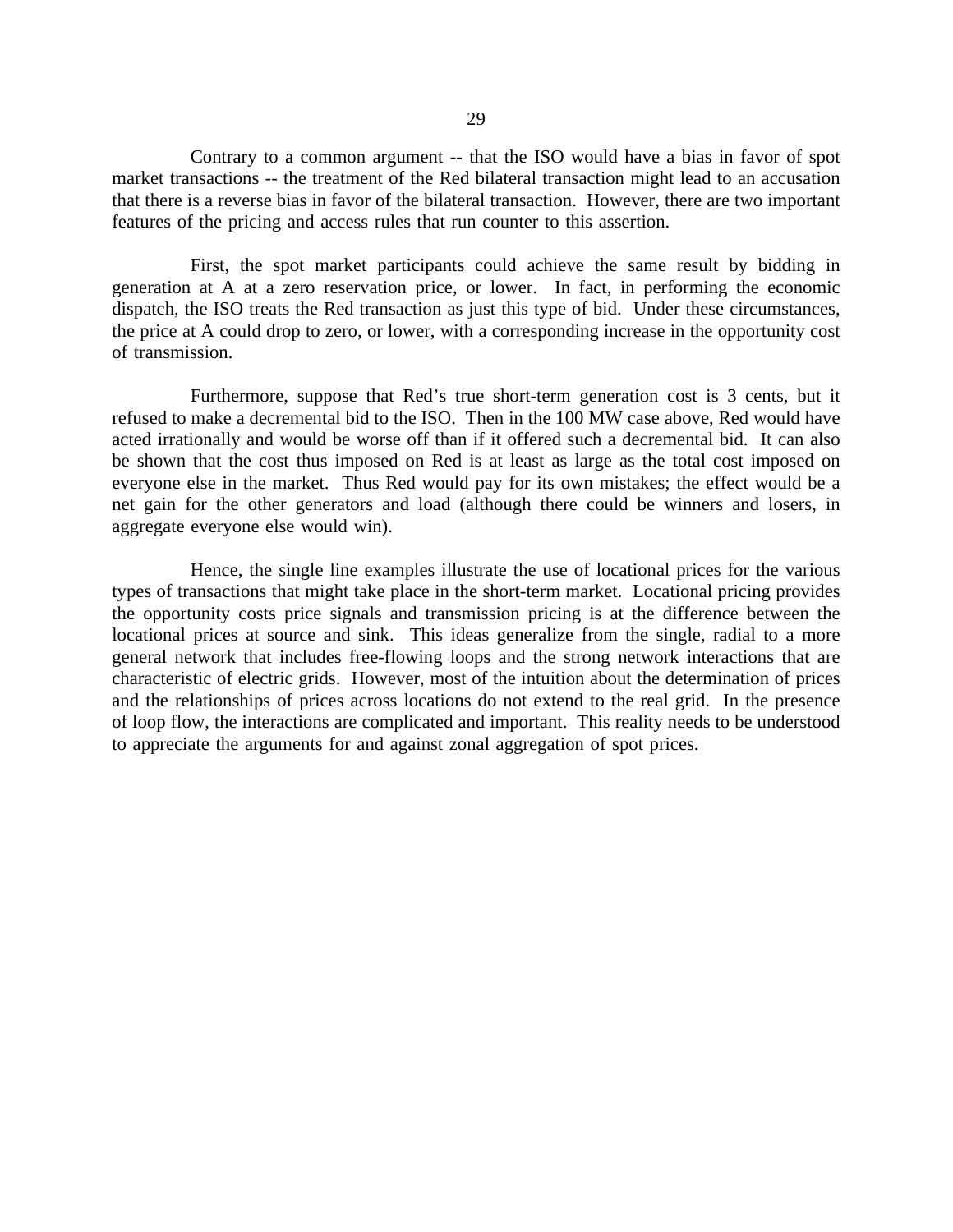Contrary to a common argument -- that the ISO would have a bias in favor of spot market transactions -- the treatment of the Red bilateral transaction might lead to an accusation that there is a reverse bias in favor of the bilateral transaction. However, there are two important features of the pricing and access rules that run counter to this assertion.

First, the spot market participants could achieve the same result by bidding in generation at A at a zero reservation price, or lower. In fact, in performing the economic dispatch, the ISO treats the Red transaction as just this type of bid. Under these circumstances, the price at A could drop to zero, or lower, with a corresponding increase in the opportunity cost of transmission.

Furthermore, suppose that Red's true short-term generation cost is 3 cents, but it refused to make a decremental bid to the ISO. Then in the 100 MW case above, Red would have acted irrationally and would be worse off than if it offered such a decremental bid. It can also be shown that the cost thus imposed on Red is at least as large as the total cost imposed on everyone else in the market. Thus Red would pay for its own mistakes; the effect would be a net gain for the other generators and load (although there could be winners and losers, in aggregate everyone else would win).

Hence, the single line examples illustrate the use of locational prices for the various types of transactions that might take place in the short-term market. Locational pricing provides the opportunity costs price signals and transmission pricing is at the difference between the locational prices at source and sink. This ideas generalize from the single, radial to a more general network that includes free-flowing loops and the strong network interactions that are characteristic of electric grids. However, most of the intuition about the determination of prices and the relationships of prices across locations do not extend to the real grid. In the presence of loop flow, the interactions are complicated and important. This reality needs to be understood to appreciate the arguments for and against zonal aggregation of spot prices.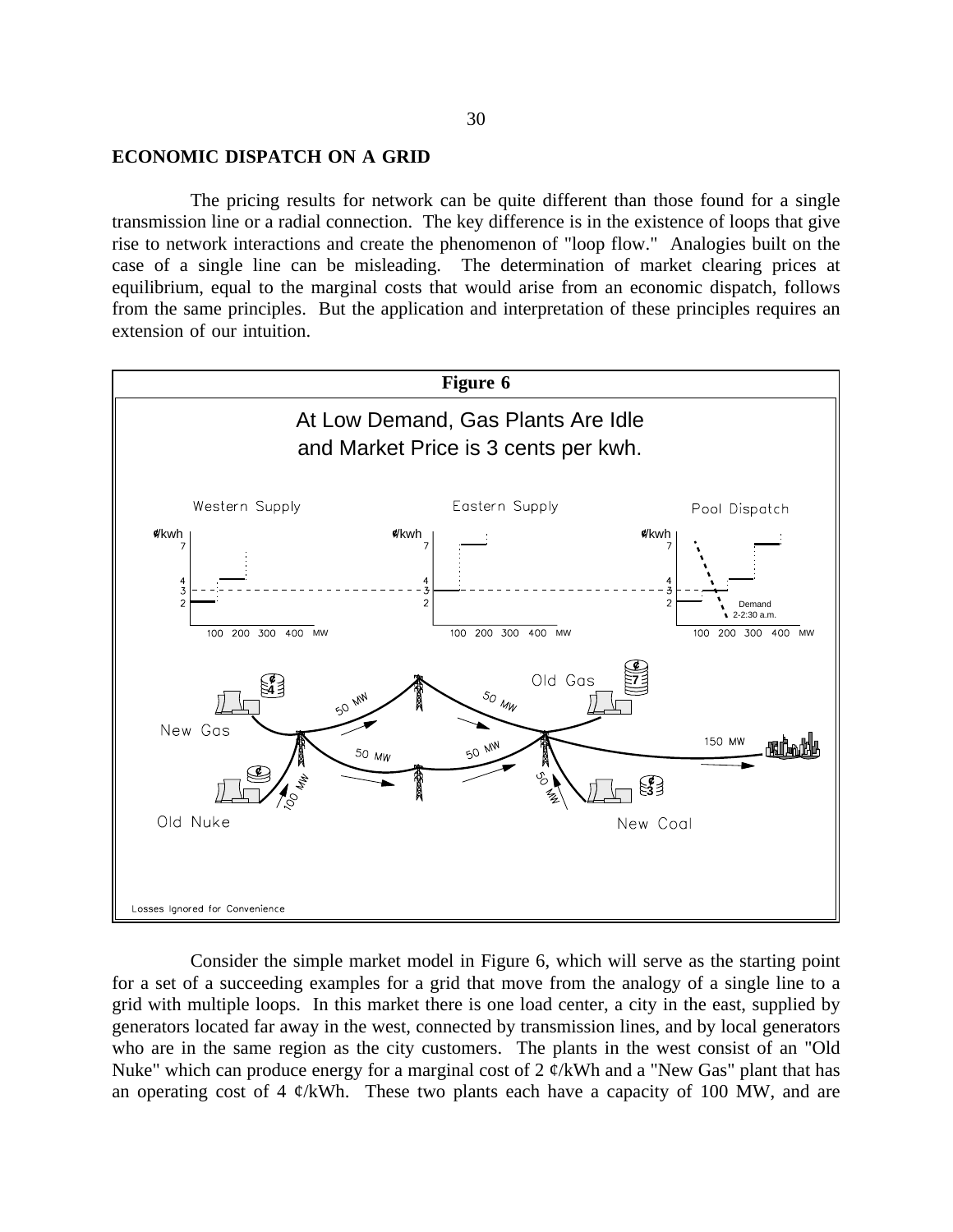## ECONOMIC DISPATCH ON A GRID

The pricing results for network can be quite different than those found for a single transmission line or a radial connection. The key difference is in the existence of loops that give rise to network interactions and create the phenomenon of "loop flow." Analogies built on the case of a single line can be misleading. The determination of market clearing prices at equilibrium, equal to the marginal costs that would arise from an economic dispatch, follows from the same principles. But the application and interpretation of these principles requires an extension of our intuition.

**Figure 6**

At Low Demand, Gas Plants Are Idle and Market Price is 3 cents per kwh.

Losses Ignored for Convenience

Consider the simple market model in Figure 6, which will serve as the starting point for a set of a succeeding examples for a grid that move from the analogy of a single line to a grid with multiple loops. In this market there is one load center, a city in the east, supplied by generators located far away in the west, connected by transmission lines, and by local generators who are in the same region as the city customers. The plants in the west consist of an "Old Nuke" which can produce energy for a marginal cost of 2 ¢/kWh and a "New Gas" plant that has an operating cost of 4 ¢/kWh. These two plants each have a capacity of 100 MW, and are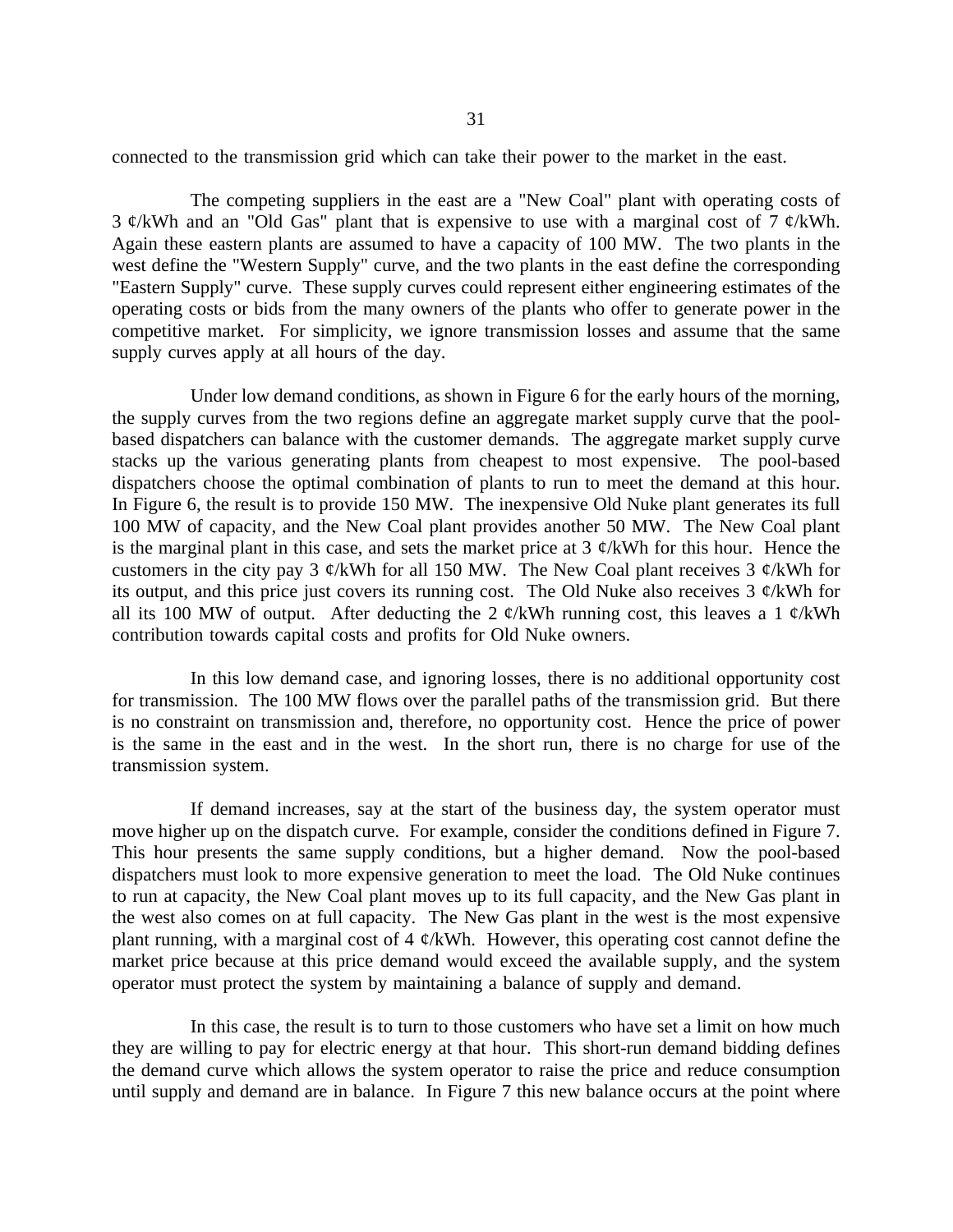connected to the transmission grid which can take their power to the market in the east.

The competing suppliers in the east are a "New Coal" plant with operating costs of 3 ¢/kWh and an "Old Gas" plant that is expensive to use with a marginal cost of 7 ¢/kWh. Again these eastern plants are assumed to have a capacity of 100 MW. The two plants in the west define the "Western Supply" curve, and the two plants in the east define the corresponding "Eastern Supply" curve. These supply curves could represent either engineering estimates of the operating costs or bids from the many owners of the plants who offer to generate power in the competitive market. For simplicity, we ignore transmission losses and assume that the same supply curves apply at all hours of the day.

Under low demand conditions, as shown in Figure 6 for the early hours of the morning, the supply curves from the two regions define an aggregate market supply curve that the pool-based dispatchers can balance with the customer demands. The aggregate market supply curve stacks up the various generating plants from cheapest to most expensive. The pool-based dispatchers choose the optimal combination of plants to run to meet the demand at this hour. In Figure 6, the result is to provide 150 MW. The inexpensive Old Nuke plant generates its full 100 MW of capacity, and the New Coal plant provides another 50 MW. The New Coal plant is the marginal plant in this case, and sets the market price at 3 ¢/kWh for this hour. Hence the customers in the city pay 3 ¢/kWh for all 150 MW. The New Coal plant receives 3 ¢/kWh for its output, and this price just covers its running cost. The Old Nuke also receives 3 ¢/kWh for all its 100 MW of output. After deducting the 2 ¢/kWh running cost, this leaves a 1 ¢/kWh contribution towards capital costs and profits for Old Nuke owners.

In this low demand case, and ignoring losses, there is no additional opportunity cost for transmission. The 100 MW flows over the parallel paths of the transmission grid. But there is no constraint on transmission and, therefore, no opportunity cost. Hence the price of power is the same in the east and in the west. In the short run, there is no charge for use of the transmission system.

If demand increases, say at the start of the business day, the system operator must move higher up on the dispatch curve. For example, consider the conditions defined in Figure 7. This hour presents the same supply conditions, but a higher demand. Now the pool-based dispatchers must look to more expensive generation to meet the load. The Old Nuke continues to run at capacity, the New Coal plant moves up to its full capacity, and the New Gas plant in the west also comes on at full capacity. The New Gas plant in the west is the most expensive plant running, with a marginal cost of 4 ¢/kWh. However, this operating cost cannot define the market price because at this price demand would exceed the available supply, and the system operator must protect the system by maintaining a balance of supply and demand.

In this case, the result is to turn to those customers who have set a limit on how much they are willing to pay for electric energy at that hour. This short-run demand bidding defines the demand curve which allows the system operator to raise the price and reduce consumption until supply and demand are in balance. In Figure 7 this new balance occurs at the point where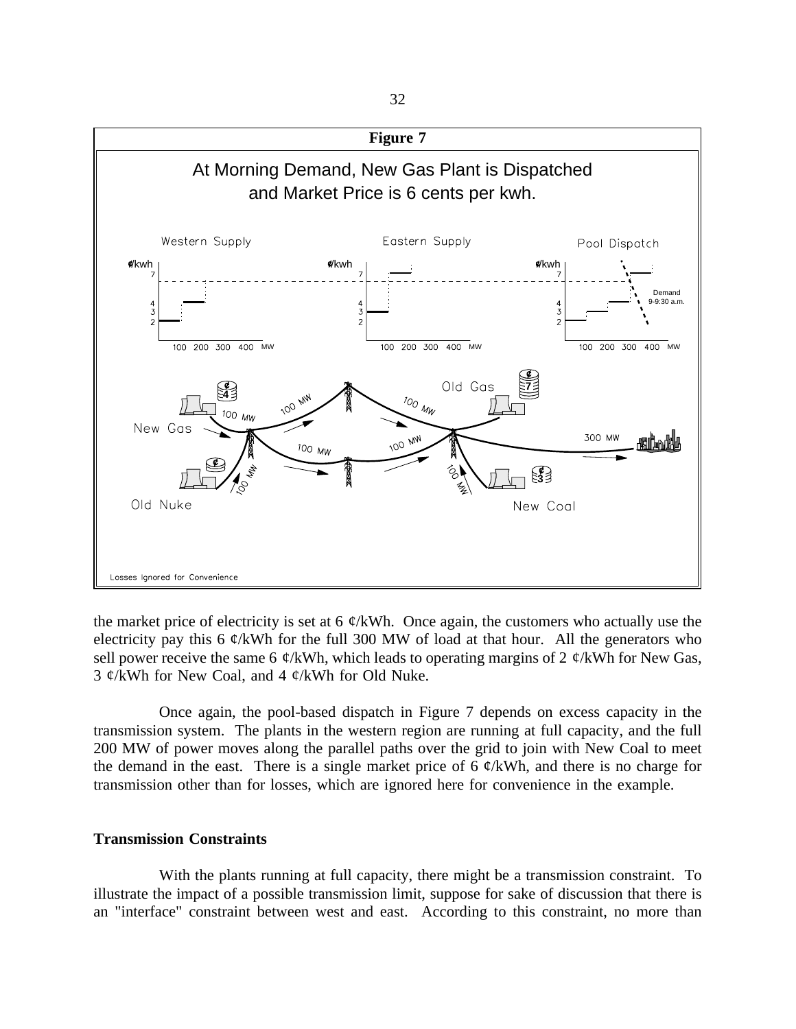**Figure 7**

At Morning Demand, New Gas Plant is Dispatched and Market Price is 6 cents per kwh.

Losses Ignored for Convenience

the market price of electricity is set at 6 ¢/kWh. Once again, the customers who actually use the electricity pay this 6 ¢/kWh for the full 300 MW of load at that hour. All the generators who sell power receive the same 6 ¢/kWh, which leads to operating margins of 2 ¢/kWh for New Gas, 3 ¢/kWh for New Coal, and 4 ¢/kWh for Old Nuke.

Once again, the pool-based dispatch in Figure 7 depends on excess capacity in the transmission system. The plants in the western region are running at full capacity, and the full 200 MW of power moves along the parallel paths over the grid to join with New Coal to meet the demand in the east. There is a single market price of 6 ¢/kWh, and there is no charge for transmission other than for losses, which are ignored here for convenience in the example.

### Transmission Constraints

With the plants running at full capacity, there might be a transmission constraint. To illustrate the impact of a possible transmission limit, suppose for sake of discussion that there is an "interface" constraint between west and east. According to this constraint, no more than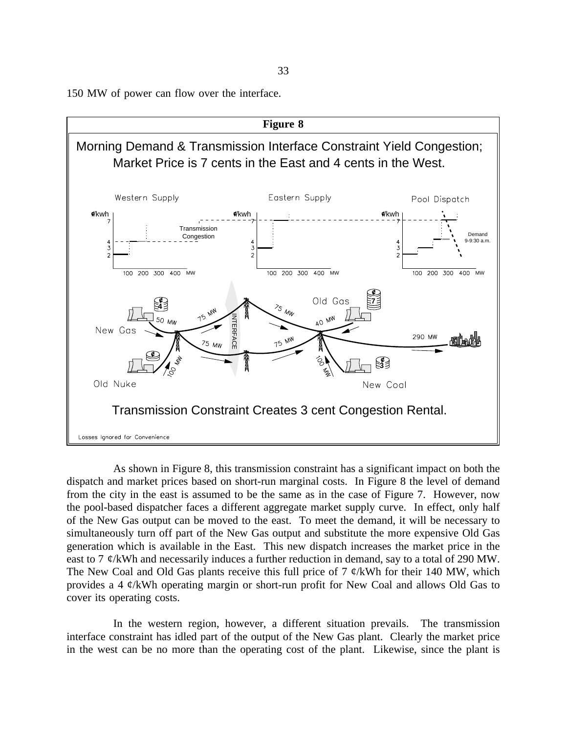150 MW of power can flow over the interface.

**Figure 8**

Morning Demand & Transmission Interface Constraint Yield Congestion; Market Price is 7 cents in the East and 4 cents in the West.

Transmission Constraint Creates 3 cent Congestion Rental.

Losses Ignored for Convenience

As shown in Figure 8, this transmission constraint has a significant impact on both the dispatch and market prices based on short-run marginal costs. In Figure 8 the level of demand from the city in the east is assumed to be the same as in the case of Figure 7. However, now the pool-based dispatcher faces a different aggregate market supply curve. In effect, only half of the New Gas output can be moved to the east. To meet the demand, it will be necessary to simultaneously turn off part of the New Gas output and substitute the more expensive Old Gas generation which is available in the East. This new dispatch increases the market price in the east to 7 ¢/kWh and necessarily induces a further reduction in demand, say to a total of 290 MW. The New Coal and Old Gas plants receive this full price of 7 ¢/kWh for their 140 MW, which provides a 4 ¢/kWh operating margin or short-run profit for New Coal and allows Old Gas to cover its operating costs.

In the western region, however, a different situation prevails. The transmission interface constraint has idled part of the output of the New Gas plant. Clearly the market price in the west can be no more than the operating cost of the plant. Likewise, since the plant is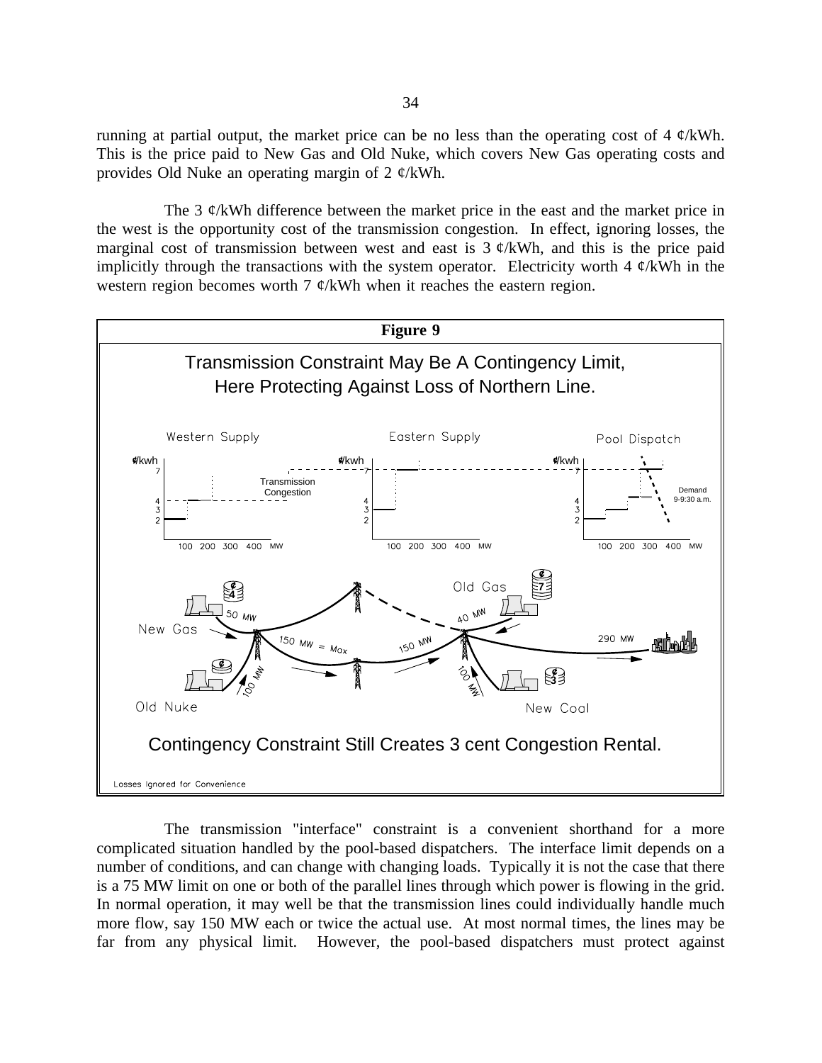running at partial output, the market price can be no less than the operating cost of 4 ¢/kWh. This is the price paid to New Gas and Old Nuke, which covers New Gas operating costs and provides Old Nuke an operating margin of 2 ¢/kWh.

The 3 ¢/kWh difference between the market price in the east and the market price in the west is the opportunity cost of the transmission congestion. In effect, ignoring losses, the marginal cost of transmission between west and east is 3 ¢/kWh, and this is the price paid implicitly through the transactions with the system operator. Electricity worth 4 ¢/kWh in the western region becomes worth 7 ¢/kWh when it reaches the eastern region.

**Figure 9**

Transmission Constraint May Be A Contingency Limit, Here Protecting Against Loss of Northern Line.

Contingency Constraint Still Creates 3 cent Congestion Rental.

Losses Ignored for Convenience

The transmission "interface" constraint is a convenient shorthand for a more complicated situation handled by the pool-based dispatchers. The interface limit depends on a number of conditions, and can change with changing loads. Typically it is not the case that there is a 75 MW limit on one or both of the parallel lines through which power is flowing in the grid. In normal operation, it may well be that the transmission lines could individually handle much more flow, say 150 MW each or twice the actual use. At most normal times, the lines may be far from any physical limit. However, the pool-based dispatchers must protect against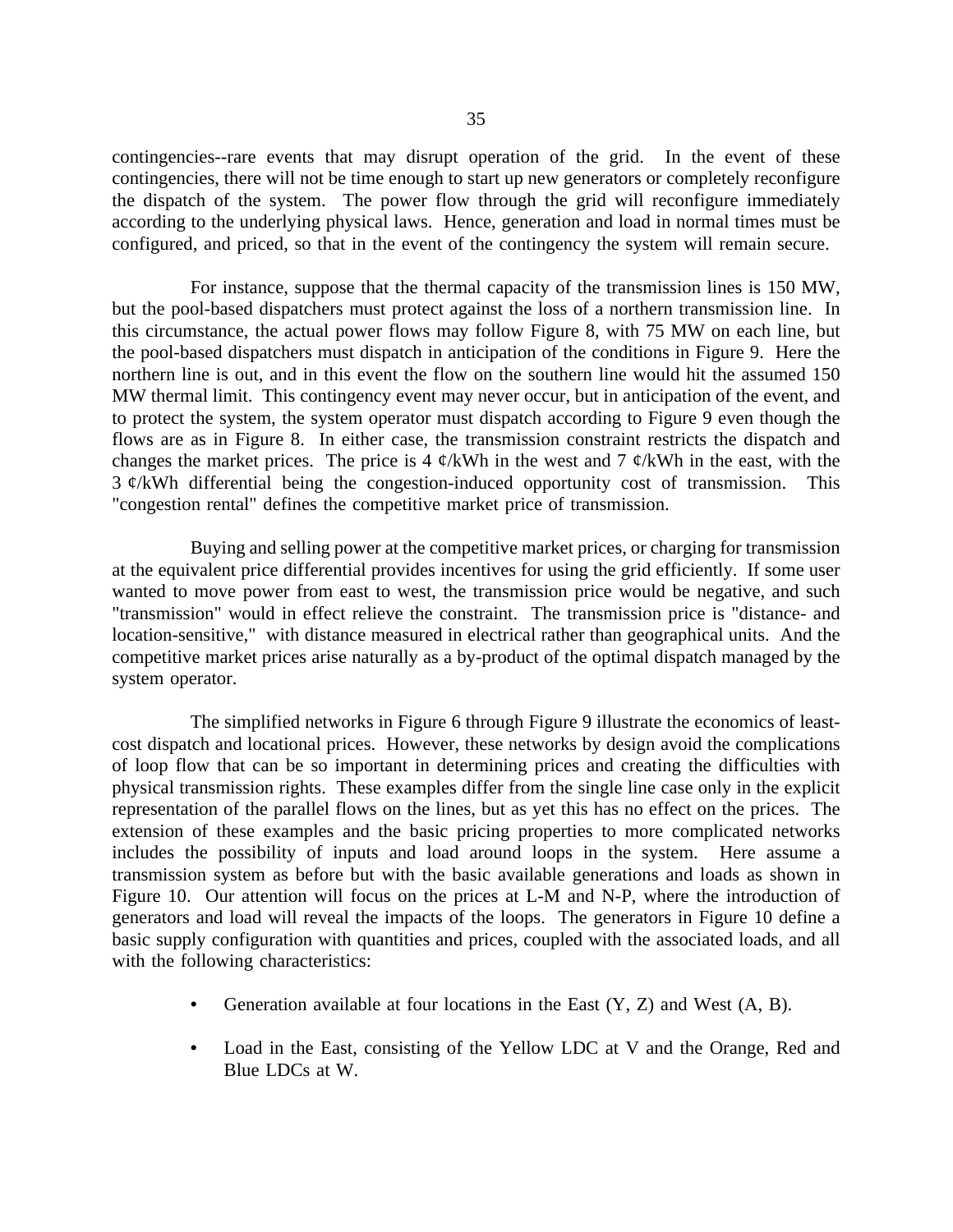contingencies--rare events that may disrupt operation of the grid. In the event of these contingencies, there will not be time enough to start up new generators or completely reconfigure the dispatch of the system. The power flow through the grid will reconfigure immediately according to the underlying physical laws. Hence, generation and load in normal times must be configured, and priced, so that in the event of the contingency the system will remain secure.

For instance, suppose that the thermal capacity of the transmission lines is 150 MW, but the pool-based dispatchers must protect against the loss of a northern transmission line. In this circumstance, the actual power flows may follow Figure 8, with 75 MW on each line, but the pool-based dispatchers must dispatch in anticipation of the conditions in Figure 9. Here the northern line is out, and in this event the flow on the southern line would hit the assumed 150 MW thermal limit. This contingency event may never occur, but in anticipation of the event, and to protect the system, the system operator must dispatch according to Figure 9 even though the flows are as in Figure 8. In either case, the transmission constraint restricts the dispatch and changes the market prices. The price is 4 ¢/kWh in the west and 7 ¢/kWh in the east, with the 3 ¢/kWh differential being the congestion-induced opportunity cost of transmission. This "congestion rental" defines the competitive market price of transmission.

Buying and selling power at the competitive market prices, or charging for transmission at the equivalent price differential provides incentives for using the grid efficiently. If some user wanted to move power from east to west, the transmission price would be negative, and such "transmission" would in effect relieve the constraint. The transmission price is "distance- and location-sensitive," with distance measured in electrical rather than geographical units. And the competitive market prices arise naturally as a by-product of the optimal dispatch managed by the system operator.

The simplified networks in Figure 6 through Figure 9 illustrate the economics of least-cost dispatch and locational prices. However, these networks by design avoid the complications of loop flow that can be so important in determining prices and creating the difficulties with physical transmission rights. These examples differ from the single line case only in the explicit representation of the parallel flows on the lines, but as yet this has no effect on the prices. The extension of these examples and the basic pricing properties to more complicated networks includes the possibility of inputs and load around loops in the system. Here assume a transmission system as before but with the basic available generations and loads as shown in Figure 10. Our attention will focus on the prices at L-M and N-P, where the introduction of generators and load will reveal the impacts of the loops. The generators in Figure 10 define a basic supply configuration with quantities and prices, coupled with the associated loads, and all with the following characteristics:

- Generation available at four locations in the East (Y, Z) and West (A, B).

- Load in the East, consisting of the Yellow LDC at V and the Orange, Red and Blue LDCs at W.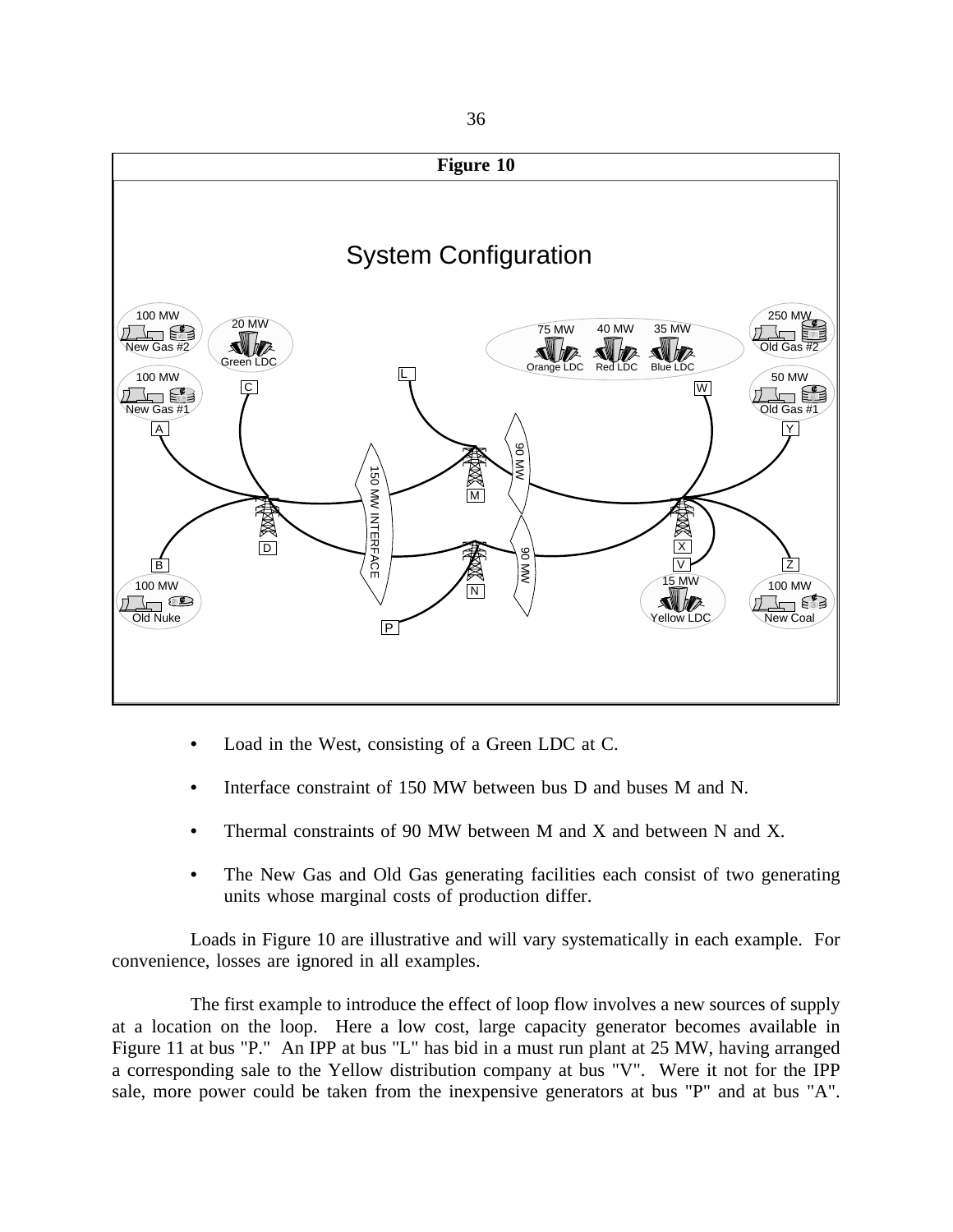**Figure 10**

System Configuration

- Load in the West, consisting of a Green LDC at C.
- Interface constraint of 150 MW between bus D and buses M and N.
- Thermal constraints of 90 MW between M and X and between N and X.
- The New Gas and Old Gas generating facilities each consist of two generating units whose marginal costs of production differ.

Loads in Figure 10 are illustrative and will vary systematically in each example. For convenience, losses are ignored in all examples.

The first example to introduce the effect of loop flow involves a new sources of supply at a location on the loop. Here a low cost, large capacity generator becomes available in Figure 11 at bus "P." An IPP at bus "L" has bid in a must run plant at 25 MW, having arranged a corresponding sale to the Yellow distribution company at bus "V". Were it not for the IPP sale, more power could be taken from the inexpensive generators at bus "P" and at bus "A".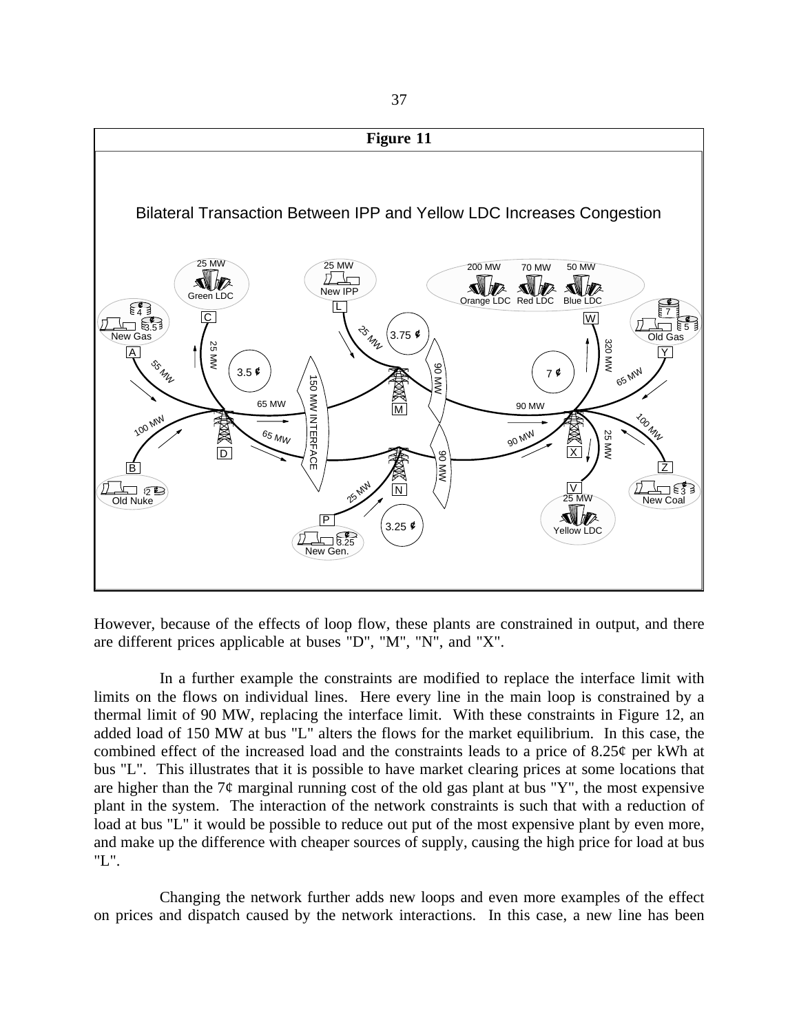**Figure 11**

Bilateral Transaction Between IPP and Yellow LDC Increases Congestion

However, because of the effects of loop flow, these plants are constrained in output, and there are different prices applicable at buses "D", "M", "N", and "X".

In a further example the constraints are modified to replace the interface limit with limits on the flows on individual lines. Here every line in the main loop is constrained by a thermal limit of 90 MW, replacing the interface limit. With these constraints in Figure 12, an added load of 150 MW at bus "L" alters the flows for the market equilibrium. In this case, the combined effect of the increased load and the constraints leads to a price of 8.25¢ per kWh at bus "L". This illustrates that it is possible to have market clearing prices at some locations that are higher than the 7¢ marginal running cost of the old gas plant at bus "Y", the most expensive plant in the system. The interaction of the network constraints is such that with a reduction of load at bus "L" it would be possible to reduce out put of the most expensive plant by even more, and make up the difference with cheaper sources of supply, causing the high price for load at bus "L".

Changing the network further adds new loops and even more examples of the effect on prices and dispatch caused by the network interactions. In this case, a new line has been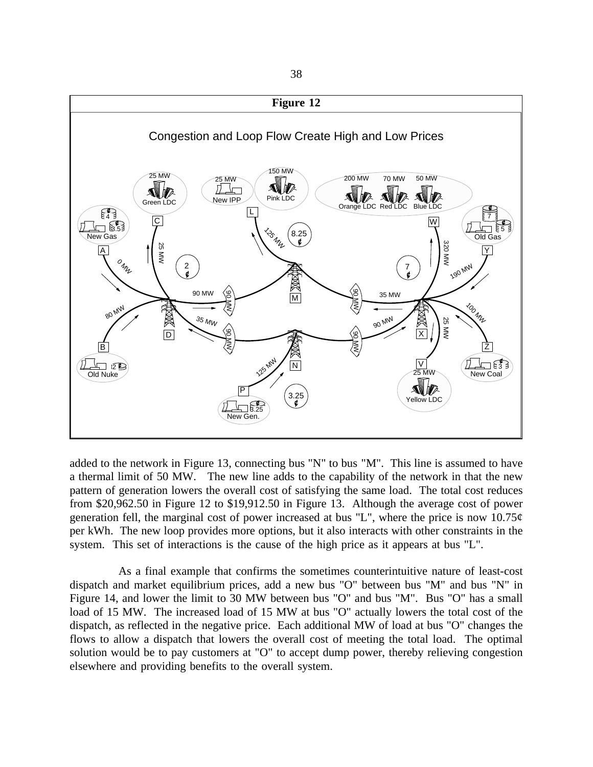**Figure 12**

Congestion and Loop Flow Create High and Low Prices

added to the network in Figure 13, connecting bus "N" to bus "M". This line is assumed to have a thermal limit of 50 MW. The new line adds to the capability of the network in that the new pattern of generation lowers the overall cost of satisfying the same load. The total cost reduces from $20,962.50 in Figure 12 to $19,912.50 in Figure 13. Although the average cost of power generation fell, the marginal cost of power increased at bus "L", where the price is now 10.75¢ per kWh. The new loop provides more options, but it also interacts with other constraints in the system. This set of interactions is the cause of the high price as it appears at bus "L".

As a final example that confirms the sometimes counterintuitive nature of least-cost dispatch and market equilibrium prices, add a new bus "O" between bus "M" and bus "N" in Figure 14, and lower the limit to 30 MW between bus "O" and bus "M". Bus "O" has a small load of 15 MW. The increased load of 15 MW at bus "O" actually lowers the total cost of the dispatch, as reflected in the negative price. Each additional MW of load at bus "O" changes the flows to allow a dispatch that lowers the overall cost of meeting the total load. The optimal solution would be to pay customers at "O" to accept dump power, thereby relieving congestion elsewhere and providing benefits to the overall system.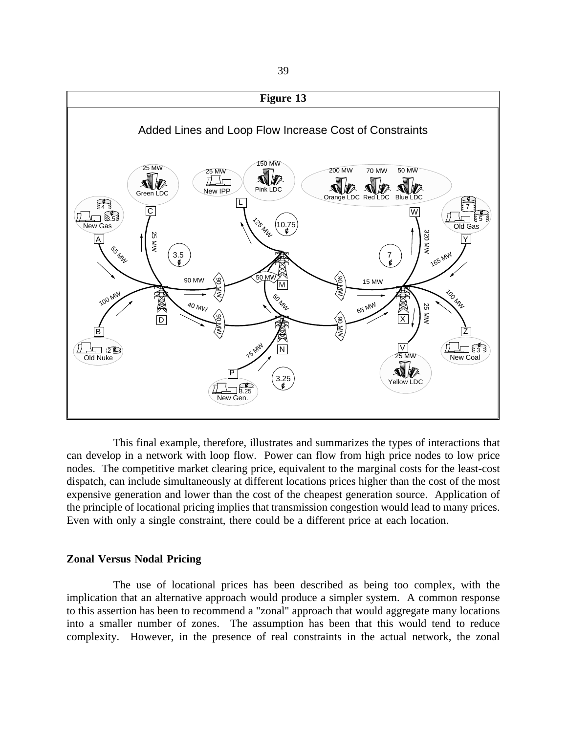**Figure 13**

Added Lines and Loop Flow Increase Cost of Constraints

This final example, therefore, illustrates and summarizes the types of interactions that can develop in a network with loop flow. Power can flow from high price nodes to low price nodes. The competitive market clearing price, equivalent to the marginal costs for the least-cost dispatch, can include simultaneously at different locations prices higher than the cost of the most expensive generation and lower than the cost of the cheapest generation source. Application of the principle of locational pricing implies that transmission congestion would lead to many prices. Even with only a single constraint, there could be a different price at each location.

## Zonal Versus Nodal Pricing

The use of locational prices has been described as being too complex, with the implication that an alternative approach would produce a simpler system. A common response to this assertion has been to recommend a "zonal" approach that would aggregate many locations into a smaller number of zones. The assumption has been that this would tend to reduce complexity. However, in the presence of real constraints in the actual network, the zonal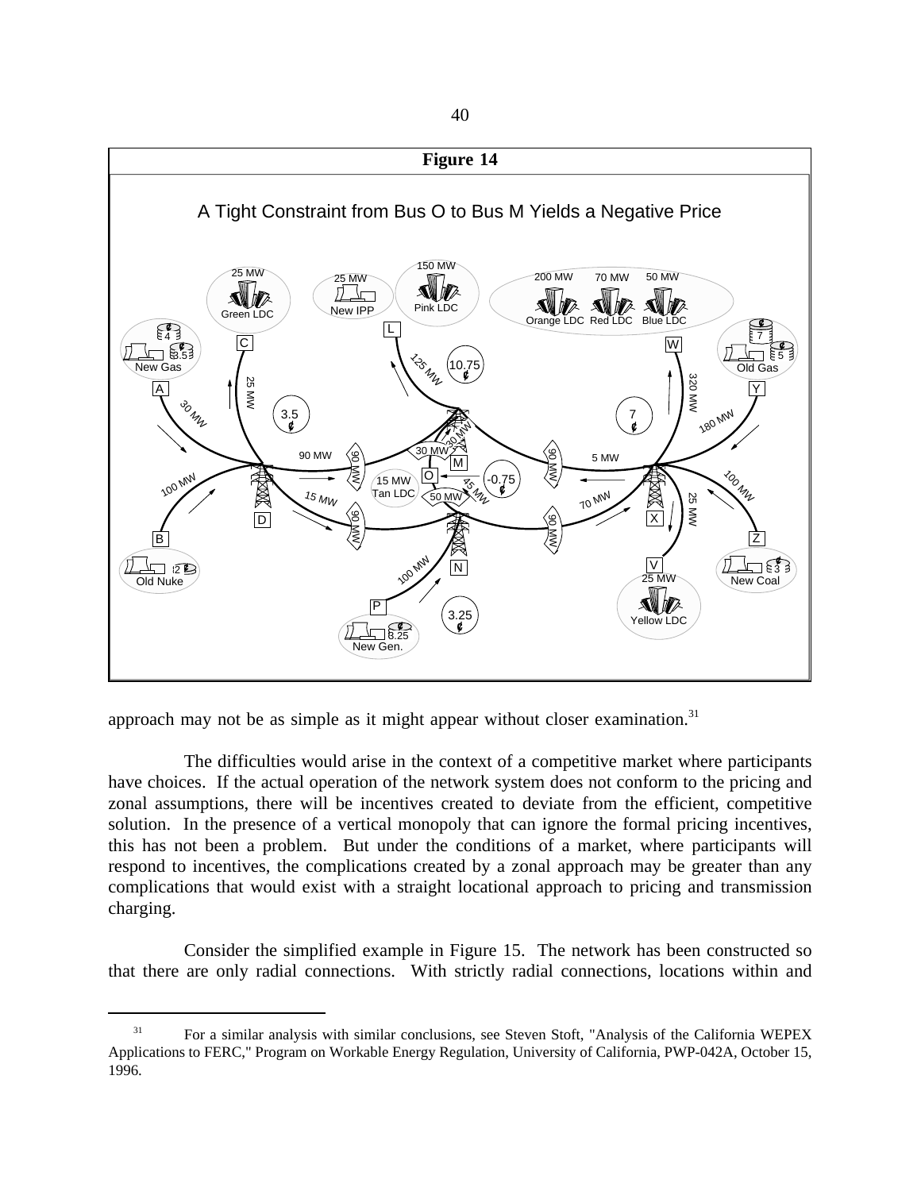**Figure 14**

A Tight Constraint from Bus O to Bus M Yields a Negative Price

approach may not be as simple as it might appear without closer examination.[31]

The difficulties would arise in the context of a competitive market where participants have choices. If the actual operation of the network system does not conform to the pricing and zonal assumptions, there will be incentives created to deviate from the efficient, competitive solution. In the presence of a vertical monopoly that can ignore the formal pricing incentives, this has not been a problem. But under the conditions of a market, where participants will respond to incentives, the complications created by a zonal approach may be greater than any complications that would exist with a straight locational approach to pricing and transmission charging.

Consider the simplified example in Figure 15. The network has been constructed so that there are only radial connections. With strictly radial connections, locations within and

[31] For a similar analysis with similar conclusions, see Steven Stoft, "Analysis of the California WEPEX Applications to FERC," Program on Workable Energy Regulation, University of California, PWP-042A, October 15, 1996.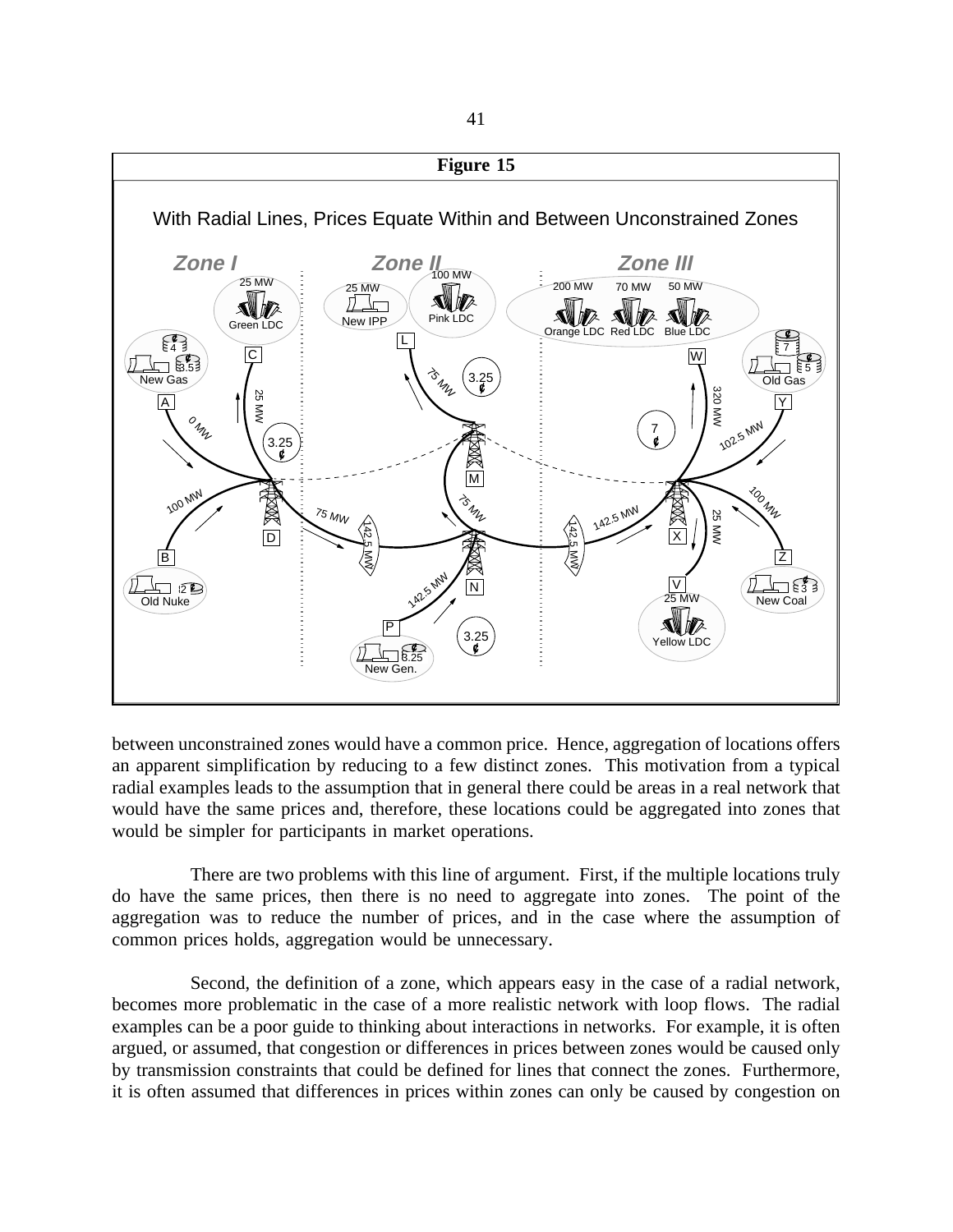**Figure 15**

With Radial Lines, Prices Equate Within and Between Unconstrained Zones

between unconstrained zones would have a common price. Hence, aggregation of locations offers an apparent simplification by reducing to a few distinct zones. This motivation from a typical radial examples leads to the assumption that in general there could be areas in a real network that would have the same prices and, therefore, these locations could be aggregated into zones that would be simpler for participants in market operations.

There are two problems with this line of argument. First, if the multiple locations truly do have the same prices, then there is no need to aggregate into zones. The point of the aggregation was to reduce the number of prices, and in the case where the assumption of common prices holds, aggregation would be unnecessary.

Second, the definition of a zone, which appears easy in the case of a radial network, becomes more problematic in the case of a more realistic network with loop flows. The radial examples can be a poor guide to thinking about interactions in networks. For example, it is often argued, or assumed, that congestion or differences in prices between zones would be caused only by transmission constraints that could be defined for lines that connect the zones. Furthermore, it is often assumed that differences in prices within zones can only be caused by congestion on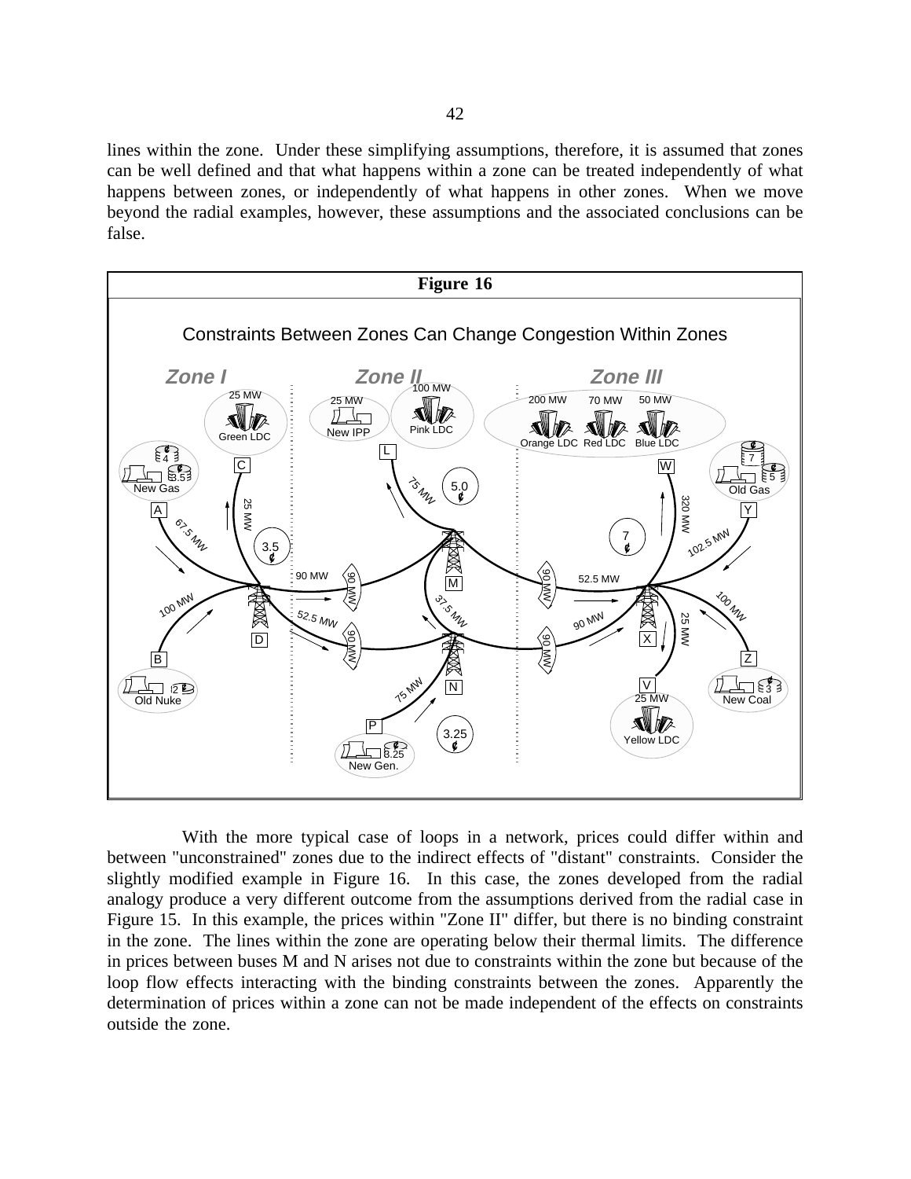lines within the zone. Under these simplifying assumptions, therefore, it is assumed that zones can be well defined and that what happens within a zone can be treated independently of what happens between zones, or independently of what happens in other zones. When we move beyond the radial examples, however, these assumptions and the associated conclusions can be false.

**Figure 16**

With the more typical case of loops in a network, prices could differ within and between "unconstrained" zones due to the indirect effects of "distant" constraints. Consider the slightly modified example in Figure 16. In this case, the zones developed from the radial analogy produce a very different outcome from the assumptions derived from the radial case in Figure 15. In this example, the prices within "Zone II" differ, but there is no binding constraint in the zone. The lines within the zone are operating below their thermal limits. The difference in prices between buses M and N arises not due to constraints within the zone but because of the loop flow effects interacting with the binding constraints between the zones. Apparently the determination of prices within a zone can not be made independent of the effects on constraints outside the zone.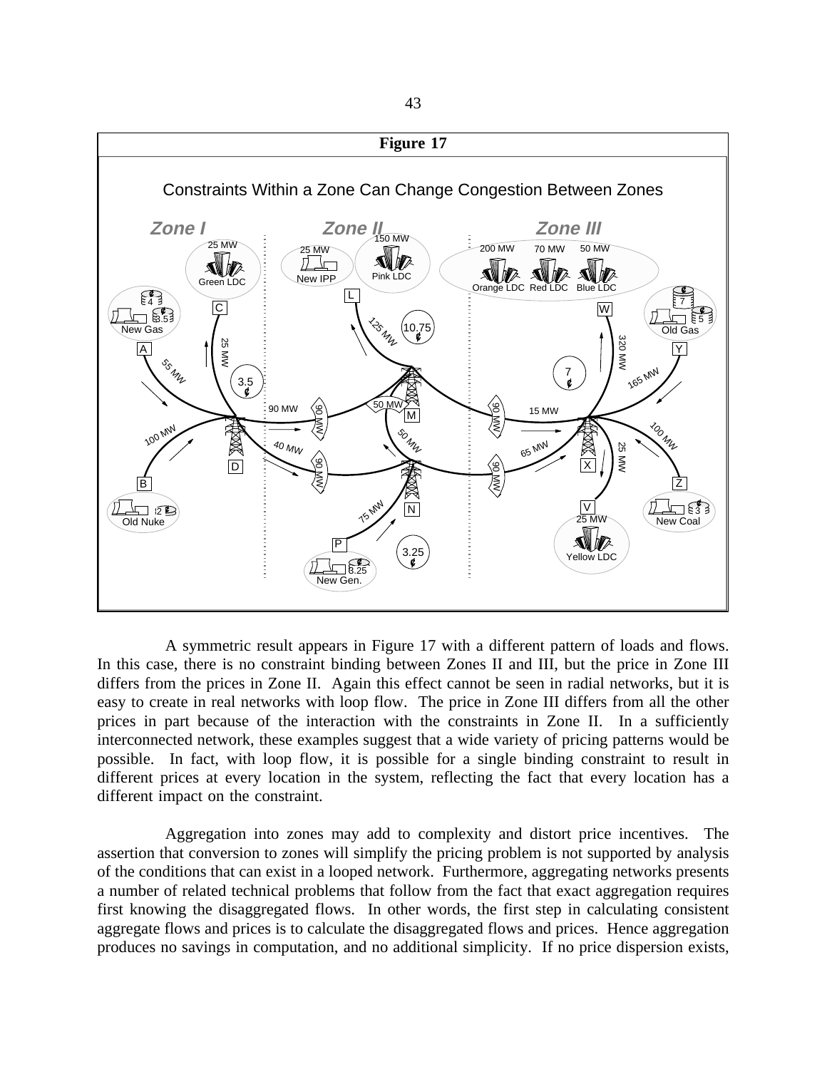**Figure 17**

Constraints Within a Zone Can Change Congestion Between Zones

A symmetric result appears in Figure 17 with a different pattern of loads and flows. In this case, there is no constraint binding between Zones II and III, but the price in Zone III differs from the prices in Zone II. Again this effect cannot be seen in radial networks, but it is easy to create in real networks with loop flow. The price in Zone III differs from all the other prices in part because of the interaction with the constraints in Zone II. In a sufficiently interconnected network, these examples suggest that a wide variety of pricing patterns would be possible. In fact, with loop flow, it is possible for a single binding constraint to result in different prices at every location in the system, reflecting the fact that every location has a different impact on the constraint.

Aggregation into zones may add to complexity and distort price incentives. The assertion that conversion to zones will simplify the pricing problem is not supported by analysis of the conditions that can exist in a looped network. Furthermore, aggregating networks presents a number of related technical problems that follow from the fact that exact aggregation requires first knowing the disaggregated flows. In other words, the first step in calculating consistent aggregate flows and prices is to calculate the disaggregated flows and prices. Hence aggregation produces no savings in computation, and no additional simplicity. If no price dispersion exists,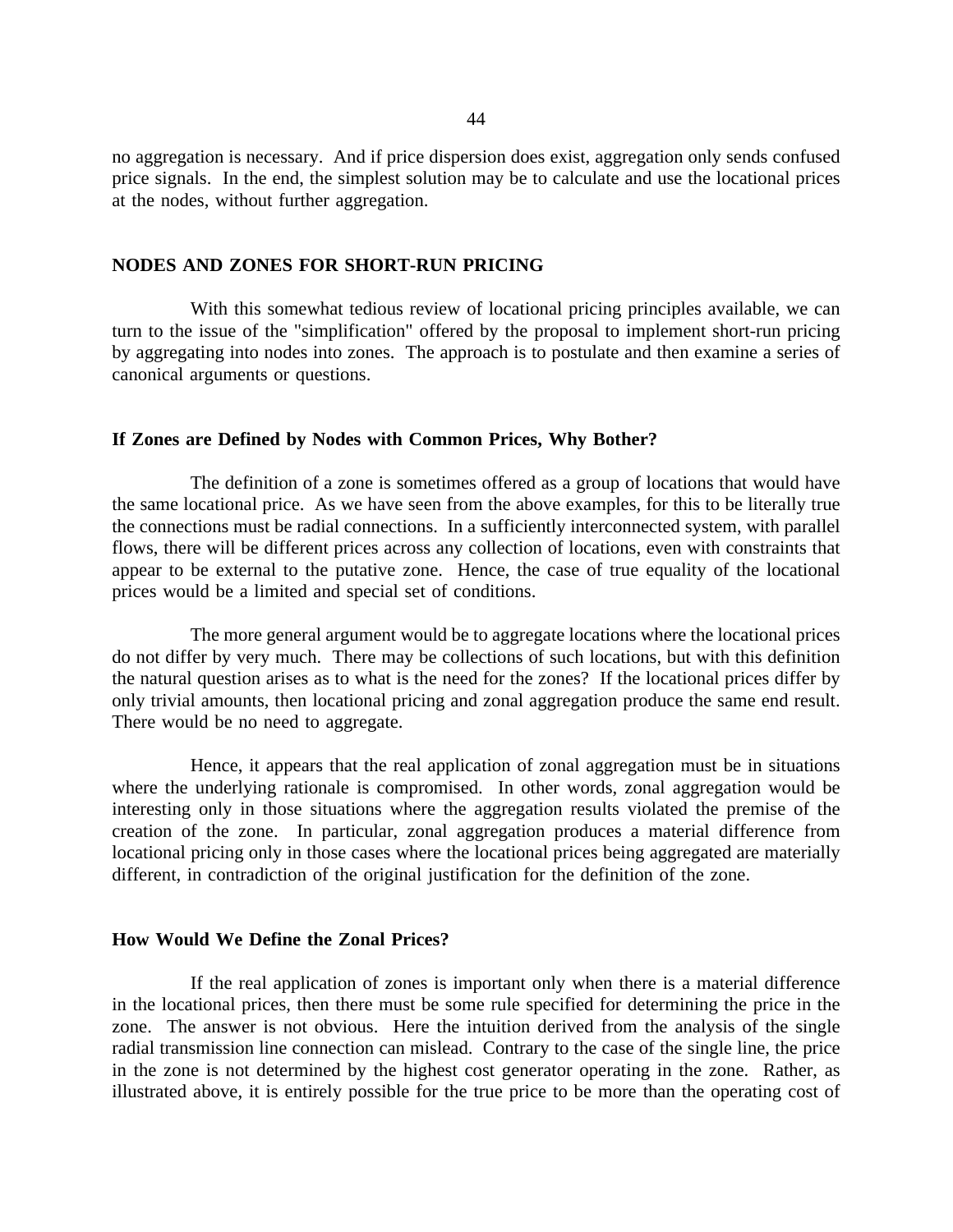no aggregation is necessary. And if price dispersion does exist, aggregation only sends confused price signals. In the end, the simplest solution may be to calculate and use the locational prices at the nodes, without further aggregation.

## NODES AND ZONES FOR SHORT-RUN PRICING

With this somewhat tedious review of locational pricing principles available, we can turn to the issue of the "simplification" offered by the proposal to implement short-run pricing by aggregating into nodes into zones. The approach is to postulate and then examine a series of canonical arguments or questions.

### If Zones are Defined by Nodes with Common Prices, Why Bother?

The definition of a zone is sometimes offered as a group of locations that would have the same locational price. As we have seen from the above examples, for this to be literally true the connections must be radial connections. In a sufficiently interconnected system, with parallel flows, there will be different prices across any collection of locations, even with constraints that appear to be external to the putative zone. Hence, the case of true equality of the locational prices would be a limited and special set of conditions.

The more general argument would be to aggregate locations where the locational prices do not differ by very much. There may be collections of such locations, but with this definition the natural question arises as to what is the need for the zones? If the locational prices differ by only trivial amounts, then locational pricing and zonal aggregation produce the same end result. There would be no need to aggregate.

Hence, it appears that the real application of zonal aggregation must be in situations where the underlying rationale is compromised. In other words, zonal aggregation would be interesting only in those situations where the aggregation results violated the premise of the creation of the zone. In particular, zonal aggregation produces a material difference from locational pricing only in those cases where the locational prices being aggregated are materially different, in contradiction of the original justification for the definition of the zone.

### How Would We Define the Zonal Prices?

If the real application of zones is important only when there is a material difference in the locational prices, then there must be some rule specified for determining the price in the zone. The answer is not obvious. Here the intuition derived from the analysis of the single radial transmission line connection can mislead. Contrary to the case of the single line, the price in the zone is not determined by the highest cost generator operating in the zone. Rather, as illustrated above, it is entirely possible for the true price to be more than the operating cost of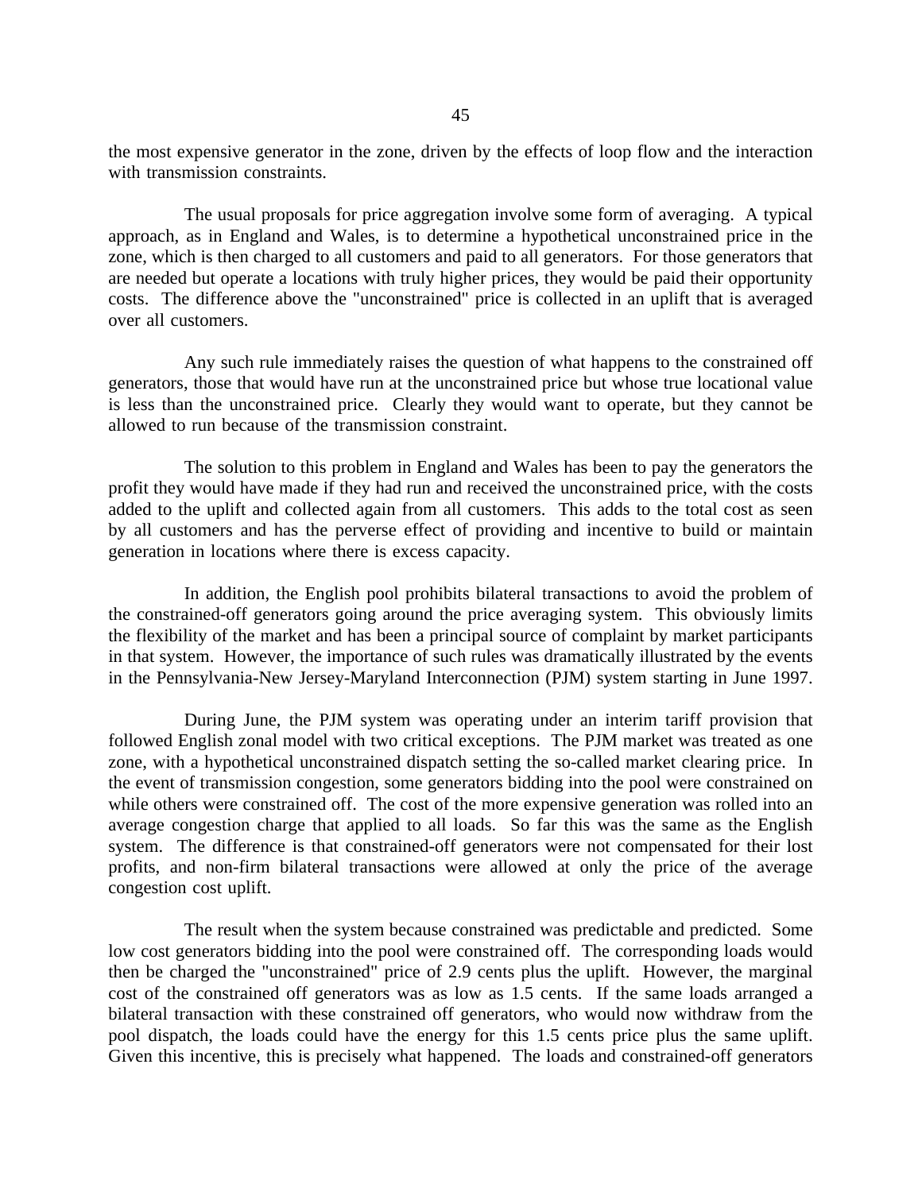the most expensive generator in the zone, driven by the effects of loop flow and the interaction with transmission constraints.

The usual proposals for price aggregation involve some form of averaging. A typical approach, as in England and Wales, is to determine a hypothetical unconstrained price in the zone, which is then charged to all customers and paid to all generators. For those generators that are needed but operate a locations with truly higher prices, they would be paid their opportunity costs. The difference above the "unconstrained" price is collected in an uplift that is averaged over all customers.

Any such rule immediately raises the question of what happens to the constrained off generators, those that would have run at the unconstrained price but whose true locational value is less than the unconstrained price. Clearly they would want to operate, but they cannot be allowed to run because of the transmission constraint.

The solution to this problem in England and Wales has been to pay the generators the profit they would have made if they had run and received the unconstrained price, with the costs added to the uplift and collected again from all customers. This adds to the total cost as seen by all customers and has the perverse effect of providing and incentive to build or maintain generation in locations where there is excess capacity.

In addition, the English pool prohibits bilateral transactions to avoid the problem of the constrained-off generators going around the price averaging system. This obviously limits the flexibility of the market and has been a principal source of complaint by market participants in that system. However, the importance of such rules was dramatically illustrated by the events in the Pennsylvania-New Jersey-Maryland Interconnection (PJM) system starting in June 1997.

During June, the PJM system was operating under an interim tariff provision that followed English zonal model with two critical exceptions. The PJM market was treated as one zone, with a hypothetical unconstrained dispatch setting the so-called market clearing price. In the event of transmission congestion, some generators bidding into the pool were constrained on while others were constrained off. The cost of the more expensive generation was rolled into an average congestion charge that applied to all loads. So far this was the same as the English system. The difference is that constrained-off generators were not compensated for their lost profits, and non-firm bilateral transactions were allowed at only the price of the average congestion cost uplift.

The result when the system because constrained was predictable and predicted. Some low cost generators bidding into the pool were constrained off. The corresponding loads would then be charged the "unconstrained" price of 2.9 cents plus the uplift. However, the marginal cost of the constrained off generators was as low as 1.5 cents. If the same loads arranged a bilateral transaction with these constrained off generators, who would now withdraw from the pool dispatch, the loads could have the energy for this 1.5 cents price plus the same uplift. Given this incentive, this is precisely what happened. The loads and constrained-off generators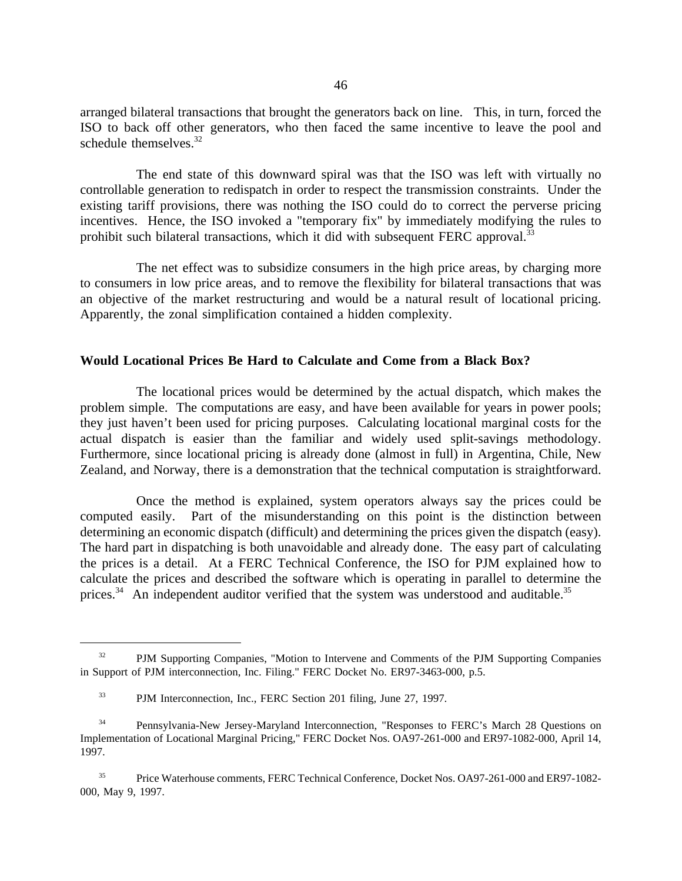arranged bilateral transactions that brought the generators back on line. This, in turn, forced the ISO to back off other generators, who then faced the same incentive to leave the pool and schedule themselves.[32]

The end state of this downward spiral was that the ISO was left with virtually no controllable generation to redispatch in order to respect the transmission constraints. Under the existing tariff provisions, there was nothing the ISO could do to correct the perverse pricing incentives. Hence, the ISO invoked a "temporary fix" by immediately modifying the rules to prohibit such bilateral transactions, which it did with subsequent FERC approval.[33]

The net effect was to subsidize consumers in the high price areas, by charging more to consumers in low price areas, and to remove the flexibility for bilateral transactions that was an objective of the market restructuring and would be a natural result of locational pricing. Apparently, the zonal simplification contained a hidden complexity.

**Would Locational Prices Be Hard to Calculate and Come from a Black Box?**

The locational prices would be determined by the actual dispatch, which makes the problem simple. The computations are easy, and have been available for years in power pools; they just haven't been used for pricing purposes. Calculating locational marginal costs for the actual dispatch is easier than the familiar and widely used split-savings methodology. Furthermore, since locational pricing is already done (almost in full) in Argentina, Chile, New Zealand, and Norway, there is a demonstration that the technical computation is straightforward.

Once the method is explained, system operators always say the prices could be computed easily. Part of the misunderstanding on this point is the distinction between determining an economic dispatch (difficult) and determining the prices given the dispatch (easy). The hard part in dispatching is both unavoidable and already done. The easy part of calculating the prices is a detail. At a FERC Technical Conference, the ISO for PJM explained how to calculate the prices and described the software which is operating in parallel to determine the prices.[34] An independent auditor verified that the system was understood and auditable.[35]

---

[32] PJM Supporting Companies, "Motion to Intervene and Comments of the PJM Supporting Companies in Support of PJM interconnection, Inc. Filing." FERC Docket No. ER97-3463-000, p.5.

[33] PJM Interconnection, Inc., FERC Section 201 filing, June 27, 1997.

[34] Pennsylvania-New Jersey-Maryland Interconnection, "Responses to FERC's March 28 Questions on Implementation of Locational Marginal Pricing," FERC Docket Nos. OA97-261-000 and ER97-1082-000, April 14, 1997.

[35] Price Waterhouse comments, FERC Technical Conference, Docket Nos. OA97-261-000 and ER97-1082-000, May 9, 1997.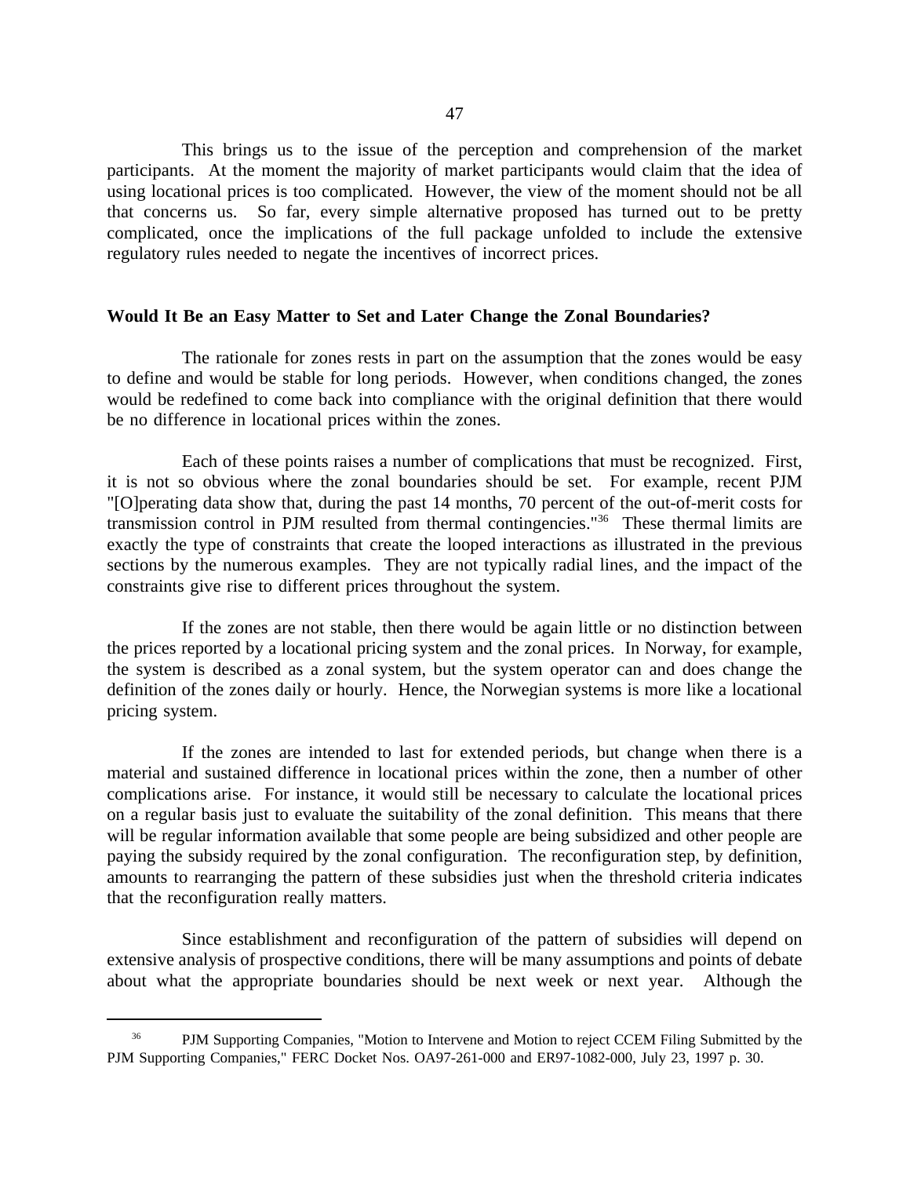This brings us to the issue of the perception and comprehension of the market participants. At the moment the majority of market participants would claim that the idea of using locational prices is too complicated. However, the view of the moment should not be all that concerns us. So far, every simple alternative proposed has turned out to be pretty complicated, once the implications of the full package unfolded to include the extensive regulatory rules needed to negate the incentives of incorrect prices.

### Would It Be an Easy Matter to Set and Later Change the Zonal Boundaries?

The rationale for zones rests in part on the assumption that the zones would be easy to define and would be stable for long periods. However, when conditions changed, the zones would be redefined to come back into compliance with the original definition that there would be no difference in locational prices within the zones.

Each of these points raises a number of complications that must be recognized. First, it is not so obvious where the zonal boundaries should be set. For example, recent PJM "[O]perating data show that, during the past 14 months, 70 percent of the out-of-merit costs for transmission control in PJM resulted from thermal contingencies."[36] These thermal limits are exactly the type of constraints that create the looped interactions as illustrated in the previous sections by the numerous examples. They are not typically radial lines, and the impact of the constraints give rise to different prices throughout the system.

If the zones are not stable, then there would be again little or no distinction between the prices reported by a locational pricing system and the zonal prices. In Norway, for example, the system is described as a zonal system, but the system operator can and does change the definition of the zones daily or hourly. Hence, the Norwegian systems is more like a locational pricing system.

If the zones are intended to last for extended periods, but change when there is a material and sustained difference in locational prices within the zone, then a number of other complications arise. For instance, it would still be necessary to calculate the locational prices on a regular basis just to evaluate the suitability of the zonal definition. This means that there will be regular information available that some people are being subsidized and other people are paying the subsidy required by the zonal configuration. The reconfiguration step, by definition, amounts to rearranging the pattern of these subsidies just when the threshold criteria indicates that the reconfiguration really matters.

Since establishment and reconfiguration of the pattern of subsidies will depend on extensive analysis of prospective conditions, there will be many assumptions and points of debate about what the appropriate boundaries should be next week or next year. Although the

---

[36] PJM Supporting Companies, "Motion to Intervene and Motion to reject CCEM Filing Submitted by the PJM Supporting Companies," FERC Docket Nos. OA97-261-000 and ER97-1082-000, July 23, 1997 p. 30.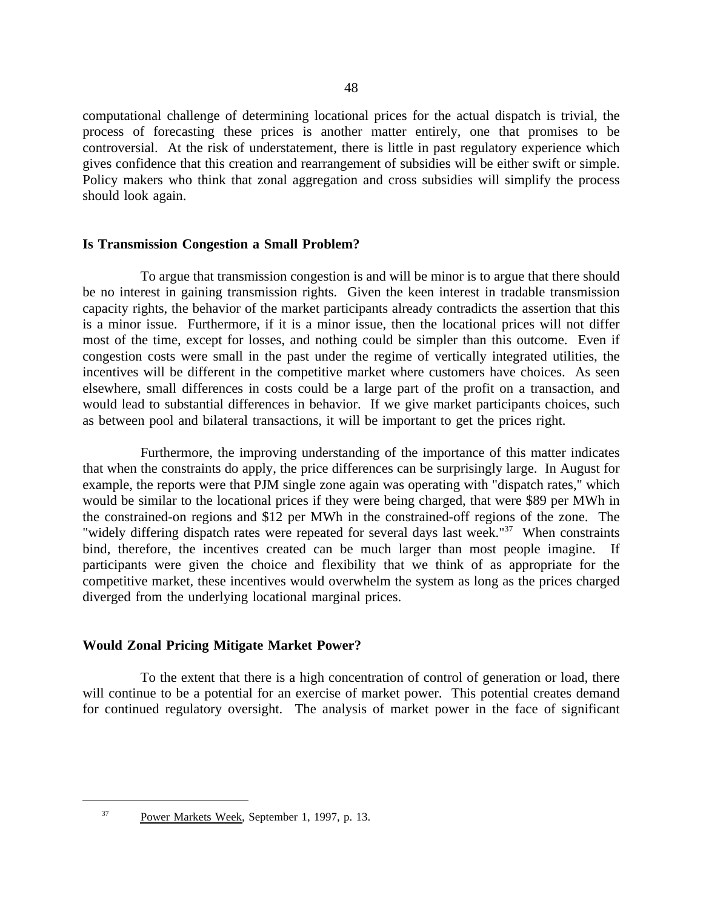computational challenge of determining locational prices for the actual dispatch is trivial, the process of forecasting these prices is another matter entirely, one that promises to be controversial. At the risk of understatement, there is little in past regulatory experience which gives confidence that this creation and rearrangement of subsidies will be either swift or simple. Policy makers who think that zonal aggregation and cross subsidies will simplify the process should look again.

**Is Transmission Congestion a Small Problem?**

To argue that transmission congestion is and will be minor is to argue that there should be no interest in gaining transmission rights. Given the keen interest in tradable transmission capacity rights, the behavior of the market participants already contradicts the assertion that this is a minor issue. Furthermore, if it is a minor issue, then the locational prices will not differ most of the time, except for losses, and nothing could be simpler than this outcome. Even if congestion costs were small in the past under the regime of vertically integrated utilities, the incentives will be different in the competitive market where customers have choices. As seen elsewhere, small differences in costs could be a large part of the profit on a transaction, and would lead to substantial differences in behavior. If we give market participants choices, such as between pool and bilateral transactions, it will be important to get the prices right.

Furthermore, the improving understanding of the importance of this matter indicates that when the constraints do apply, the price differences can be surprisingly large. In August for example, the reports were that PJM single zone again was operating with "dispatch rates," which would be similar to the locational prices if they were being charged, that were \$89 per MWh in the constrained-on regions and \$12 per MWh in the constrained-off regions of the zone. The "widely differing dispatch rates were repeated for several days last week."[37] When constraints bind, therefore, the incentives created can be much larger than most people imagine. If participants were given the choice and flexibility that we think of as appropriate for the competitive market, these incentives would overwhelm the system as long as the prices charged diverged from the underlying locational marginal prices.

**Would Zonal Pricing Mitigate Market Power?**

To the extent that there is a high concentration of control of generation or load, there will continue to be a potential for an exercise of market power. This potential creates demand for continued regulatory oversight. The analysis of market power in the face of significant

---

[37] Power Markets Week, September 1, 1997, p. 13.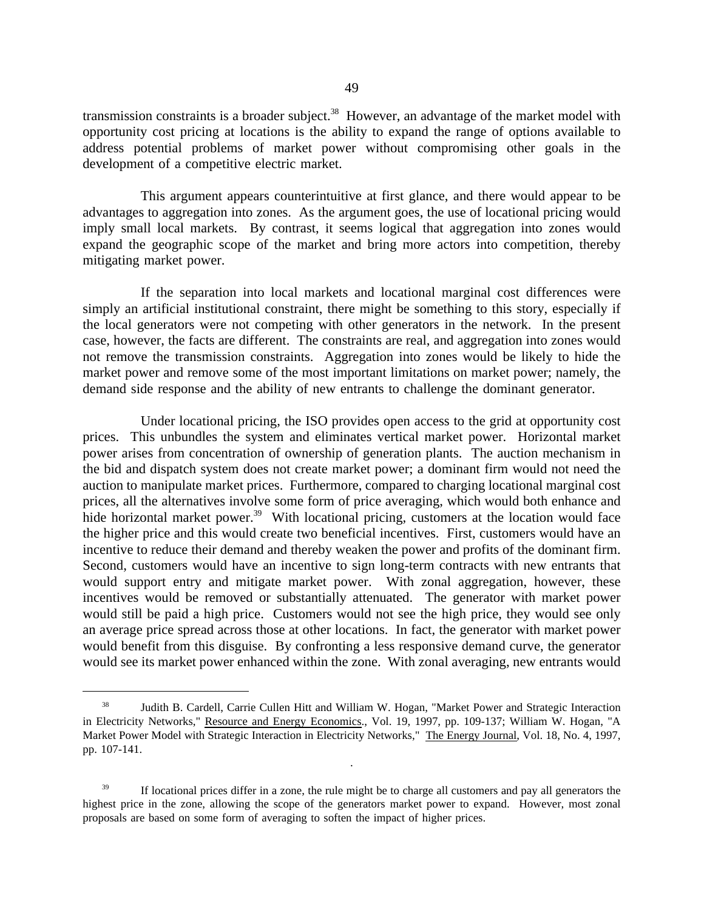transmission constraints is a broader subject.[38] However, an advantage of the market model with opportunity cost pricing at locations is the ability to expand the range of options available to address potential problems of market power without compromising other goals in the development of a competitive electric market.

This argument appears counterintuitive at first glance, and there would appear to be advantages to aggregation into zones. As the argument goes, the use of locational pricing would imply small local markets. By contrast, it seems logical that aggregation into zones would expand the geographic scope of the market and bring more actors into competition, thereby mitigating market power.

If the separation into local markets and locational marginal cost differences were simply an artificial institutional constraint, there might be something to this story, especially if the local generators were not competing with other generators in the network. In the present case, however, the facts are different. The constraints are real, and aggregation into zones would not remove the transmission constraints. Aggregation into zones would be likely to hide the market power and remove some of the most important limitations on market power; namely, the demand side response and the ability of new entrants to challenge the dominant generator.

Under locational pricing, the ISO provides open access to the grid at opportunity cost prices. This unbundles the system and eliminates vertical market power. Horizontal market power arises from concentration of ownership of generation plants. The auction mechanism in the bid and dispatch system does not create market power; a dominant firm would not need the auction to manipulate market prices. Furthermore, compared to charging locational marginal cost prices, all the alternatives involve some form of price averaging, which would both enhance and hide horizontal market power.[39] With locational pricing, customers at the location would face the higher price and this would create two beneficial incentives. First, customers would have an incentive to reduce their demand and thereby weaken the power and profits of the dominant firm. Second, customers would have an incentive to sign long-term contracts with new entrants that would support entry and mitigate market power. With zonal aggregation, however, these incentives would be removed or substantially attenuated. The generator with market power would still be paid a high price. Customers would not see the high price, they would see only an average price spread across those at other locations. In fact, the generator with market power would benefit from this disguise. By confronting a less responsive demand curve, the generator would see its market power enhanced within the zone. With zonal averaging, new entrants would

---

[38] Judith B. Cardell, Carrie Cullen Hitt and William W. Hogan, "Market Power and Strategic Interaction in Electricity Networks," Resource and Energy Economics., Vol. 19, 1997, pp. 109-137; William W. Hogan, "A Market Power Model with Strategic Interaction in Electricity Networks," The Energy Journal, Vol. 18, No. 4, 1997, pp. 107-141.

[39] If locational prices differ in a zone, the rule might be to charge all customers and pay all generators the highest price in the zone, allowing the scope of the generators market power to expand. However, most zonal proposals are based on some form of averaging to soften the impact of higher prices.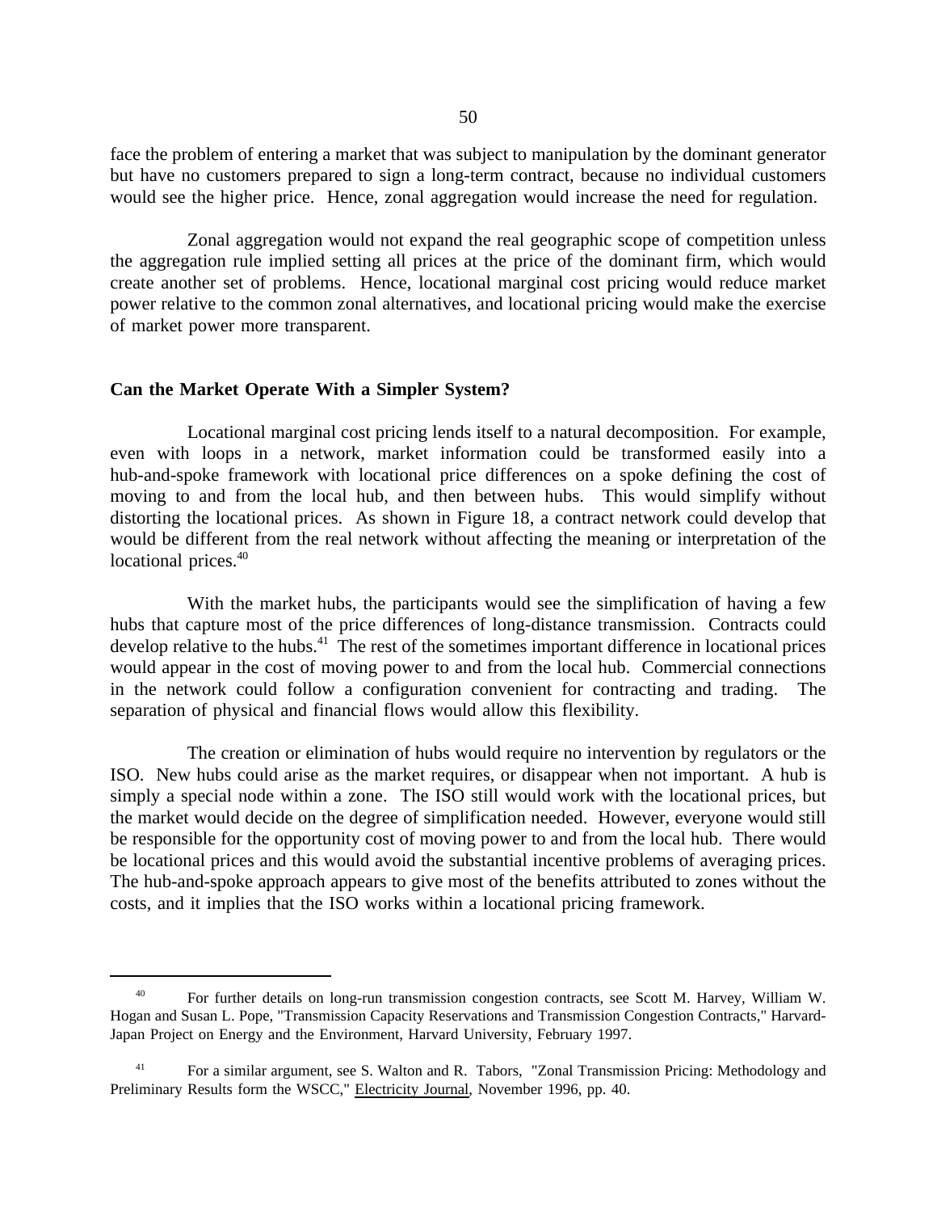face the problem of entering a market that was subject to manipulation by the dominant generator but have no customers prepared to sign a long-term contract, because no individual customers would see the higher price. Hence, zonal aggregation would increase the need for regulation.

Zonal aggregation would not expand the real geographic scope of competition unless the aggregation rule implied setting all prices at the price of the dominant firm, which would create another set of problems. Hence, locational marginal cost pricing would reduce market power relative to the common zonal alternatives, and locational pricing would make the exercise of market power more transparent.

**Can the Market Operate With a Simpler System?**

Locational marginal cost pricing lends itself to a natural decomposition. For example, even with loops in a network, market information could be transformed easily into a hub-and-spoke framework with locational price differences on a spoke defining the cost of moving to and from the local hub, and then between hubs. This would simplify without distorting the locational prices. As shown in Figure 18, a contract network could develop that would be different from the real network without affecting the meaning or interpretation of the locational prices.[40]

With the market hubs, the participants would see the simplification of having a few hubs that capture most of the price differences of long-distance transmission. Contracts could develop relative to the hubs.[41] The rest of the sometimes important difference in locational prices would appear in the cost of moving power to and from the local hub. Commercial connections in the network could follow a configuration convenient for contracting and trading. The separation of physical and financial flows would allow this flexibility.

The creation or elimination of hubs would require no intervention by regulators or the ISO. New hubs could arise as the market requires, or disappear when not important. A hub is simply a special node within a zone. The ISO still would work with the locational prices, but the market would decide on the degree of simplification needed. However, everyone would still be responsible for the opportunity cost of moving power to and from the local hub. There would be locational prices and this would avoid the substantial incentive problems of averaging prices. The hub-and-spoke approach appears to give most of the benefits attributed to zones without the costs, and it implies that the ISO works within a locational pricing framework.

---

[40] For further details on long-run transmission congestion contracts, see Scott M. Harvey, William W. Hogan and Susan L. Pope, "Transmission Capacity Reservations and Transmission Congestion Contracts," Harvard-Japan Project on Energy and the Environment, Harvard University, February 1997.

[41] For a similar argument, see S. Walton and R. Tabors, "Zonal Transmission Pricing: Methodology and Preliminary Results form the WSCC," Electricity Journal, November 1996, pp. 40.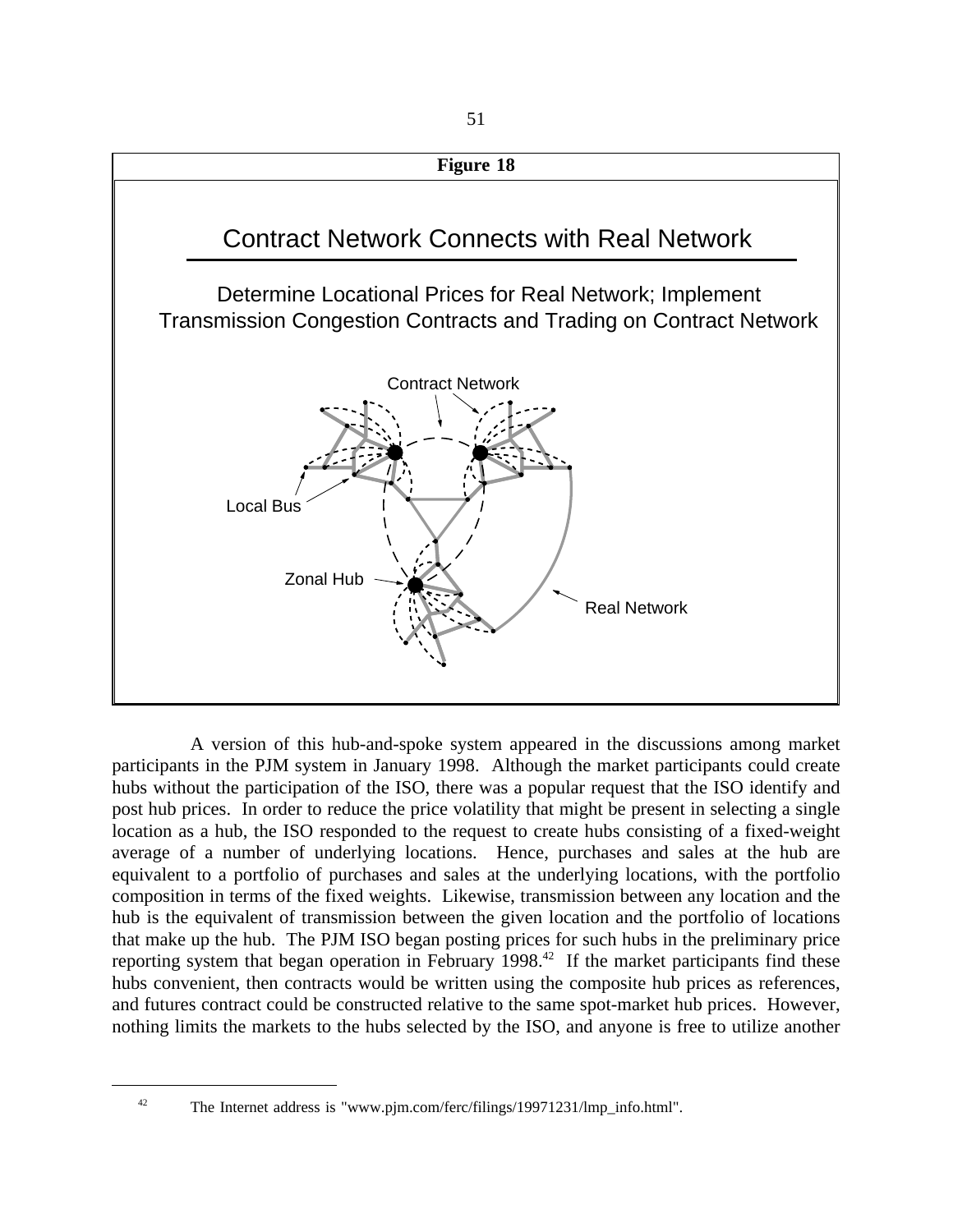**Figure 18**

## Contract Network Connects with Real Network

Determine Locational Prices for Real Network; Implement Transmission Congestion Contracts and Trading on Contract Network

Contract Network

Local Bus

Zonal Hub

Real Network

A version of this hub-and-spoke system appeared in the discussions among market participants in the PJM system in January 1998. Although the market participants could create hubs without the participation of the ISO, there was a popular request that the ISO identify and post hub prices. In order to reduce the price volatility that might be present in selecting a single location as a hub, the ISO responded to the request to create hubs consisting of a fixed-weight average of a number of underlying locations. Hence, purchases and sales at the hub are equivalent to a portfolio of purchases and sales at the underlying locations, with the portfolio composition in terms of the fixed weights. Likewise, transmission between any location and the hub is the equivalent of transmission between the given location and the portfolio of locations that make up the hub. The PJM ISO began posting prices for such hubs in the preliminary price reporting system that began operation in February 1998.[42] If the market participants find these hubs convenient, then contracts would be written using the composite hub prices as references, and futures contract could be constructed relative to the same spot-market hub prices. However, nothing limits the markets to the hubs selected by the ISO, and anyone is free to utilize another

---

[42] The Internet address is "www.pjm.com/ferc/filings/19971231/lmp_info.html".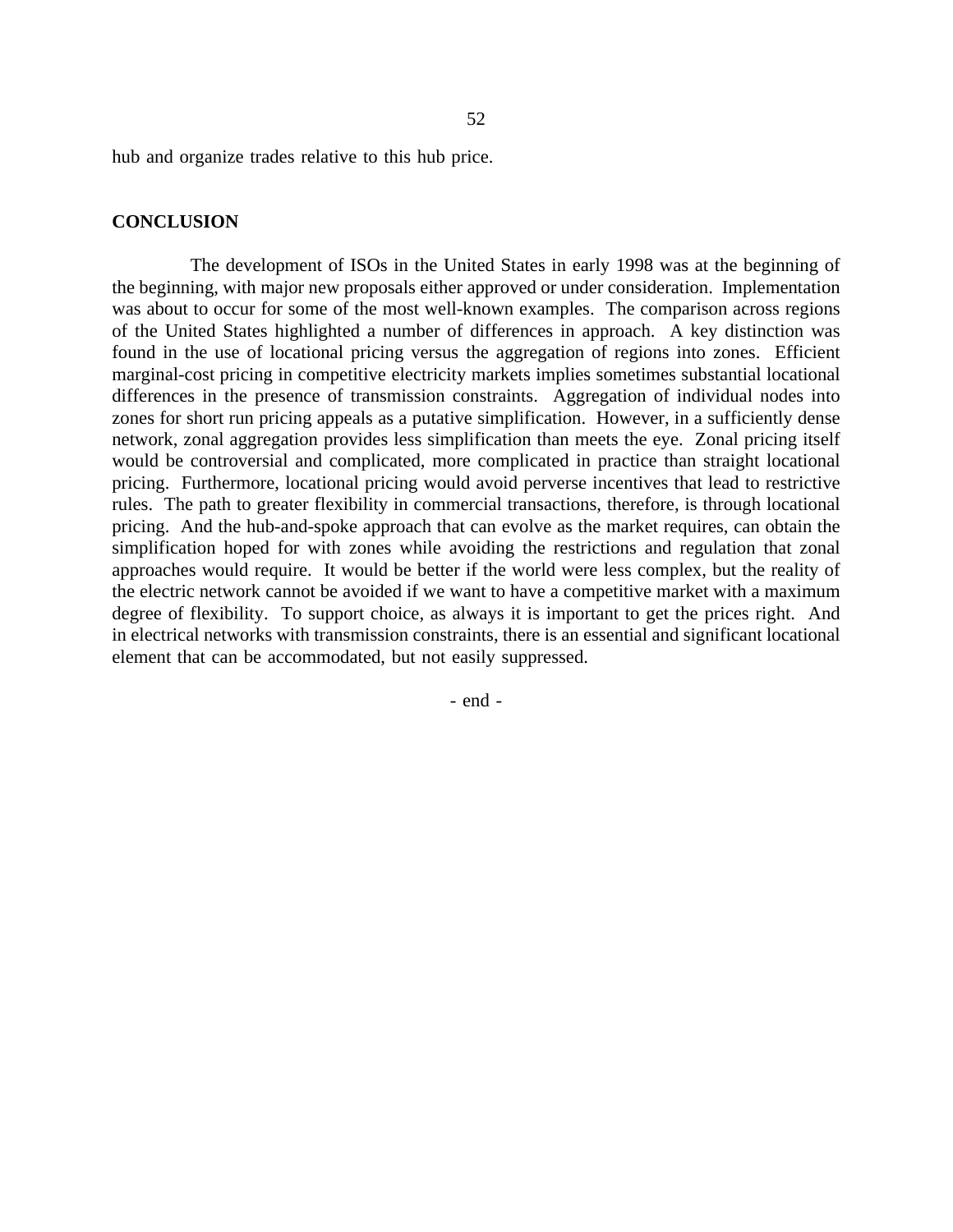hub and organize trades relative to this hub price.

## CONCLUSION

The development of ISOs in the United States in early 1998 was at the beginning of the beginning, with major new proposals either approved or under consideration. Implementation was about to occur for some of the most well-known examples. The comparison across regions of the United States highlighted a number of differences in approach. A key distinction was found in the use of locational pricing versus the aggregation of regions into zones. Efficient marginal-cost pricing in competitive electricity markets implies sometimes substantial locational differences in the presence of transmission constraints. Aggregation of individual nodes into zones for short run pricing appeals as a putative simplification. However, in a sufficiently dense network, zonal aggregation provides less simplification than meets the eye. Zonal pricing itself would be controversial and complicated, more complicated in practice than straight locational pricing. Furthermore, locational pricing would avoid perverse incentives that lead to restrictive rules. The path to greater flexibility in commercial transactions, therefore, is through locational pricing. And the hub-and-spoke approach that can evolve as the market requires, can obtain the simplification hoped for with zones while avoiding the restrictions and regulation that zonal approaches would require. It would be better if the world were less complex, but the reality of the electric network cannot be avoided if we want to have a competitive market with a maximum degree of flexibility. To support choice, as always it is important to get the prices right. And in electrical networks with transmission constraints, there is an essential and significant locational element that can be accommodated, but not easily suppressed.

- end -